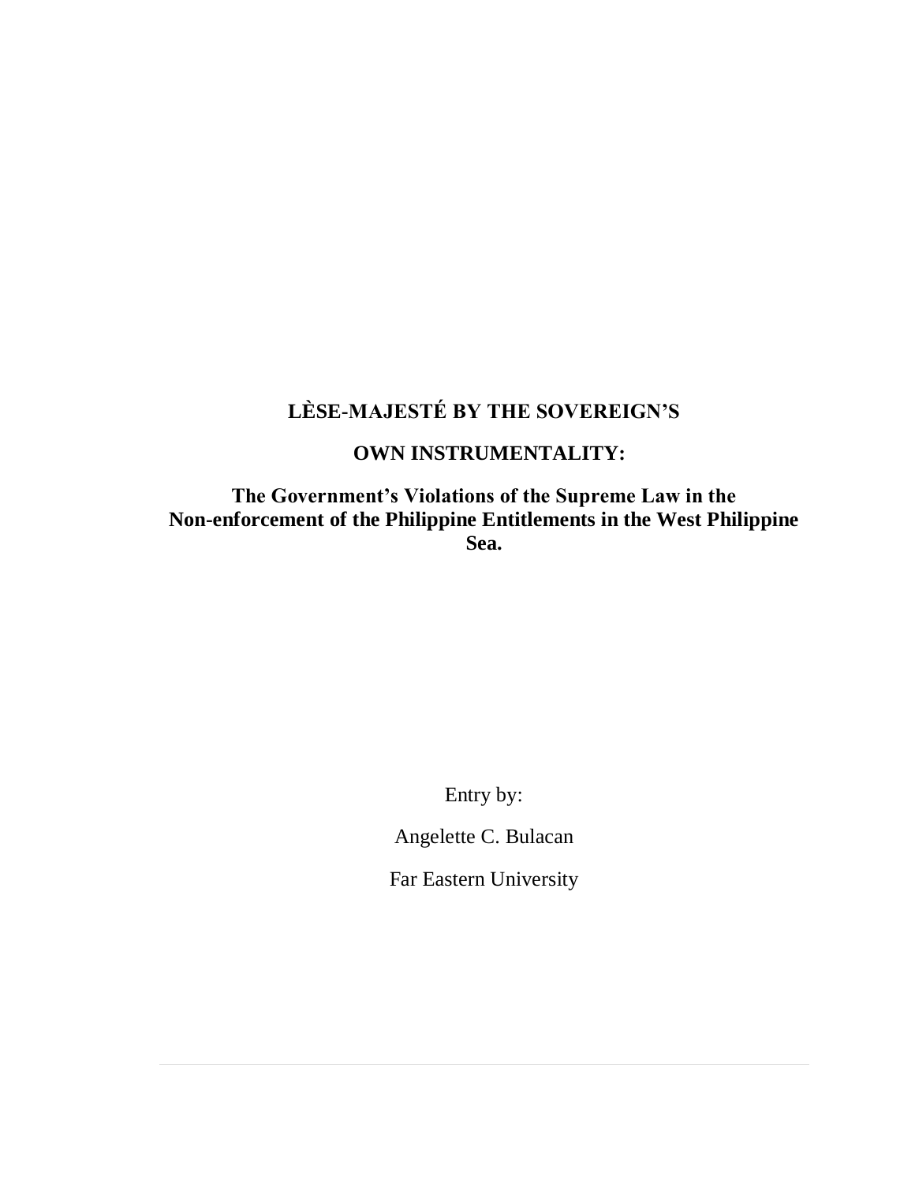# LÈSE-MAJESTÉ BY THE SOVEREIGN'S OWN INSTRUMENTALITY:

## The Government's Violations of the Supreme Law in the Non-enforcement of the Philippine Entitlements in the West Philippine Sea.

Entry by:

Angelette C. Bulacan

Far Eastern University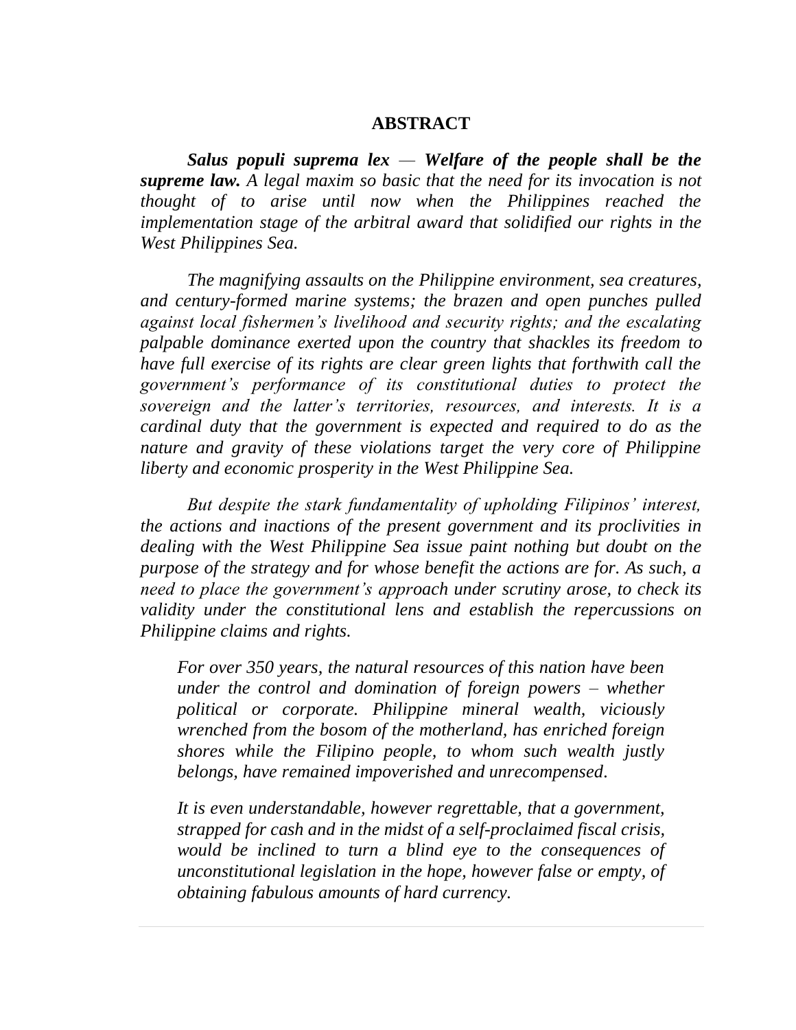## ABSTRACT

***Salus populi suprema lex — Welfare of the people shall be the supreme law.*** *A legal maxim so basic that the need for its invocation is not thought of to arise until now when the Philippines reached the implementation stage of the arbitral award that solidified our rights in the West Philippines Sea.*

*The magnifying assaults on the Philippine environment, sea creatures, and century-formed marine systems; the brazen and open punches pulled against local fishermen's livelihood and security rights; and the escalating palpable dominance exerted upon the country that shackles its freedom to have full exercise of its rights are clear green lights that forthwith call the government's performance of its constitutional duties to protect the sovereign and the latter's territories, resources, and interests. It is a cardinal duty that the government is expected and required to do as the nature and gravity of these violations target the very core of Philippine liberty and economic prosperity in the West Philippine Sea.*

*But despite the stark fundamentality of upholding Filipinos' interest, the actions and inactions of the present government and its proclivities in dealing with the West Philippine Sea issue paint nothing but doubt on the purpose of the strategy and for whose benefit the actions are for. As such, a need to place the government's approach under scrutiny arose, to check its validity under the constitutional lens and establish the repercussions on Philippine claims and rights.*

> *For over 350 years, the natural resources of this nation have been under the control and domination of foreign powers – whether political or corporate. Philippine mineral wealth, viciously wrenched from the bosom of the motherland, has enriched foreign shores while the Filipino people, to whom such wealth justly belongs, have remained impoverished and unrecompensed.*
>
> *It is even understandable, however regrettable, that a government, strapped for cash and in the midst of a self-proclaimed fiscal crisis, would be inclined to turn a blind eye to the consequences of unconstitutional legislation in the hope, however false or empty, of obtaining fabulous amounts of hard currency.*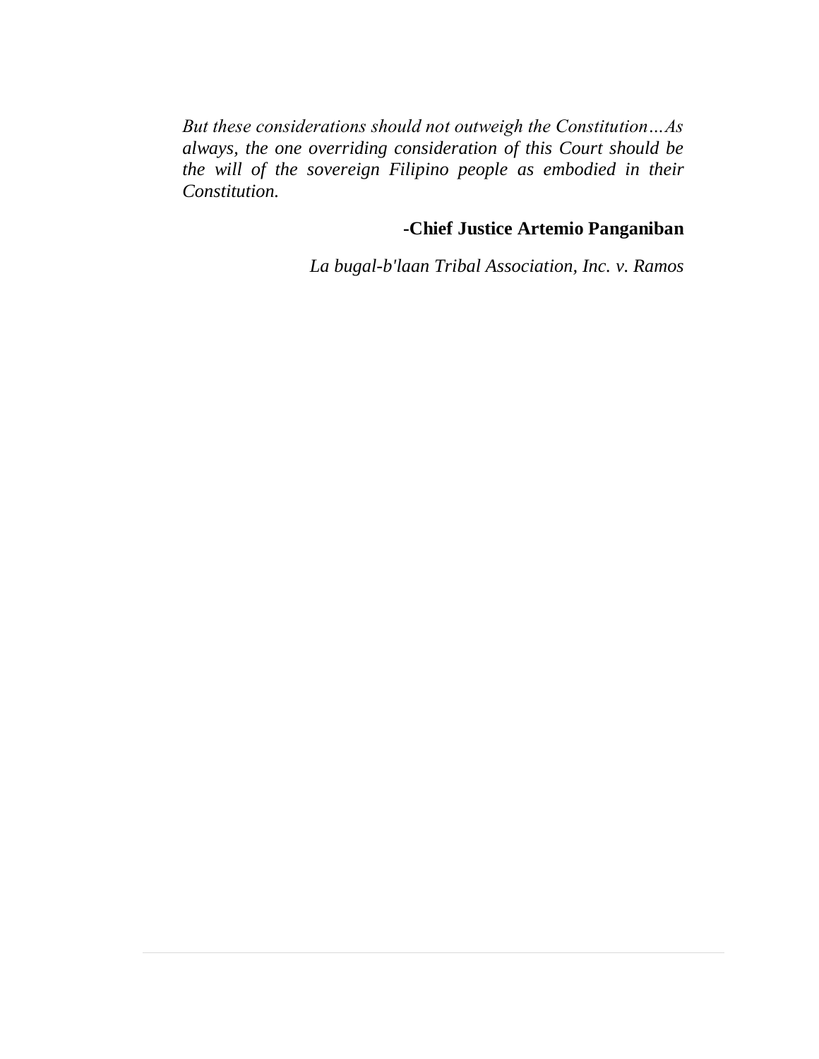*But these considerations should not outweigh the Constitution…As always, the one overriding consideration of this Court should be the will of the sovereign Filipino people as embodied in their Constitution.*

**-Chief Justice Artemio Panganiban**

*La bugal-b'laan Tribal Association, Inc. v. Ramos*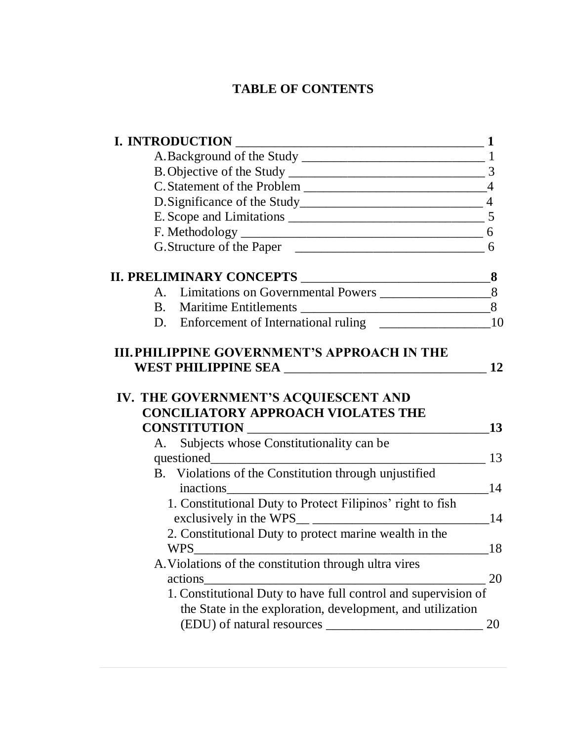# TABLE OF CONTENTS

**I. INTRODUCTION ____________________________________ 1**

- A. Background of the Study ____________________________ 1
- B. Objective of the Study ______________________________ 3
- C. Statement of the Problem ___________________________4
- D. Significance of the Study____________________________ 4
- E. Scope and Limitations ______________________________ 5
- F. Methodology ____________________________________ 6
- G. Structure of the Paper _____________________________ 6

**II. PRELIMINARY CONCEPTS _____________________________8**

- A. Limitations on Governmental Powers _________________8
- B. Maritime Entitlements _____________________________8
- D. Enforcement of International ruling _________________10

**III. PHILIPPINE GOVERNMENT'S APPROACH IN THE WEST PHILIPPINE SEA _______________________________ 12**

**IV. THE GOVERNMENT'S ACQUIESCENT AND CONCILIATORY APPROACH VIOLATES THE CONSTITUTION _____________________________________13**

- A. Subjects whose Constitutionality can be questioned__________________________________________ 13
- B. Violations of the Constitution through unjustified inactions_________________________________________14
  - 1. Constitutional Duty to Protect Filipinos' right to fish exclusively in the WPS__ ___________________________14
  - 2. Constitutional Duty to protect marine wealth in the WPS_______________________________________________18
- A. Violations of the constitution through ultra vires actions___________________________________________ 20
  - 1. Constitutional Duty to have full control and supervision of the State in the exploration, development, and utilization (EDU) of natural resources ________________________ 20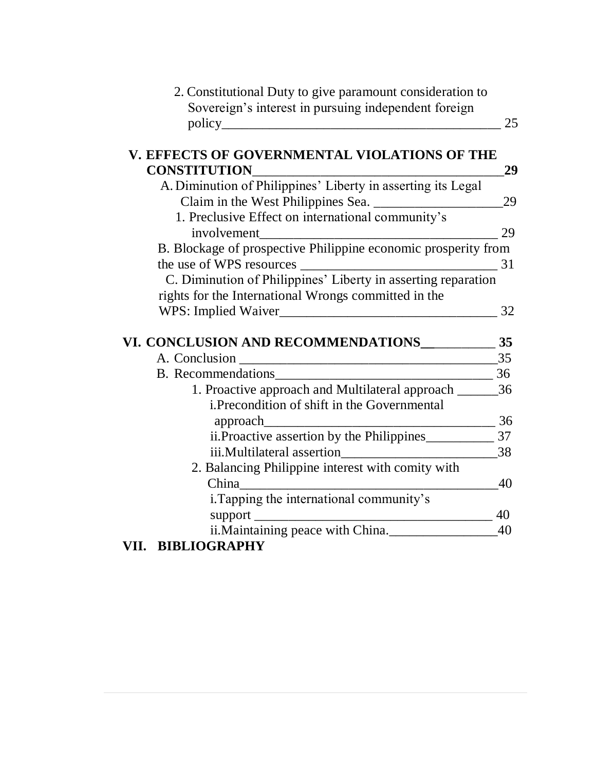2. Constitutional Duty to give paramount consideration to Sovereign's interest in pursuing independent foreign policy ____________________________________________ 25

**V. EFFECTS OF GOVERNMENTAL VIOLATIONS OF THE CONSTITUTION ______________________________________ 29**

A. Diminution of Philippines' Liberty in asserting its Legal Claim in the West Philippines Sea. ____________________ 29

1. Preclusive Effect on international community's involvement ____________________________________ 29

B. Blockage of prospective Philippine economic prosperity from the use of WPS resources ______________________________ 31

C. Diminution of Philippines' Liberty in asserting reparation rights for the International Wrongs committed in the WPS: Implied Waiver ________________________________ 32

**VI. CONCLUSION AND RECOMMENDATIONS ___________ 35**

A. Conclusion ______________________________________ 35

B. Recommendations _________________________________ 36

1. Proactive approach and Multilateral approach ______ 36

i. Precondition of shift in the Governmental approach __________________________________ 36

ii. Proactive assertion by the Philippines __________ 37

iii. Multilateral assertion _______________________ 38

2. Balancing Philippine interest with comity with China _______________________________________ 40

i. Tapping the international community's support ___________________________________ 40

ii. Maintaining peace with China. ________________ 40

**VII. BIBLIOGRAPHY**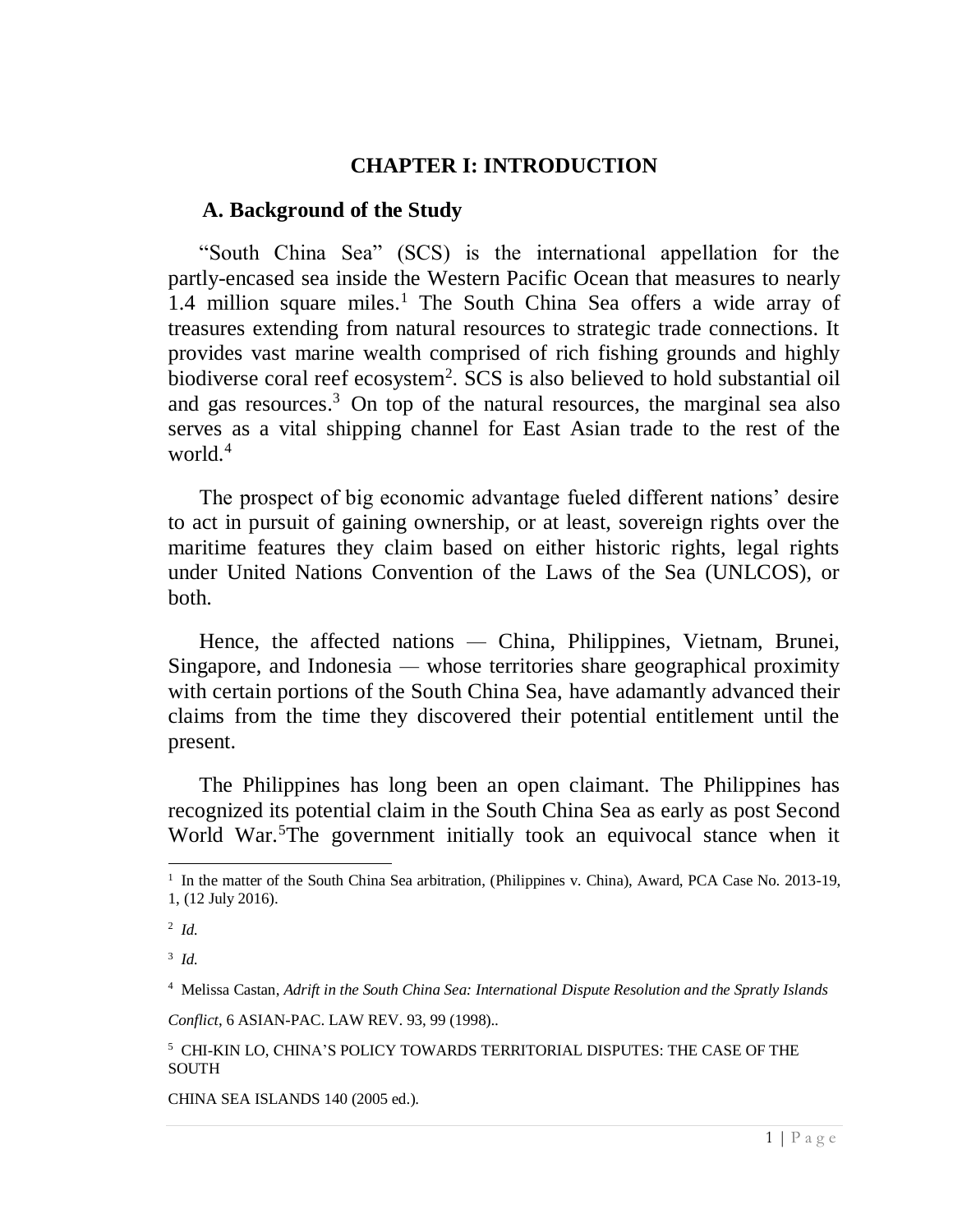# CHAPTER I: INTRODUCTION

## A. Background of the Study

"South China Sea" (SCS) is the international appellation for the partly-encased sea inside the Western Pacific Ocean that measures to nearly 1.4 million square miles.[1] The South China Sea offers a wide array of treasures extending from natural resources to strategic trade connections. It provides vast marine wealth comprised of rich fishing grounds and highly biodiverse coral reef ecosystem[2]. SCS is also believed to hold substantial oil and gas resources.[3] On top of the natural resources, the marginal sea also serves as a vital shipping channel for East Asian trade to the rest of the world.[4]

The prospect of big economic advantage fueled different nations' desire to act in pursuit of gaining ownership, or at least, sovereign rights over the maritime features they claim based on either historic rights, legal rights under United Nations Convention of the Laws of the Sea (UNLCOS), or both.

Hence, the affected nations — China, Philippines, Vietnam, Brunei, Singapore, and Indonesia — whose territories share geographical proximity with certain portions of the South China Sea, have adamantly advanced their claims from the time they discovered their potential entitlement until the present.

The Philippines has long been an open claimant. The Philippines has recognized its potential claim in the South China Sea as early as post Second World War.[5]The government initially took an equivocal stance when it

---

[1] In the matter of the South China Sea arbitration, (Philippines v. China), Award, PCA Case No. 2013-19, 1, (12 July 2016).

[2] *Id.*

[3] *Id.*

[4] Melissa Castan, *Adrift in the South China Sea: International Dispute Resolution and the Spratly Islands Conflict*, 6 ASIAN-PAC. LAW REV. 93, 99 (1998)..

[5] CHI-KIN LO, CHINA'S POLICY TOWARDS TERRITORIAL DISPUTES: THE CASE OF THE SOUTH CHINA SEA ISLANDS 140 (2005 ed.).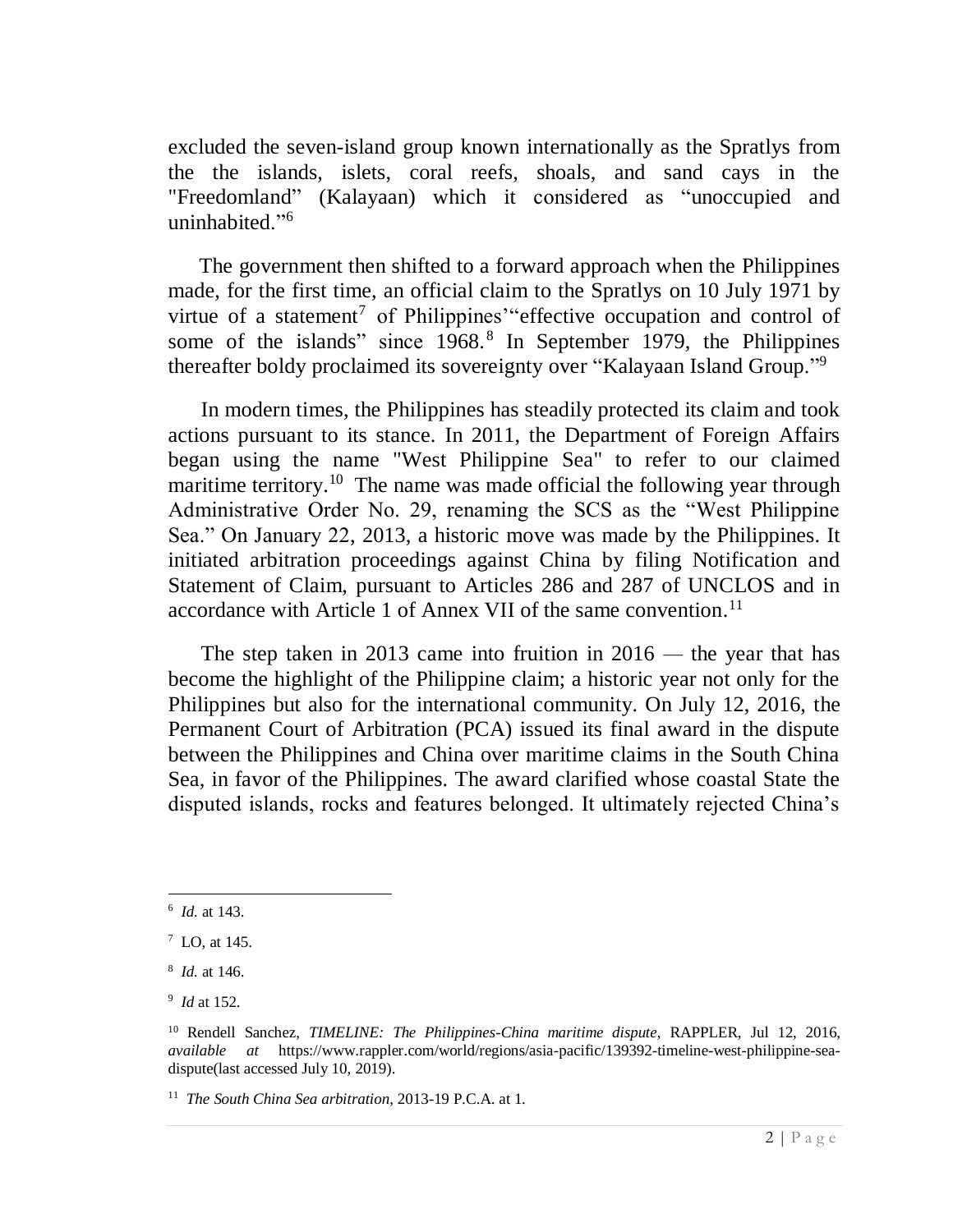excluded the seven-island group known internationally as the Spratlys from the the islands, islets, coral reefs, shoals, and sand cays in the "Freedomland" (Kalayaan) which it considered as "unoccupied and uninhabited."[6]

The government then shifted to a forward approach when the Philippines made, for the first time, an official claim to the Spratlys on 10 July 1971 by virtue of a statement[7] of Philippines'"effective occupation and control of some of the islands" since 1968.[8] In September 1979, the Philippines thereafter boldy proclaimed its sovereignty over "Kalayaan Island Group."[9]

In modern times, the Philippines has steadily protected its claim and took actions pursuant to its stance. In 2011, the Department of Foreign Affairs began using the name "West Philippine Sea" to refer to our claimed maritime territory.[10] The name was made official the following year through Administrative Order No. 29, renaming the SCS as the "West Philippine Sea." On January 22, 2013, a historic move was made by the Philippines. It initiated arbitration proceedings against China by filing Notification and Statement of Claim, pursuant to Articles 286 and 287 of UNCLOS and in accordance with Article 1 of Annex VII of the same convention.[11]

The step taken in 2013 came into fruition in 2016 — the year that has become the highlight of the Philippine claim; a historic year not only for the Philippines but also for the international community. On July 12, 2016, the Permanent Court of Arbitration (PCA) issued its final award in the dispute between the Philippines and China over maritime claims in the South China Sea, in favor of the Philippines. The award clarified whose coastal State the disputed islands, rocks and features belonged. It ultimately rejected China's

---

[6] *Id.* at 143.

[7] LO, at 145.

[8] *Id.* at 146.

[9] *Id* at 152.

[10] Rendell Sanchez, *TIMELINE: The Philippines-China maritime dispute*, RAPPLER, Jul 12, 2016, *available at* https://www.rappler.com/world/regions/asia-pacific/139392-timeline-west-philippine-sea-dispute(last accessed July 10, 2019).

[11] *The South China Sea arbitration*, 2013-19 P.C.A. at 1.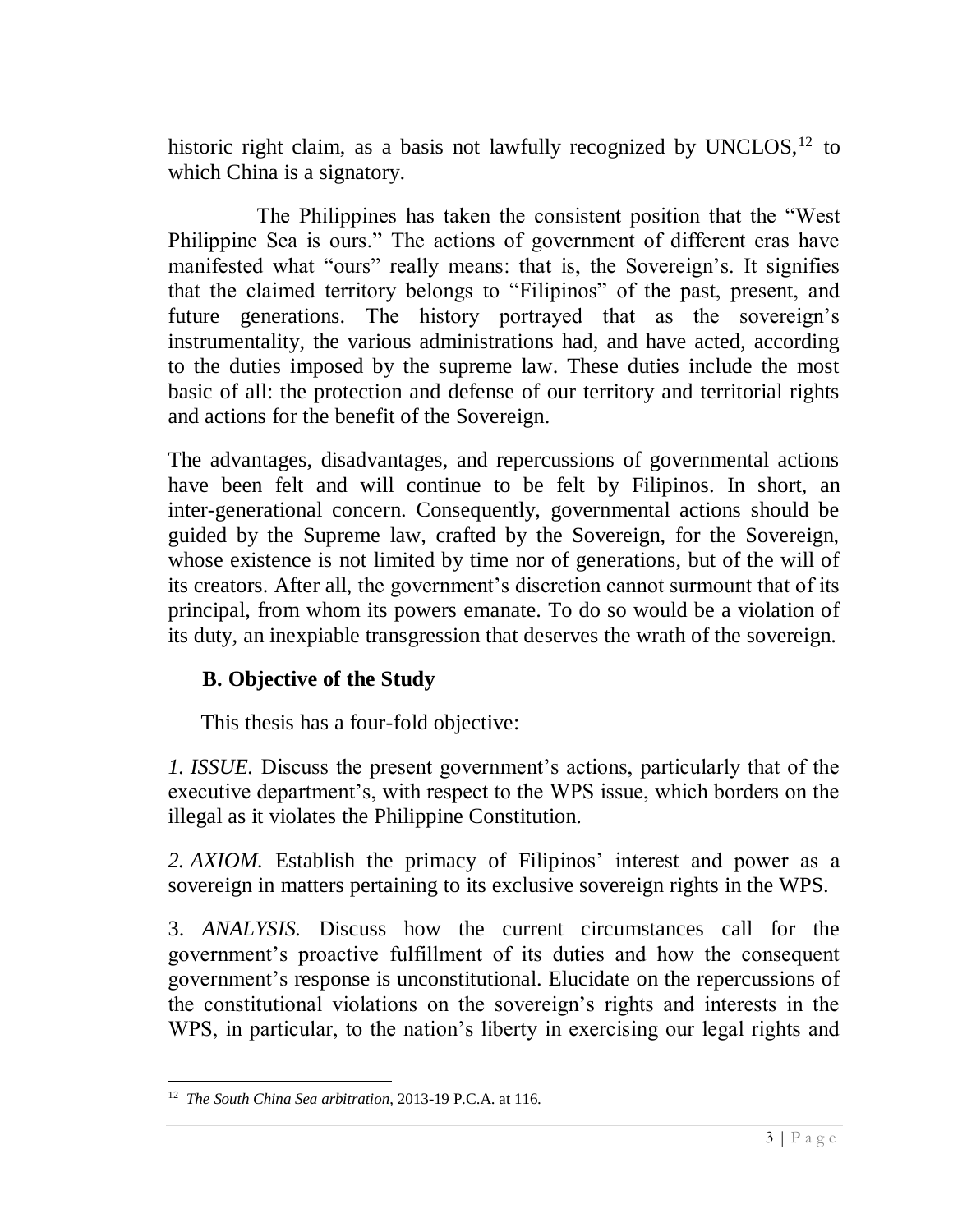historic right claim, as a basis not lawfully recognized by UNCLOS,[12] to which China is a signatory.

The Philippines has taken the consistent position that the "West Philippine Sea is ours." The actions of government of different eras have manifested what "ours" really means: that is, the Sovereign's. It signifies that the claimed territory belongs to "Filipinos" of the past, present, and future generations. The history portrayed that as the sovereign's instrumentality, the various administrations had, and have acted, according to the duties imposed by the supreme law. These duties include the most basic of all: the protection and defense of our territory and territorial rights and actions for the benefit of the Sovereign.

The advantages, disadvantages, and repercussions of governmental actions have been felt and will continue to be felt by Filipinos. In short, an inter-generational concern. Consequently, governmental actions should be guided by the Supreme law, crafted by the Sovereign, for the Sovereign, whose existence is not limited by time nor of generations, but of the will of its creators. After all, the government's discretion cannot surmount that of its principal, from whom its powers emanate. To do so would be a violation of its duty, an inexpiable transgression that deserves the wrath of the sovereign.

## B. Objective of the Study

This thesis has a four-fold objective:

*1. ISSUE.* Discuss the present government's actions, particularly that of the executive department's, with respect to the WPS issue, which borders on the illegal as it violates the Philippine Constitution.

*2. AXIOM.* Establish the primacy of Filipinos' interest and power as a sovereign in matters pertaining to its exclusive sovereign rights in the WPS.

3. *ANALYSIS.* Discuss how the current circumstances call for the government's proactive fulfillment of its duties and how the consequent government's response is unconstitutional. Elucidate on the repercussions of the constitutional violations on the sovereign's rights and interests in the WPS, in particular, to the nation's liberty in exercising our legal rights and

[12] *The South China Sea arbitration*, 2013-19 P.C.A. at 116.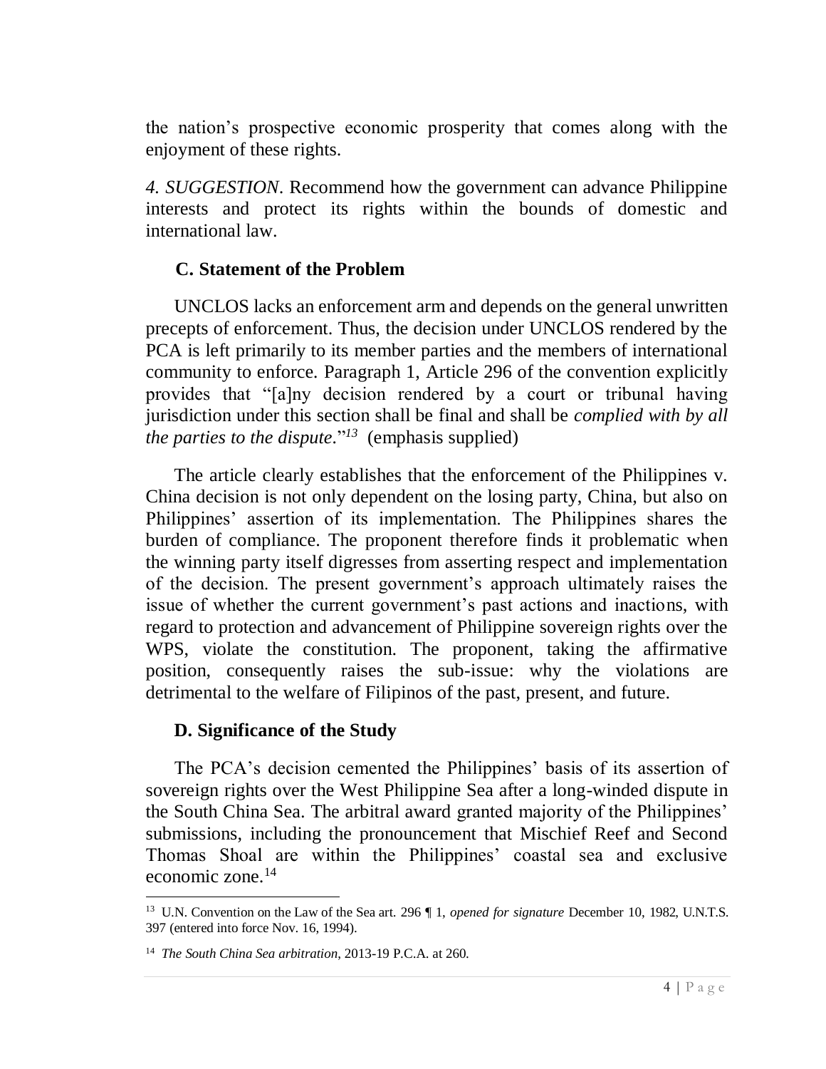the nation's prospective economic prosperity that comes along with the enjoyment of these rights.

*4. SUGGESTION*. Recommend how the government can advance Philippine interests and protect its rights within the bounds of domestic and international law.

## C. Statement of the Problem

UNCLOS lacks an enforcement arm and depends on the general unwritten precepts of enforcement. Thus, the decision under UNCLOS rendered by the PCA is left primarily to its member parties and the members of international community to enforce. Paragraph 1, Article 296 of the convention explicitly provides that "[a]ny decision rendered by a court or tribunal having jurisdiction under this section shall be final and shall be *complied with by all the parties to the dispute*."[13] (emphasis supplied)

The article clearly establishes that the enforcement of the Philippines v. China decision is not only dependent on the losing party, China, but also on Philippines' assertion of its implementation. The Philippines shares the burden of compliance. The proponent therefore finds it problematic when the winning party itself digresses from asserting respect and implementation of the decision. The present government's approach ultimately raises the issue of whether the current government's past actions and inactions, with regard to protection and advancement of Philippine sovereign rights over the WPS, violate the constitution. The proponent, taking the affirmative position, consequently raises the sub-issue: why the violations are detrimental to the welfare of Filipinos of the past, present, and future.

## D. Significance of the Study

The PCA's decision cemented the Philippines' basis of its assertion of sovereign rights over the West Philippine Sea after a long-winded dispute in the South China Sea. The arbitral award granted majority of the Philippines' submissions, including the pronouncement that Mischief Reef and Second Thomas Shoal are within the Philippines' coastal sea and exclusive economic zone.[14]

---

[13] U.N. Convention on the Law of the Sea art. 296 ¶ 1, *opened for signature* December 10, 1982, U.N.T.S. 397 (entered into force Nov. 16, 1994).

[14] *The South China Sea arbitration*, 2013-19 P.C.A. at 260.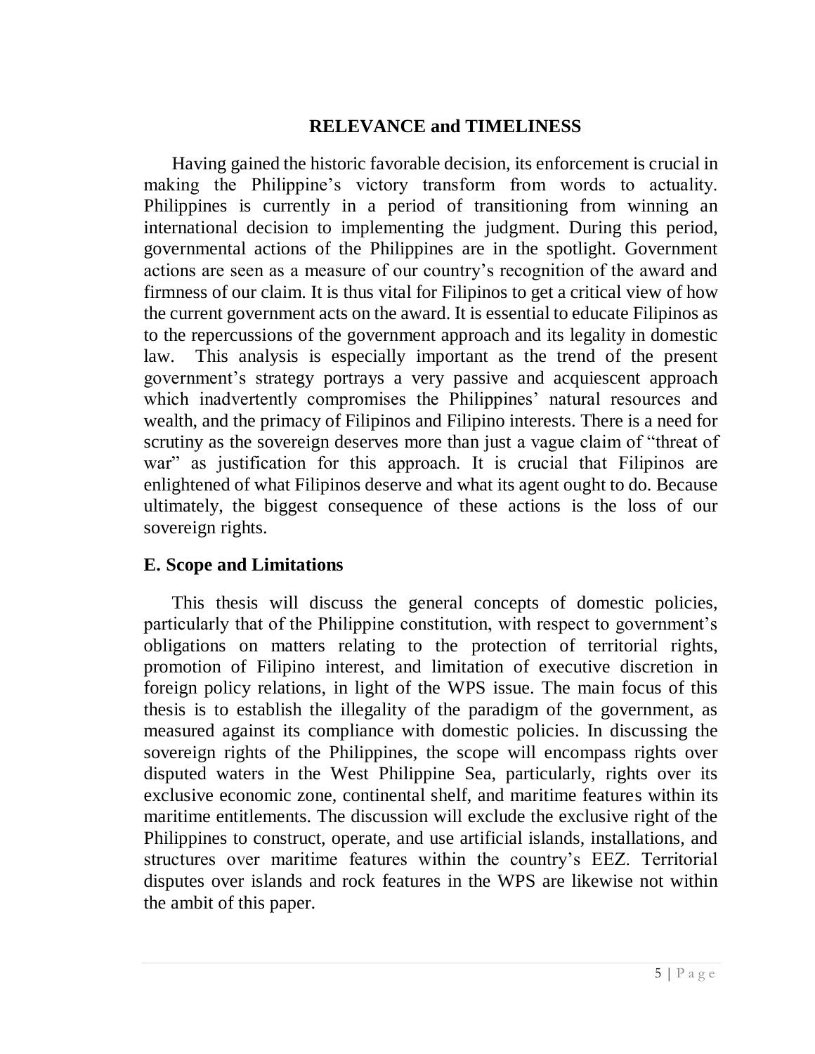## RELEVANCE and TIMELINESS

Having gained the historic favorable decision, its enforcement is crucial in making the Philippine's victory transform from words to actuality. Philippines is currently in a period of transitioning from winning an international decision to implementing the judgment. During this period, governmental actions of the Philippines are in the spotlight. Government actions are seen as a measure of our country's recognition of the award and firmness of our claim. It is thus vital for Filipinos to get a critical view of how the current government acts on the award. It is essential to educate Filipinos as to the repercussions of the government approach and its legality in domestic law. This analysis is especially important as the trend of the present government's strategy portrays a very passive and acquiescent approach which inadvertently compromises the Philippines' natural resources and wealth, and the primacy of Filipinos and Filipino interests. There is a need for scrutiny as the sovereign deserves more than just a vague claim of "threat of war" as justification for this approach. It is crucial that Filipinos are enlightened of what Filipinos deserve and what its agent ought to do. Because ultimately, the biggest consequence of these actions is the loss of our sovereign rights.

### E. Scope and Limitations

This thesis will discuss the general concepts of domestic policies, particularly that of the Philippine constitution, with respect to government's obligations on matters relating to the protection of territorial rights, promotion of Filipino interest, and limitation of executive discretion in foreign policy relations, in light of the WPS issue. The main focus of this thesis is to establish the illegality of the paradigm of the government, as measured against its compliance with domestic policies. In discussing the sovereign rights of the Philippines, the scope will encompass rights over disputed waters in the West Philippine Sea, particularly, rights over its exclusive economic zone, continental shelf, and maritime features within its maritime entitlements. The discussion will exclude the exclusive right of the Philippines to construct, operate, and use artificial islands, installations, and structures over maritime features within the country's EEZ. Territorial disputes over islands and rock features in the WPS are likewise not within the ambit of this paper.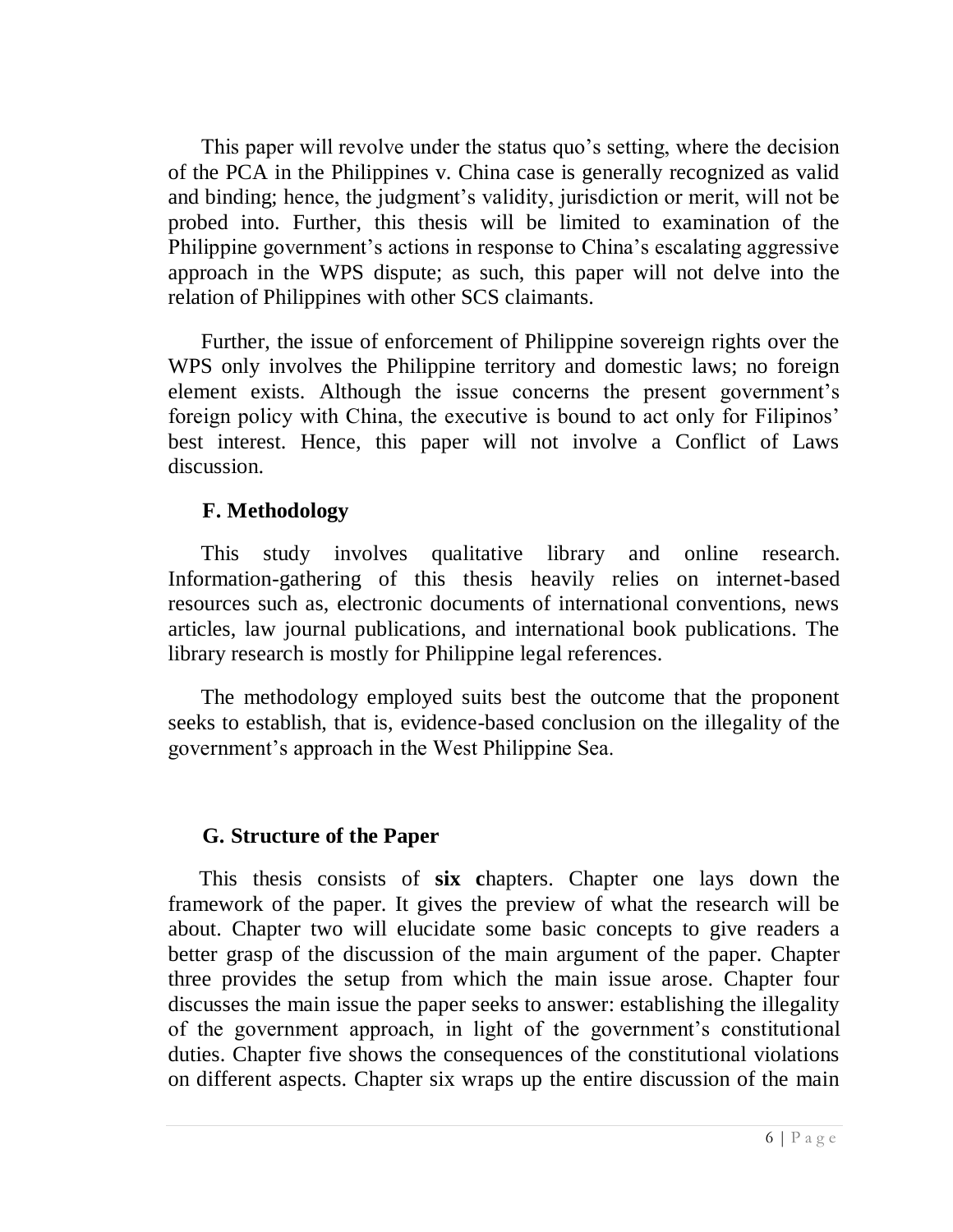This paper will revolve under the status quo's setting, where the decision of the PCA in the Philippines v. China case is generally recognized as valid and binding; hence, the judgment's validity, jurisdiction or merit, will not be probed into. Further, this thesis will be limited to examination of the Philippine government's actions in response to China's escalating aggressive approach in the WPS dispute; as such, this paper will not delve into the relation of Philippines with other SCS claimants.

Further, the issue of enforcement of Philippine sovereign rights over the WPS only involves the Philippine territory and domestic laws; no foreign element exists. Although the issue concerns the present government's foreign policy with China, the executive is bound to act only for Filipinos' best interest. Hence, this paper will not involve a Conflict of Laws discussion.

### F. Methodology

This study involves qualitative library and online research. Information-gathering of this thesis heavily relies on internet-based resources such as, electronic documents of international conventions, news articles, law journal publications, and international book publications. The library research is mostly for Philippine legal references.

The methodology employed suits best the outcome that the proponent seeks to establish, that is, evidence-based conclusion on the illegality of the government's approach in the West Philippine Sea.

### G. Structure of the Paper

This thesis consists of **six c**hapters. Chapter one lays down the framework of the paper. It gives the preview of what the research will be about. Chapter two will elucidate some basic concepts to give readers a better grasp of the discussion of the main argument of the paper. Chapter three provides the setup from which the main issue arose. Chapter four discusses the main issue the paper seeks to answer: establishing the illegality of the government approach, in light of the government's constitutional duties. Chapter five shows the consequences of the constitutional violations on different aspects. Chapter six wraps up the entire discussion of the main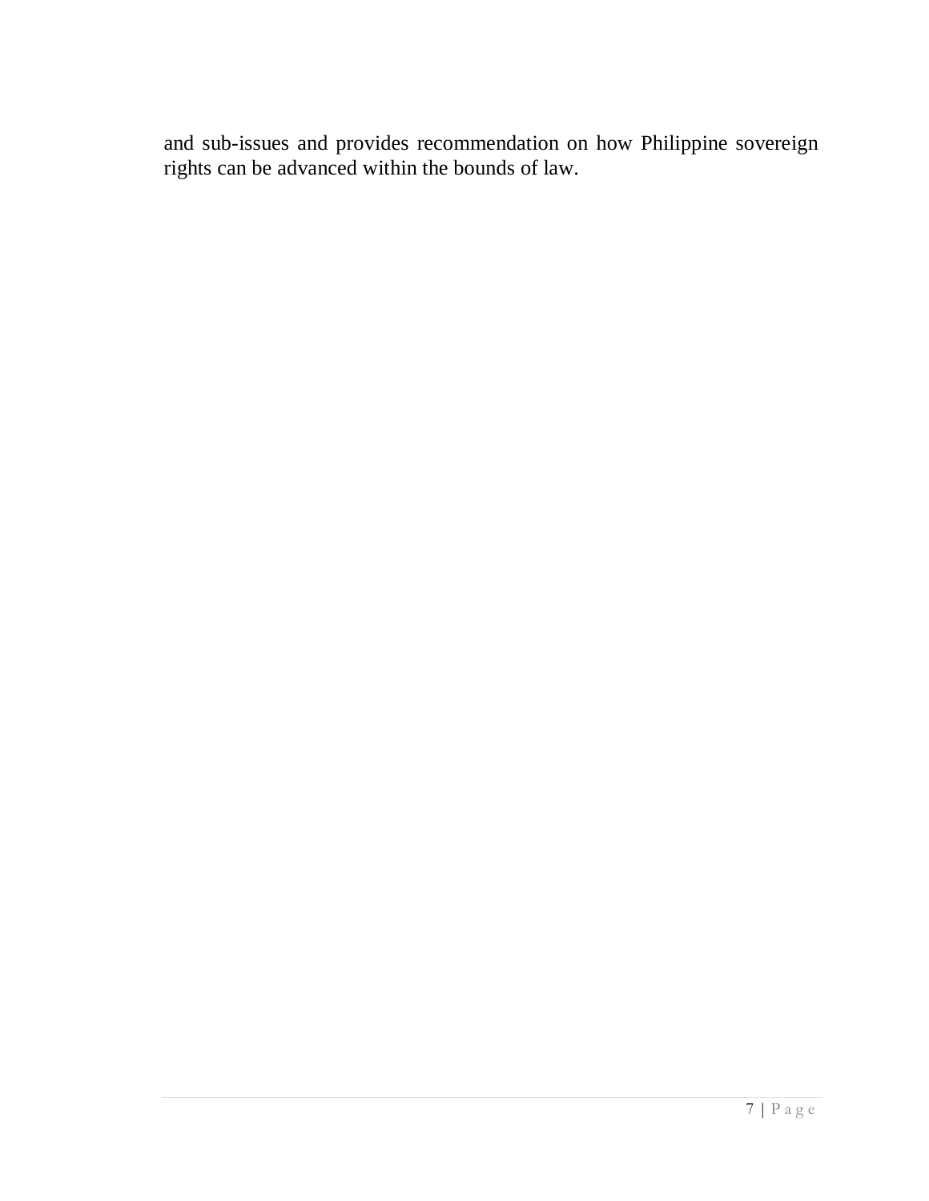and sub-issues and provides recommendation on how Philippine sovereign rights can be advanced within the bounds of law.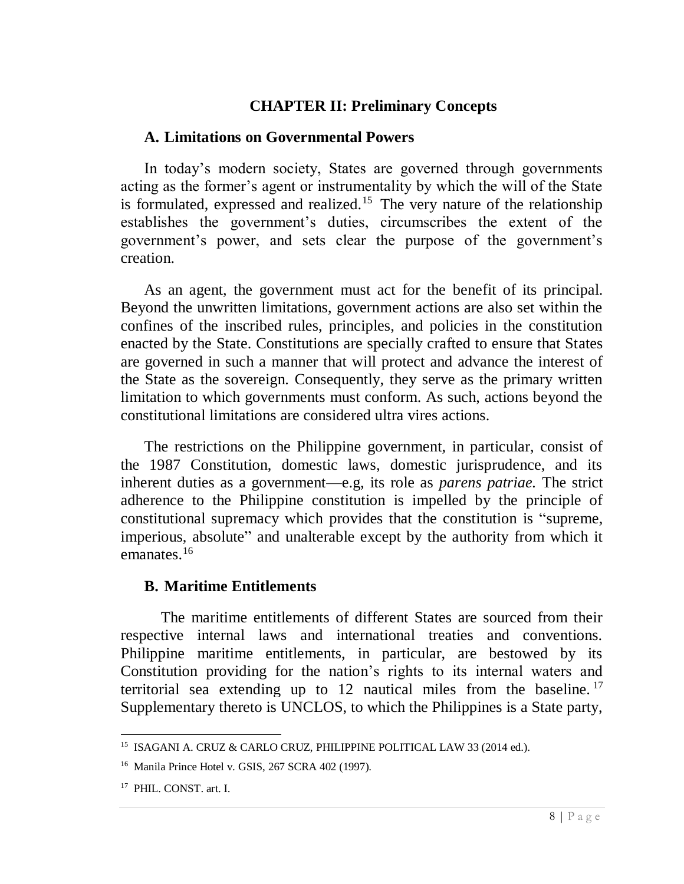# CHAPTER II: Preliminary Concepts

## A. Limitations on Governmental Powers

In today's modern society, States are governed through governments acting as the former's agent or instrumentality by which the will of the State is formulated, expressed and realized.[15] The very nature of the relationship establishes the government's duties, circumscribes the extent of the government's power, and sets clear the purpose of the government's creation.

As an agent, the government must act for the benefit of its principal. Beyond the unwritten limitations, government actions are also set within the confines of the inscribed rules, principles, and policies in the constitution enacted by the State. Constitutions are specially crafted to ensure that States are governed in such a manner that will protect and advance the interest of the State as the sovereign. Consequently, they serve as the primary written limitation to which governments must conform. As such, actions beyond the constitutional limitations are considered ultra vires actions.

The restrictions on the Philippine government, in particular, consist of the 1987 Constitution, domestic laws, domestic jurisprudence, and its inherent duties as a government—e.g, its role as *parens patriae.* The strict adherence to the Philippine constitution is impelled by the principle of constitutional supremacy which provides that the constitution is "supreme, imperious, absolute" and unalterable except by the authority from which it emanates.[16]

## B. Maritime Entitlements

The maritime entitlements of different States are sourced from their respective internal laws and international treaties and conventions. Philippine maritime entitlements, in particular, are bestowed by its Constitution providing for the nation's rights to its internal waters and territorial sea extending up to 12 nautical miles from the baseline.[17] Supplementary thereto is UNCLOS, to which the Philippines is a State party,

---

[15] ISAGANI A. CRUZ & CARLO CRUZ, PHILIPPINE POLITICAL LAW 33 (2014 ed.).

[16] Manila Prince Hotel v. GSIS, 267 SCRA 402 (1997).

[17] PHIL. CONST. art. I.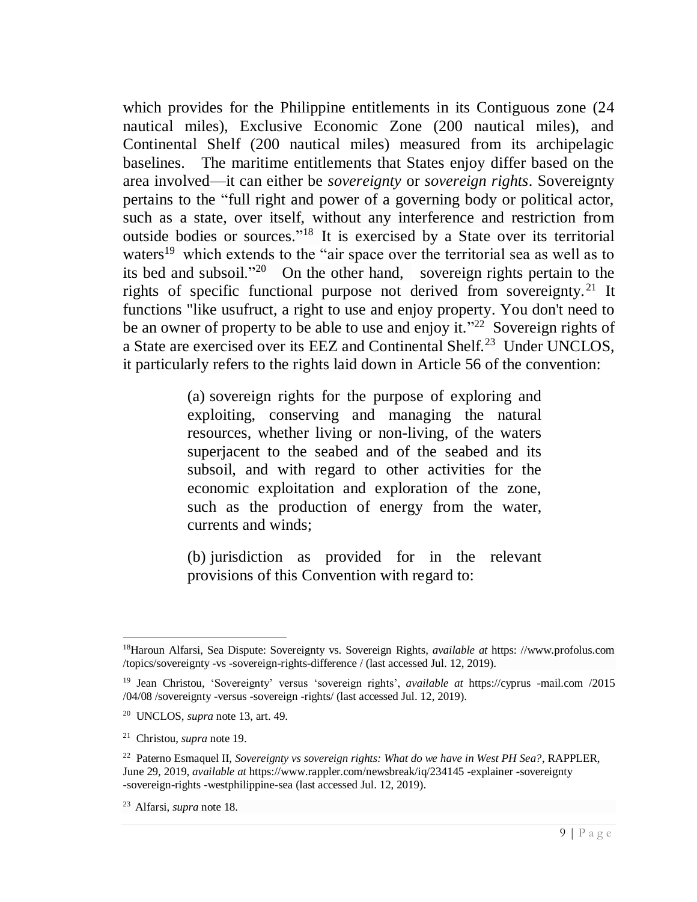which provides for the Philippine entitlements in its Contiguous zone (24 nautical miles), Exclusive Economic Zone (200 nautical miles), and Continental Shelf (200 nautical miles) measured from its archipelagic baselines. The maritime entitlements that States enjoy differ based on the area involved—it can either be *sovereignty* or *sovereign rights*. Sovereignty pertains to the "full right and power of a governing body or political actor, such as a state, over itself, without any interference and restriction from outside bodies or sources."[18] It is exercised by a State over its territorial waters[19] which extends to the "air space over the territorial sea as well as to its bed and subsoil."[20] On the other hand, sovereign rights pertain to the rights of specific functional purpose not derived from sovereignty.[21] It functions "like usufruct, a right to use and enjoy property. You don't need to be an owner of property to be able to use and enjoy it."[22] Sovereign rights of a State are exercised over its EEZ and Continental Shelf.[23] Under UNCLOS, it particularly refers to the rights laid down in Article 56 of the convention:

> (a) sovereign rights for the purpose of exploring and exploiting, conserving and managing the natural resources, whether living or non-living, of the waters superjacent to the seabed and of the seabed and its subsoil, and with regard to other activities for the economic exploitation and exploration of the zone, such as the production of energy from the water, currents and winds;
>
> (b) jurisdiction as provided for in the relevant provisions of this Convention with regard to:

---

[18] Haroun Alfarsi, Sea Dispute: Sovereignty vs. Sovereign Rights, *available at* https: //www.profolus.com /topics/sovereignty -vs -sovereign-rights-difference / (last accessed Jul. 12, 2019).

[19] Jean Christou, 'Sovereignty' versus 'sovereign rights', *available at* https://cyprus -mail.com /2015 /04/08 /sovereignty -versus -sovereign -rights/ (last accessed Jul. 12, 2019).

[20] UNCLOS, *supra* note 13, art. 49.

[21] Christou, *supra* note 19.

[22] Paterno Esmaquel II, *Sovereignty vs sovereign rights: What do we have in West PH Sea?*, RAPPLER, June 29, 2019, *available at* https://www.rappler.com/newsbreak/iq/234145 -explainer -sovereignty -sovereign-rights -westphilippine-sea (last accessed Jul. 12, 2019).

[23] Alfarsi, *supra* note 18.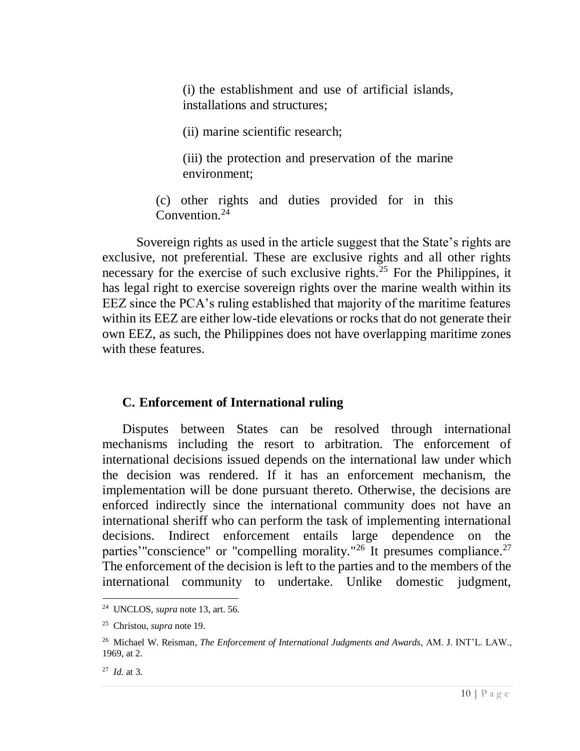(i) the establishment and use of artificial islands, installations and structures;

(ii) marine scientific research;

(iii) the protection and preservation of the marine environment;

(c) other rights and duties provided for in this Convention.[24]

Sovereign rights as used in the article suggest that the State's rights are exclusive, not preferential. These are exclusive rights and all other rights necessary for the exercise of such exclusive rights.[25] For the Philippines, it has legal right to exercise sovereign rights over the marine wealth within its EEZ since the PCA's ruling established that majority of the maritime features within its EEZ are either low-tide elevations or rocks that do not generate their own EEZ, as such, the Philippines does not have overlapping maritime zones with these features.

### C. Enforcement of International ruling

Disputes between States can be resolved through international mechanisms including the resort to arbitration. The enforcement of international decisions issued depends on the international law under which the decision was rendered. If it has an enforcement mechanism, the implementation will be done pursuant thereto. Otherwise, the decisions are enforced indirectly since the international community does not have an international sheriff who can perform the task of implementing international decisions. Indirect enforcement entails large dependence on the parties'"conscience" or "compelling morality."[26] It presumes compliance.[27] The enforcement of the decision is left to the parties and to the members of the international community to undertake. Unlike domestic judgment,

---

[24] UNCLOS, *supra* note 13, art. 56.

[25] Christou, *supra* note 19.

[26] Michael W. Reisman, *The Enforcement of International Judgments and Awards*, AM. J. INT'L. LAW., 1969, at 2.

[27] *Id.* at 3.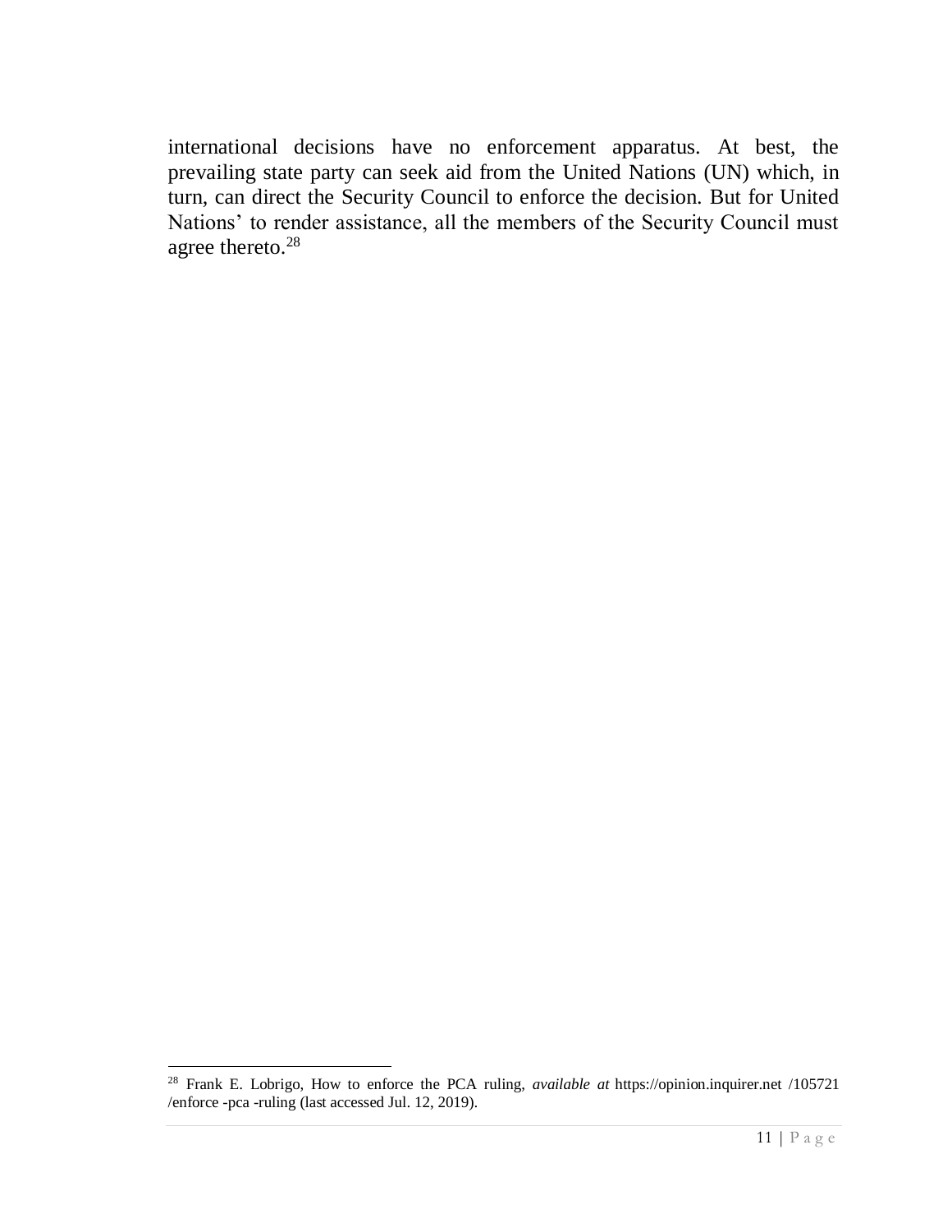international decisions have no enforcement apparatus. At best, the prevailing state party can seek aid from the United Nations (UN) which, in turn, can direct the Security Council to enforce the decision. But for United Nations' to render assistance, all the members of the Security Council must agree thereto.[28]

---

[28] Frank E. Lobrigo, How to enforce the PCA ruling, *available at* https://opinion.inquirer.net /105721 /enforce -pca -ruling (last accessed Jul. 12, 2019).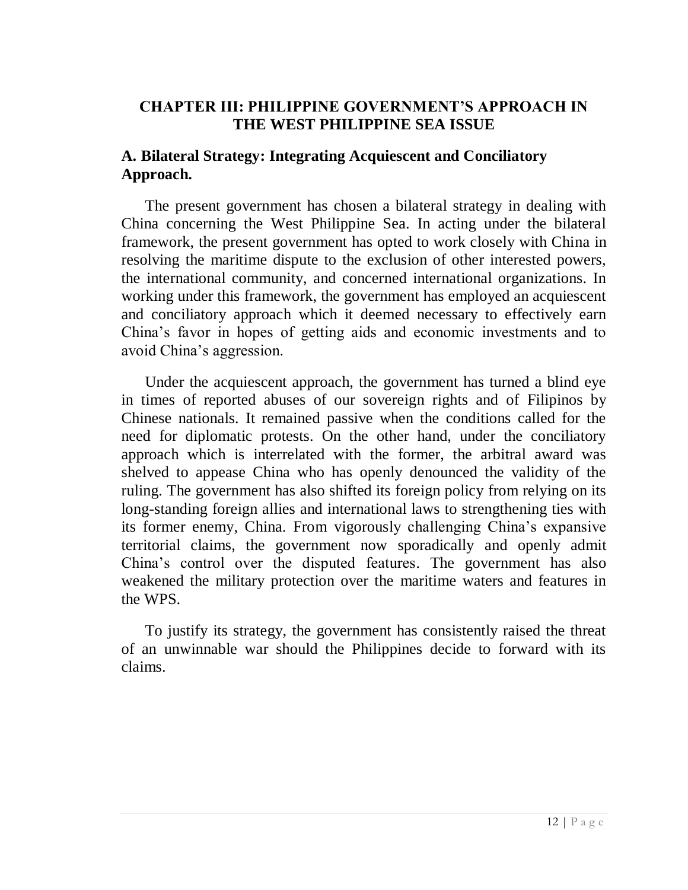## CHAPTER III: PHILIPPINE GOVERNMENT'S APPROACH IN THE WEST PHILIPPINE SEA ISSUE

### A. Bilateral Strategy: Integrating Acquiescent and Conciliatory Approach.

The present government has chosen a bilateral strategy in dealing with China concerning the West Philippine Sea. In acting under the bilateral framework, the present government has opted to work closely with China in resolving the maritime dispute to the exclusion of other interested powers, the international community, and concerned international organizations. In working under this framework, the government has employed an acquiescent and conciliatory approach which it deemed necessary to effectively earn China's favor in hopes of getting aids and economic investments and to avoid China's aggression.

Under the acquiescent approach, the government has turned a blind eye in times of reported abuses of our sovereign rights and of Filipinos by Chinese nationals. It remained passive when the conditions called for the need for diplomatic protests. On the other hand, under the conciliatory approach which is interrelated with the former, the arbitral award was shelved to appease China who has openly denounced the validity of the ruling. The government has also shifted its foreign policy from relying on its long-standing foreign allies and international laws to strengthening ties with its former enemy, China. From vigorously challenging China's expansive territorial claims, the government now sporadically and openly admit China's control over the disputed features. The government has also weakened the military protection over the maritime waters and features in the WPS.

To justify its strategy, the government has consistently raised the threat of an unwinnable war should the Philippines decide to forward with its claims.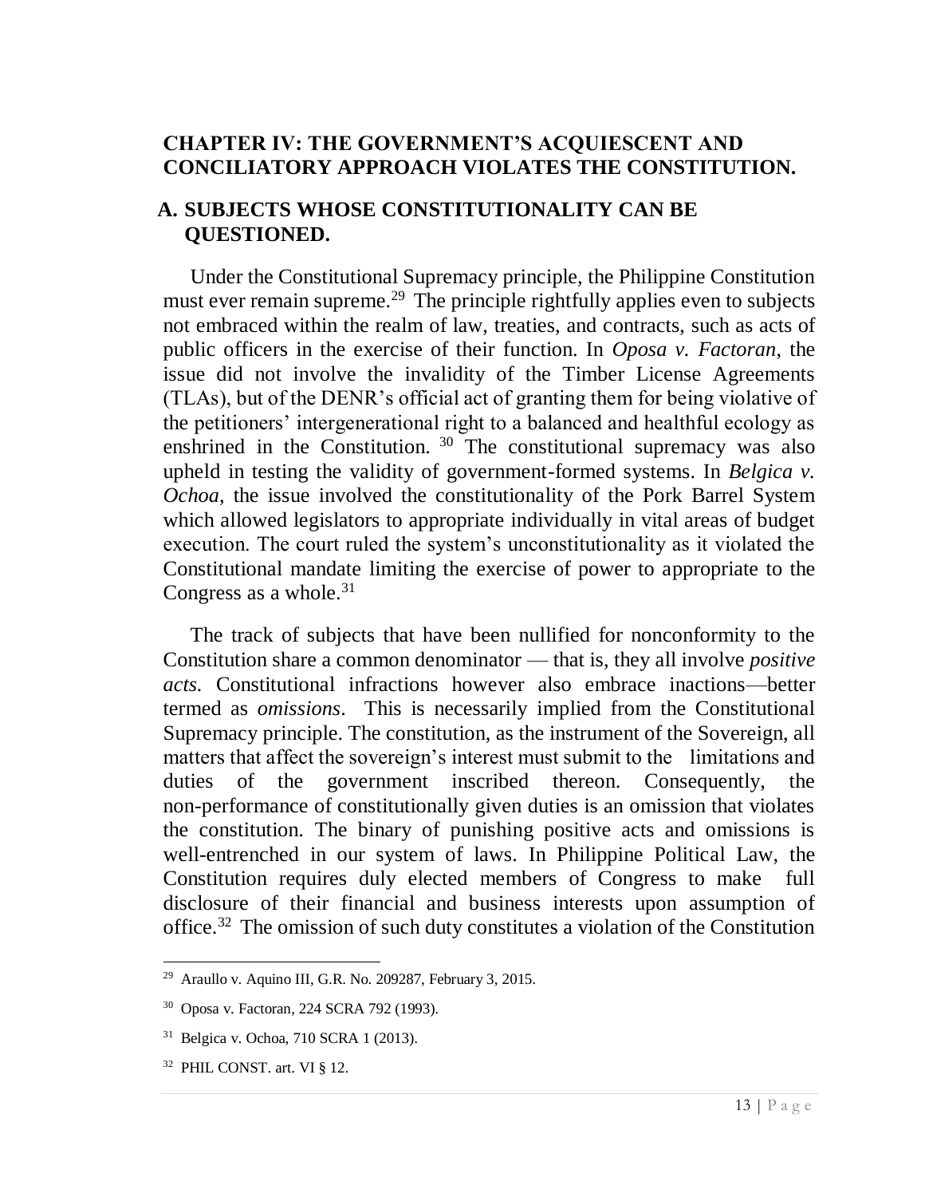## CHAPTER IV: THE GOVERNMENT'S ACQUIESCENT AND CONCILIATORY APPROACH VIOLATES THE CONSTITUTION.

### A. SUBJECTS WHOSE CONSTITUTIONALITY CAN BE QUESTIONED.

Under the Constitutional Supremacy principle, the Philippine Constitution must ever remain supreme.[29] The principle rightfully applies even to subjects not embraced within the realm of law, treaties, and contracts, such as acts of public officers in the exercise of their function. In *Oposa v. Factoran*, the issue did not involve the invalidity of the Timber License Agreements (TLAs), but of the DENR's official act of granting them for being violative of the petitioners' intergenerational right to a balanced and healthful ecology as enshrined in the Constitution.[30] The constitutional supremacy was also upheld in testing the validity of government-formed systems. In *Belgica v. Ochoa*, the issue involved the constitutionality of the Pork Barrel System which allowed legislators to appropriate individually in vital areas of budget execution. The court ruled the system's unconstitutionality as it violated the Constitutional mandate limiting the exercise of power to appropriate to the Congress as a whole.[31]

The track of subjects that have been nullified for nonconformity to the Constitution share a common denominator — that is, they all involve *positive acts*. Constitutional infractions however also embrace inactions—better termed as *omissions*. This is necessarily implied from the Constitutional Supremacy principle. The constitution, as the instrument of the Sovereign, all matters that affect the sovereign's interest must submit to the limitations and duties of the government inscribed thereon. Consequently, the non-performance of constitutionally given duties is an omission that violates the constitution. The binary of punishing positive acts and omissions is well-entrenched in our system of laws. In Philippine Political Law, the Constitution requires duly elected members of Congress to make full disclosure of their financial and business interests upon assumption of office.[32] The omission of such duty constitutes a violation of the Constitution

---

[29] Araullo v. Aquino III, G.R. No. 209287, February 3, 2015.

[30] Oposa v. Factoran, 224 SCRA 792 (1993).

[31] Belgica v. Ochoa, 710 SCRA 1 (2013).

[32] PHIL CONST. art. VI § 12.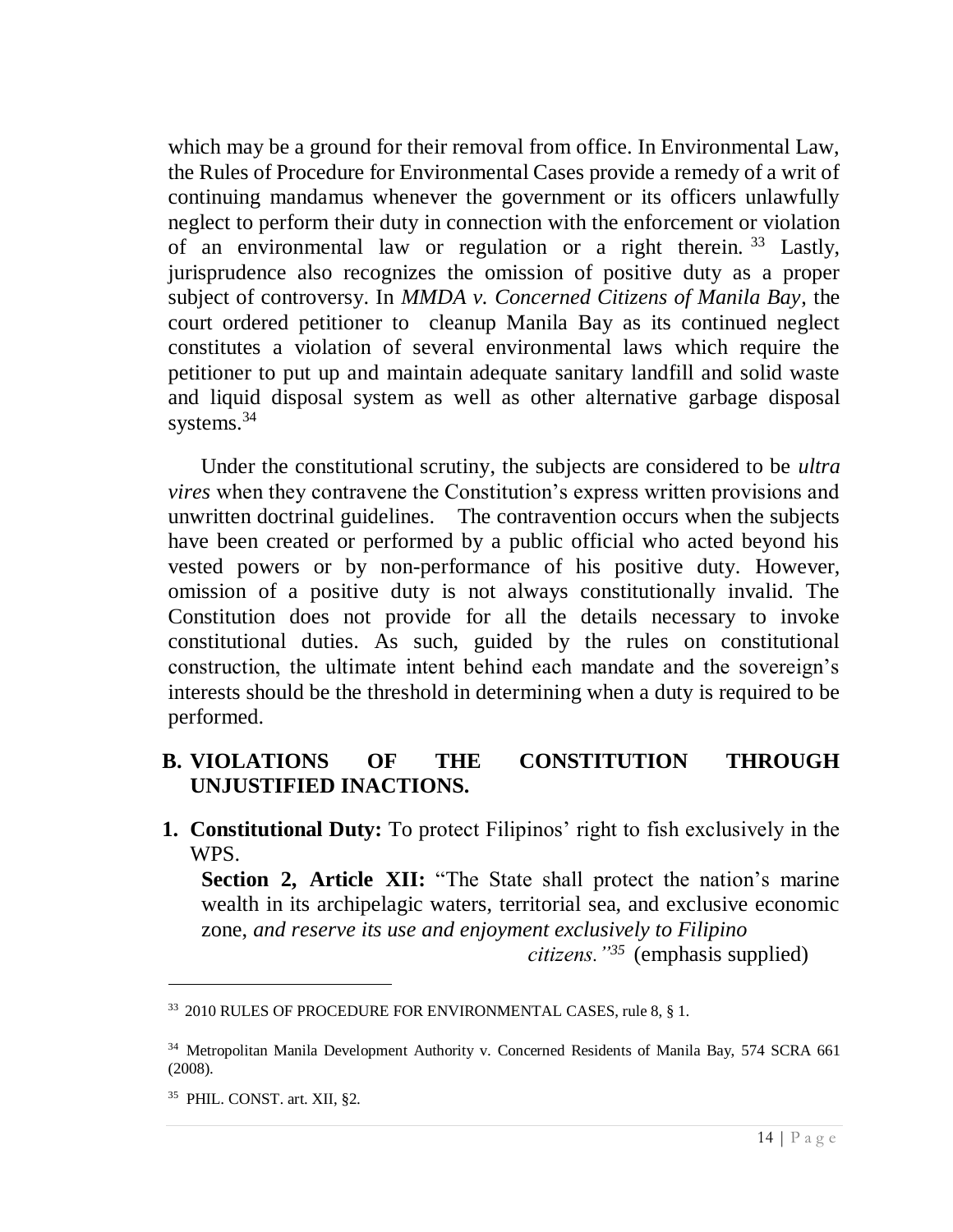which may be a ground for their removal from office. In Environmental Law, the Rules of Procedure for Environmental Cases provide a remedy of a writ of continuing mandamus whenever the government or its officers unlawfully neglect to perform their duty in connection with the enforcement or violation of an environmental law or regulation or a right therein.[33] Lastly, jurisprudence also recognizes the omission of positive duty as a proper subject of controversy. In *MMDA v. Concerned Citizens of Manila Bay*, the court ordered petitioner to cleanup Manila Bay as its continued neglect constitutes a violation of several environmental laws which require the petitioner to put up and maintain adequate sanitary landfill and solid waste and liquid disposal system as well as other alternative garbage disposal systems.[34]

Under the constitutional scrutiny, the subjects are considered to be *ultra vires* when they contravene the Constitution's express written provisions and unwritten doctrinal guidelines. The contravention occurs when the subjects have been created or performed by a public official who acted beyond his vested powers or by non-performance of his positive duty. However, omission of a positive duty is not always constitutionally invalid. The Constitution does not provide for all the details necessary to invoke constitutional duties. As such, guided by the rules on constitutional construction, the ultimate intent behind each mandate and the sovereign's interests should be the threshold in determining when a duty is required to be performed.

## B. VIOLATIONS OF THE CONSTITUTION THROUGH UNJUSTIFIED INACTIONS.

1. **Constitutional Duty:** To protect Filipinos' right to fish exclusively in the WPS.

   **Section 2, Article XII:** "The State shall protect the nation's marine wealth in its archipelagic waters, territorial sea, and exclusive economic zone, *and reserve its use and enjoyment exclusively to Filipino citizens."*[35] (emphasis supplied)

---

[33] 2010 RULES OF PROCEDURE FOR ENVIRONMENTAL CASES, rule 8, § 1.

[34] Metropolitan Manila Development Authority v. Concerned Residents of Manila Bay, 574 SCRA 661 (2008).

[35] PHIL. CONST. art. XII, §2.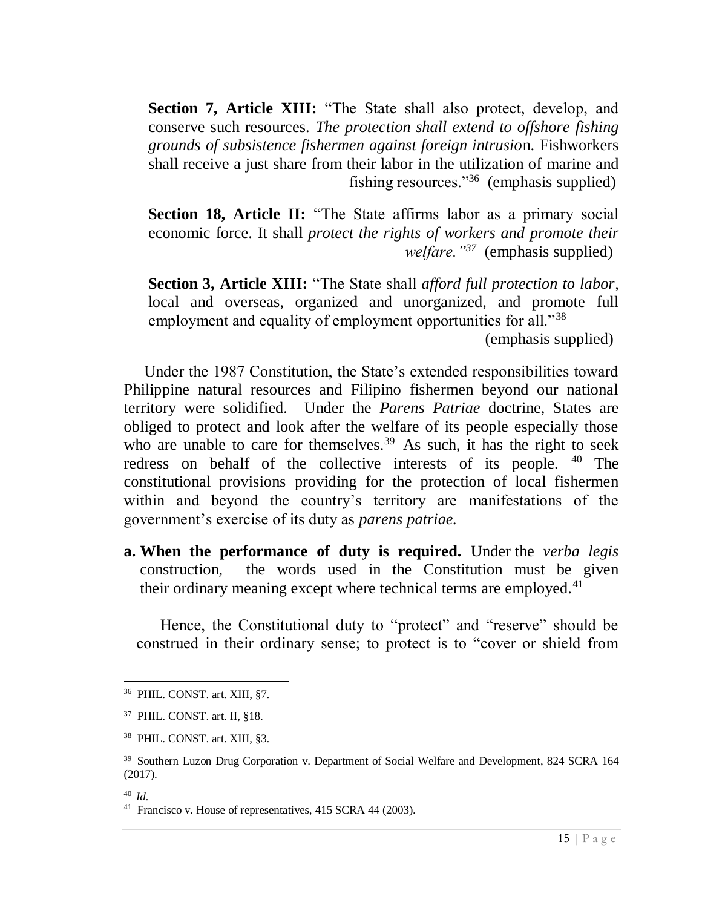**Section 7, Article XIII:** "The State shall also protect, develop, and conserve such resources. *The protection shall extend to offshore fishing grounds of subsistence fishermen against foreign intrusio*n. Fishworkers shall receive a just share from their labor in the utilization of marine and fishing resources."[36] (emphasis supplied)

**Section 18, Article II:** "The State affirms labor as a primary social economic force. It shall *protect the rights of workers and promote their welfare."*[37] (emphasis supplied)

**Section 3, Article XIII:** "The State shall *afford full protection to labor*, local and overseas, organized and unorganized, and promote full employment and equality of employment opportunities for all."[38] (emphasis supplied)

Under the 1987 Constitution, the State's extended responsibilities toward Philippine natural resources and Filipino fishermen beyond our national territory were solidified. Under the *Parens Patriae* doctrine, States are obliged to protect and look after the welfare of its people especially those who are unable to care for themselves.[39] As such, it has the right to seek redress on behalf of the collective interests of its people. [40] The constitutional provisions providing for the protection of local fishermen within and beyond the country's territory are manifestations of the government's exercise of its duty as *parens patriae.*

**a. When the performance of duty is required.** Under the *verba legis* construction, the words used in the Constitution must be given their ordinary meaning except where technical terms are employed.[41]

Hence, the Constitutional duty to "protect" and "reserve" should be construed in their ordinary sense; to protect is to "cover or shield from

---

[36] PHIL. CONST. art. XIII, §7.

[37] PHIL. CONST. art. II, §18.

[38] PHIL. CONST. art. XIII, §3.

[39] Southern Luzon Drug Corporation v. Department of Social Welfare and Development, 824 SCRA 164 (2017).

[40] *Id.*

[41] Francisco v. House of representatives, 415 SCRA 44 (2003).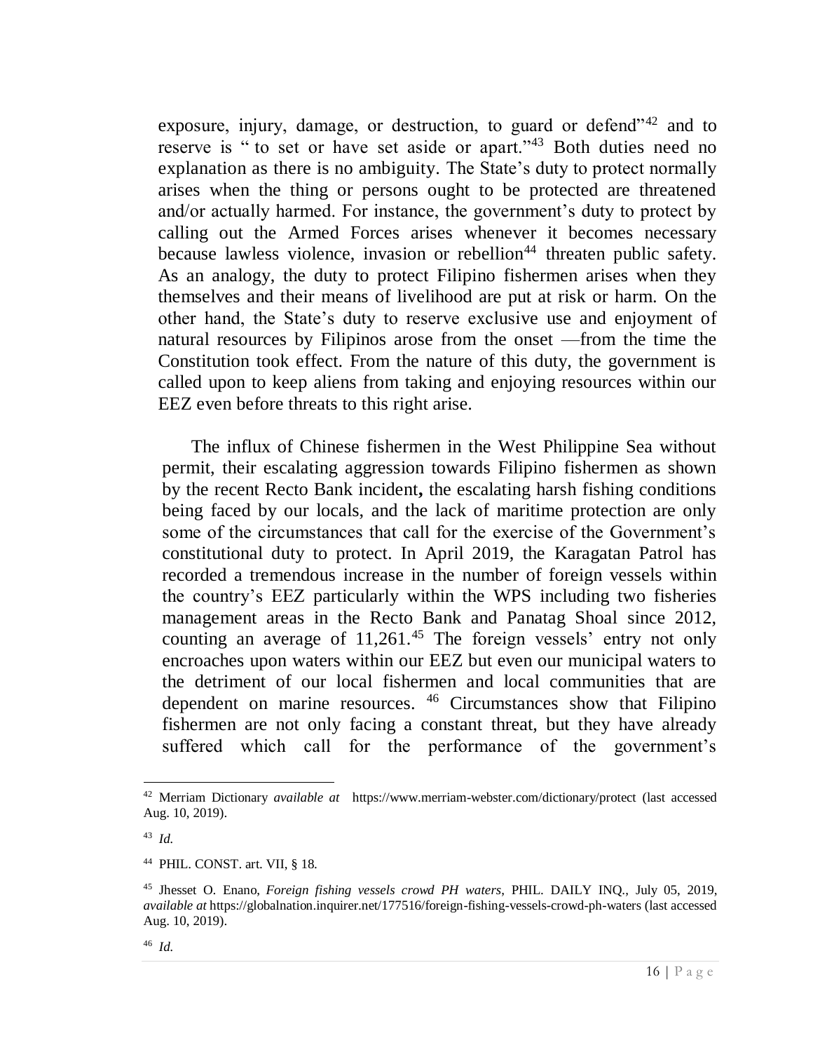exposure, injury, damage, or destruction, to guard or defend"[42] and to reserve is " to set or have set aside or apart."[43] Both duties need no explanation as there is no ambiguity. The State's duty to protect normally arises when the thing or persons ought to be protected are threatened and/or actually harmed. For instance, the government's duty to protect by calling out the Armed Forces arises whenever it becomes necessary because lawless violence, invasion or rebellion[44] threaten public safety. As an analogy, the duty to protect Filipino fishermen arises when they themselves and their means of livelihood are put at risk or harm. On the other hand, the State's duty to reserve exclusive use and enjoyment of natural resources by Filipinos arose from the onset —from the time the Constitution took effect. From the nature of this duty, the government is called upon to keep aliens from taking and enjoying resources within our EEZ even before threats to this right arise.

The influx of Chinese fishermen in the West Philippine Sea without permit, their escalating aggression towards Filipino fishermen as shown by the recent Recto Bank incident**,** the escalating harsh fishing conditions being faced by our locals, and the lack of maritime protection are only some of the circumstances that call for the exercise of the Government's constitutional duty to protect. In April 2019, the Karagatan Patrol has recorded a tremendous increase in the number of foreign vessels within the country's EEZ particularly within the WPS including two fisheries management areas in the Recto Bank and Panatag Shoal since 2012, counting an average of 11,261.[45] The foreign vessels' entry not only encroaches upon waters within our EEZ but even our municipal waters to the detriment of our local fishermen and local communities that are dependent on marine resources. [46] Circumstances show that Filipino fishermen are not only facing a constant threat, but they have already suffered which call for the performance of the government's

---

[42] Merriam Dictionary *available at* https://www.merriam-webster.com/dictionary/protect (last accessed Aug. 10, 2019).

[43] *Id.*

[44] PHIL. CONST. art. VII, § 18.

[45] Jhesset O. Enano, *Foreign fishing vessels crowd PH waters*, PHIL. DAILY INQ., July 05, 2019, *available at* https://globalnation.inquirer.net/177516/foreign-fishing-vessels-crowd-ph-waters (last accessed Aug. 10, 2019).

[46] *Id.*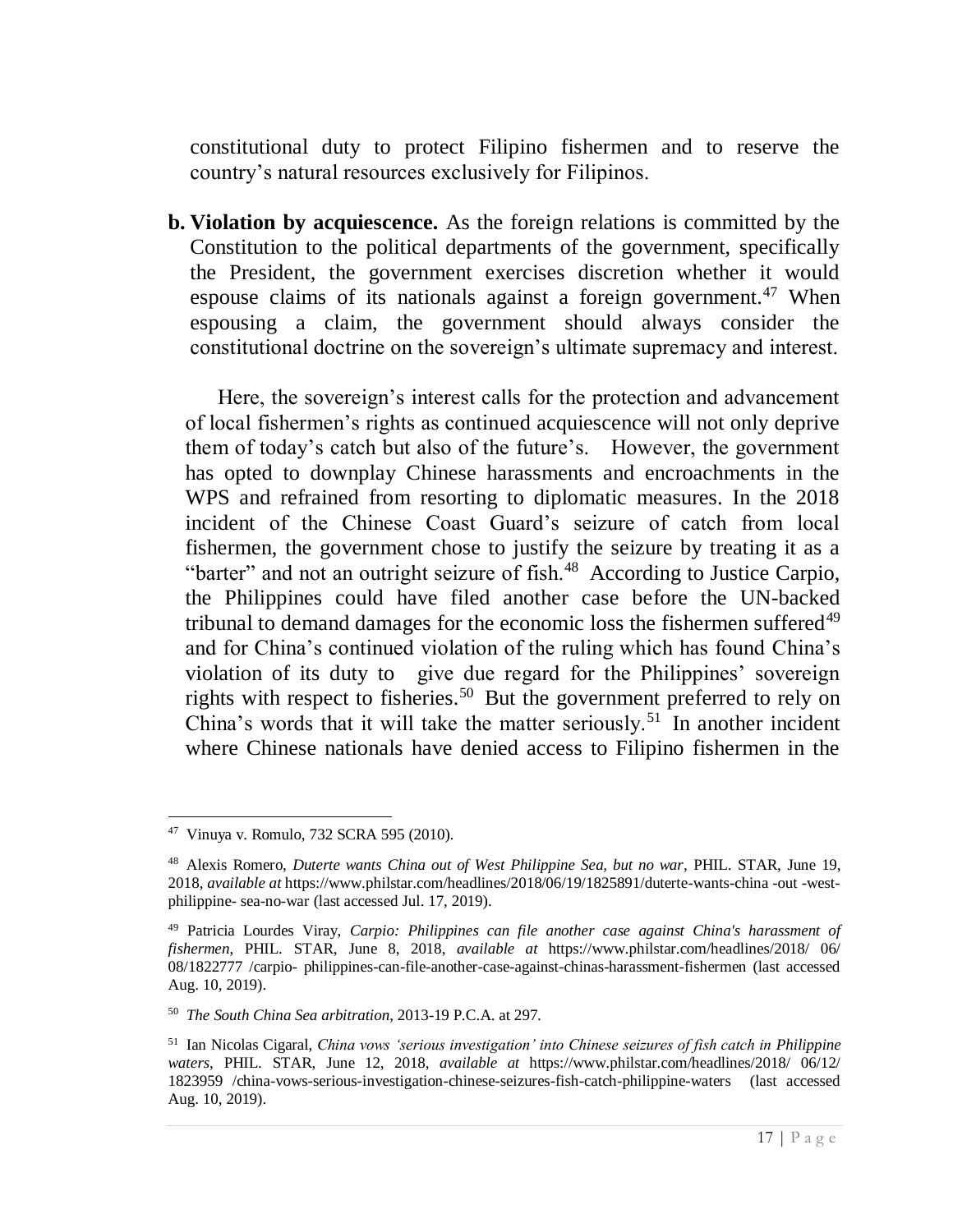constitutional duty to protect Filipino fishermen and to reserve the country's natural resources exclusively for Filipinos.

**b. Violation by acquiescence.** As the foreign relations is committed by the Constitution to the political departments of the government, specifically the President, the government exercises discretion whether it would espouse claims of its nationals against a foreign government.[47] When espousing a claim, the government should always consider the constitutional doctrine on the sovereign's ultimate supremacy and interest.

Here, the sovereign's interest calls for the protection and advancement of local fishermen's rights as continued acquiescence will not only deprive them of today's catch but also of the future's. However, the government has opted to downplay Chinese harassments and encroachments in the WPS and refrained from resorting to diplomatic measures. In the 2018 incident of the Chinese Coast Guard's seizure of catch from local fishermen, the government chose to justify the seizure by treating it as a "barter" and not an outright seizure of fish.[48] According to Justice Carpio, the Philippines could have filed another case before the UN-backed tribunal to demand damages for the economic loss the fishermen suffered[49] and for China's continued violation of the ruling which has found China's violation of its duty to give due regard for the Philippines' sovereign rights with respect to fisheries.[50] But the government preferred to rely on China's words that it will take the matter seriously.[51] In another incident where Chinese nationals have denied access to Filipino fishermen in the

---

[47] Vinuya v. Romulo, 732 SCRA 595 (2010).

[48] Alexis Romero, *Duterte wants China out of West Philippine Sea, but no war*, PHIL. STAR, June 19, 2018, *available at* https://www.philstar.com/headlines/2018/06/19/1825891/duterte-wants-china -out -west-philippine- sea-no-war (last accessed Jul. 17, 2019).

[49] Patricia Lourdes Viray, *Carpio: Philippines can file another case against China's harassment of fishermen*, PHIL. STAR, June 8, 2018, *available at* https://www.philstar.com/headlines/2018/ 06/ 08/1822777 /carpio- philippines-can-file-another-case-against-chinas-harassment-fishermen (last accessed Aug. 10, 2019).

[50] *The South China Sea arbitration*, 2013-19 P.C.A. at 297.

[51] Ian Nicolas Cigaral, *China vows 'serious investigation' into Chinese seizures of fish catch in Philippine waters*, PHIL. STAR, June 12, 2018, *available at* https://www.philstar.com/headlines/2018/ 06/12/ 1823959 /china-vows-serious-investigation-chinese-seizures-fish-catch-philippine-waters (last accessed Aug. 10, 2019).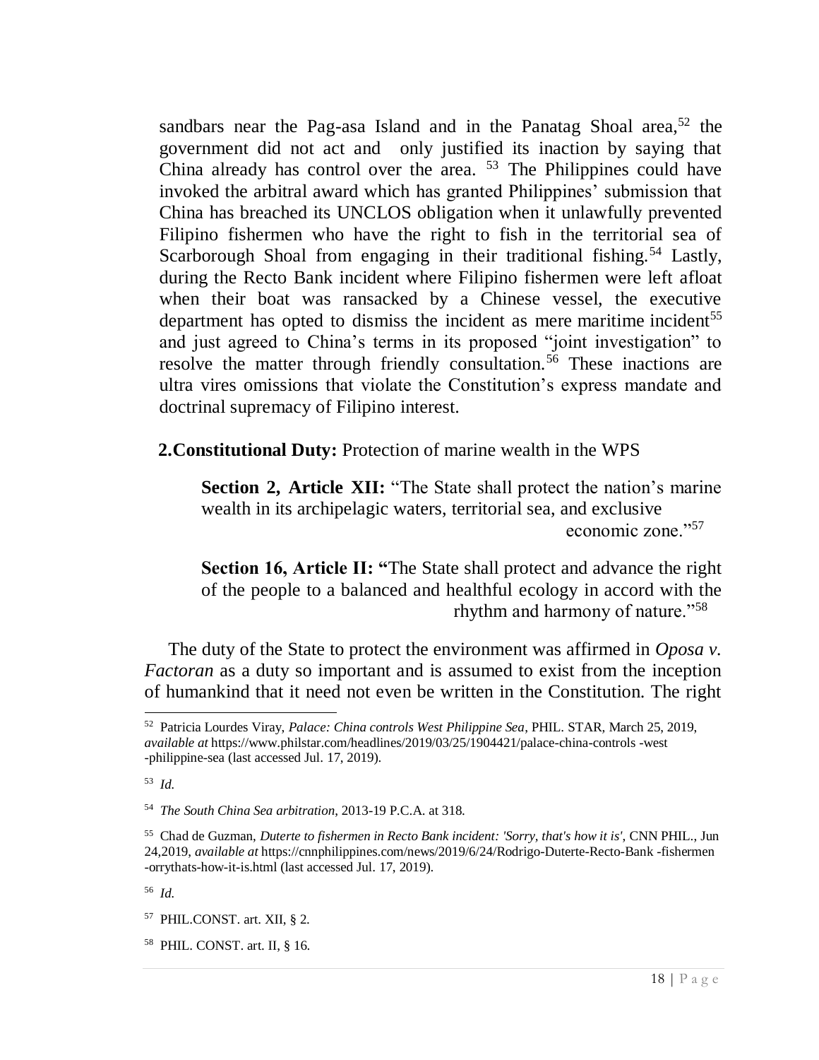sandbars near the Pag-asa Island and in the Panatag Shoal area,[52] the government did not act and only justified its inaction by saying that China already has control over the area. [53] The Philippines could have invoked the arbitral award which has granted Philippines' submission that China has breached its UNCLOS obligation when it unlawfully prevented Filipino fishermen who have the right to fish in the territorial sea of Scarborough Shoal from engaging in their traditional fishing.[54] Lastly, during the Recto Bank incident where Filipino fishermen were left afloat when their boat was ransacked by a Chinese vessel, the executive department has opted to dismiss the incident as mere maritime incident[55] and just agreed to China's terms in its proposed "joint investigation" to resolve the matter through friendly consultation.[56] These inactions are ultra vires omissions that violate the Constitution's express mandate and doctrinal supremacy of Filipino interest.

**2.Constitutional Duty:** Protection of marine wealth in the WPS

> **Section 2, Article XII:** "The State shall protect the nation's marine wealth in its archipelagic waters, territorial sea, and exclusive economic zone."[57]
>
> **Section 16, Article II: "**The State shall protect and advance the right of the people to a balanced and healthful ecology in accord with the rhythm and harmony of nature."[58]

The duty of the State to protect the environment was affirmed in *Oposa v. Factoran* as a duty so important and is assumed to exist from the inception of humankind that it need not even be written in the Constitution. The right

---

[52] Patricia Lourdes Viray, *Palace: China controls West Philippine Sea*, PHIL. STAR, March 25, 2019, *available at* https://www.philstar.com/headlines/2019/03/25/1904421/palace-china-controls -west -philippine-sea (last accessed Jul. 17, 2019).

[53] *Id.*

[54] *The South China Sea arbitration*, 2013-19 P.C.A. at 318.

[55] Chad de Guzman, *Duterte to fishermen in Recto Bank incident: 'Sorry, that's how it is'*, CNN PHIL., Jun 24,2019, *available at* https://cnnphilippines.com/news/2019/6/24/Rodrigo-Duterte-Recto-Bank -fishermen -orrythats-how-it-is.html (last accessed Jul. 17, 2019).

[56] *Id.*

[57] PHIL.CONST. art. XII, § 2.

[58] PHIL. CONST. art. II, § 16.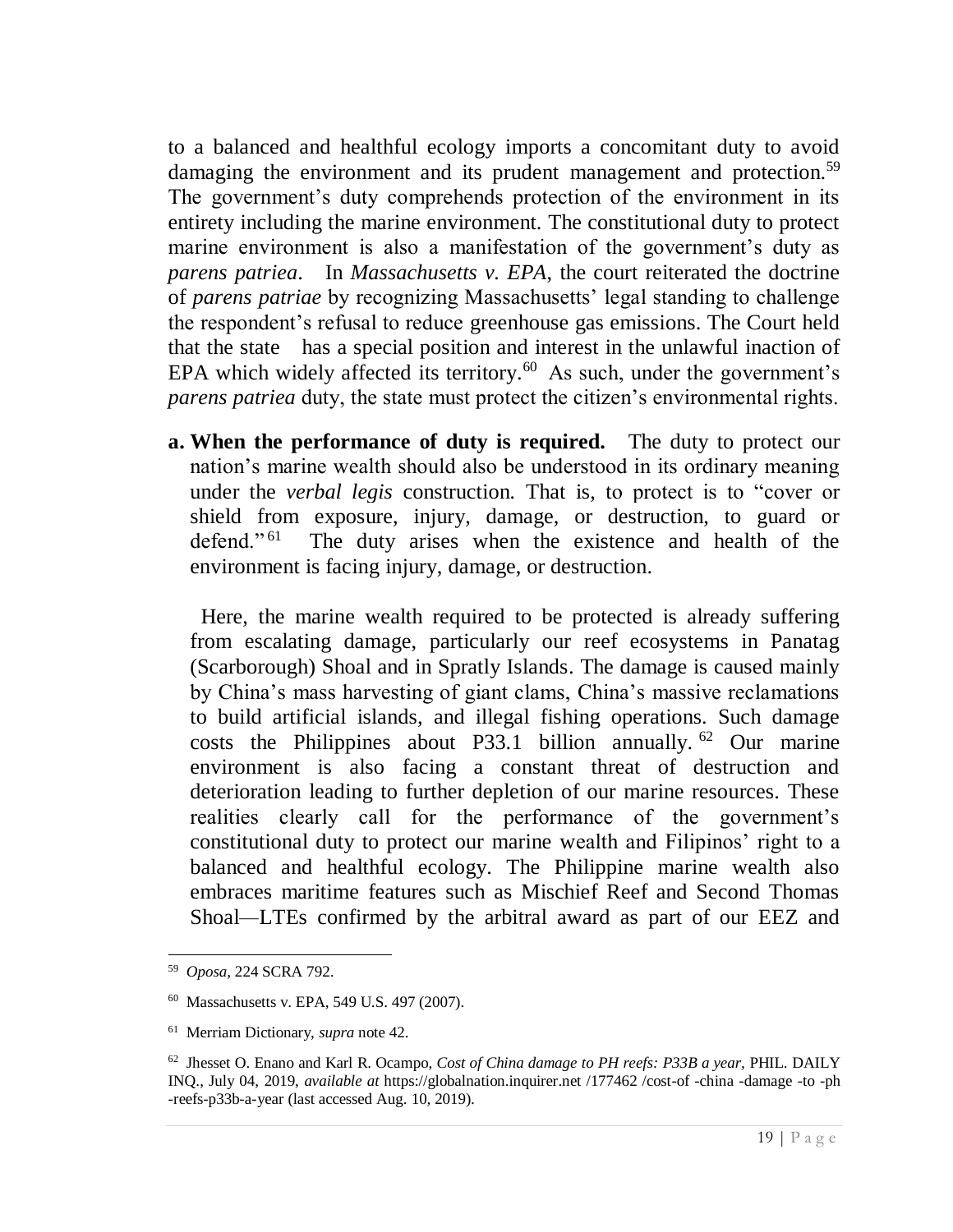to a balanced and healthful ecology imports a concomitant duty to avoid damaging the environment and its prudent management and protection.[59] The government's duty comprehends protection of the environment in its entirety including the marine environment. The constitutional duty to protect marine environment is also a manifestation of the government's duty as *parens patriea*. In *Massachusetts v. EPA*, the court reiterated the doctrine of *parens patriae* by recognizing Massachusetts' legal standing to challenge the respondent's refusal to reduce greenhouse gas emissions. The Court held that the state has a special position and interest in the unlawful inaction of EPA which widely affected its territory.[60] As such, under the government's *parens patriea* duty, the state must protect the citizen's environmental rights.

**a. When the performance of duty is required.** The duty to protect our nation's marine wealth should also be understood in its ordinary meaning under the *verbal legis* construction. That is, to protect is to "cover or shield from exposure, injury, damage, or destruction, to guard or defend."[61] The duty arises when the existence and health of the environment is facing injury, damage, or destruction.

Here, the marine wealth required to be protected is already suffering from escalating damage, particularly our reef ecosystems in Panatag (Scarborough) Shoal and in Spratly Islands. The damage is caused mainly by China's mass harvesting of giant clams, China's massive reclamations to build artificial islands, and illegal fishing operations. Such damage costs the Philippines about P33.1 billion annually.[62] Our marine environment is also facing a constant threat of destruction and deterioration leading to further depletion of our marine resources. These realities clearly call for the performance of the government's constitutional duty to protect our marine wealth and Filipinos' right to a balanced and healthful ecology. The Philippine marine wealth also embraces maritime features such as Mischief Reef and Second Thomas Shoal—LTEs confirmed by the arbitral award as part of our EEZ and

---

[59] *Oposa*, 224 SCRA 792.

[60] Massachusetts v. EPA, 549 U.S. 497 (2007).

[61] Merriam Dictionary, *supra* note 42.

[62] Jhesset O. Enano and Karl R. Ocampo, *Cost of China damage to PH reefs: P33B a year*, PHIL. DAILY INQ., July 04, 2019, *available at* https://globalnation.inquirer.net /177462 /cost-of -china -damage -to -ph -reefs-p33b-a-year (last accessed Aug. 10, 2019).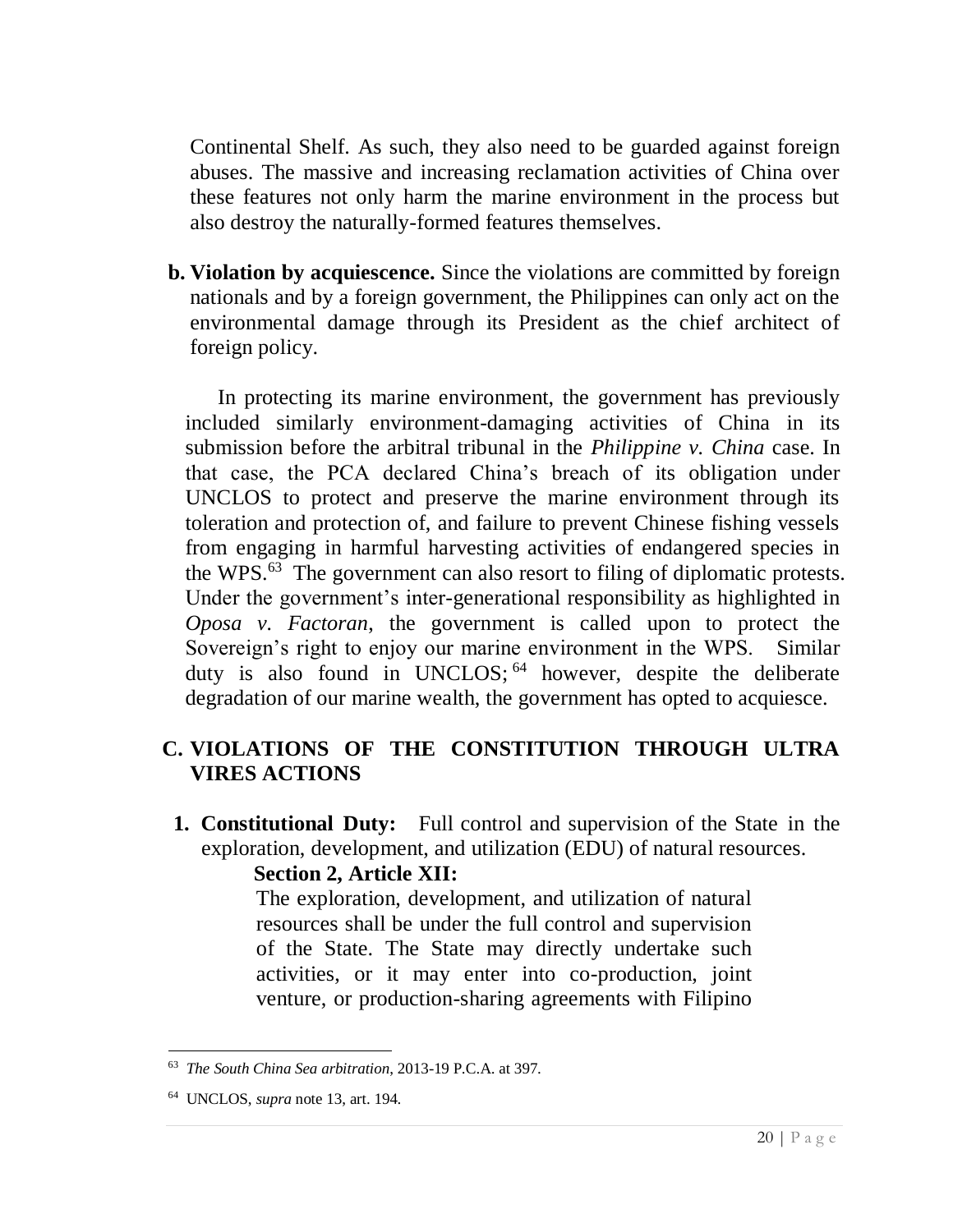Continental Shelf. As such, they also need to be guarded against foreign abuses. The massive and increasing reclamation activities of China over these features not only harm the marine environment in the process but also destroy the naturally-formed features themselves.

**b. Violation by acquiescence.** Since the violations are committed by foreign nationals and by a foreign government, the Philippines can only act on the environmental damage through its President as the chief architect of foreign policy.

In protecting its marine environment, the government has previously included similarly environment-damaging activities of China in its submission before the arbitral tribunal in the *Philippine v. China* case. In that case, the PCA declared China's breach of its obligation under UNCLOS to protect and preserve the marine environment through its toleration and protection of, and failure to prevent Chinese fishing vessels from engaging in harmful harvesting activities of endangered species in the WPS.[63] The government can also resort to filing of diplomatic protests. Under the government's inter-generational responsibility as highlighted in *Oposa v. Factoran*, the government is called upon to protect the Sovereign's right to enjoy our marine environment in the WPS. Similar duty is also found in UNCLOS;[64] however, despite the deliberate degradation of our marine wealth, the government has opted to acquiesce.

## C. VIOLATIONS OF THE CONSTITUTION THROUGH ULTRA VIRES ACTIONS

**1. Constitutional Duty:** Full control and supervision of the State in the exploration, development, and utilization (EDU) of natural resources.

**Section 2, Article XII:**

> The exploration, development, and utilization of natural resources shall be under the full control and supervision of the State. The State may directly undertake such activities, or it may enter into co-production, joint venture, or production-sharing agreements with Filipino

---

[63] *The South China Sea arbitration*, 2013-19 P.C.A. at 397.

[64] UNCLOS, *supra* note 13, art. 194.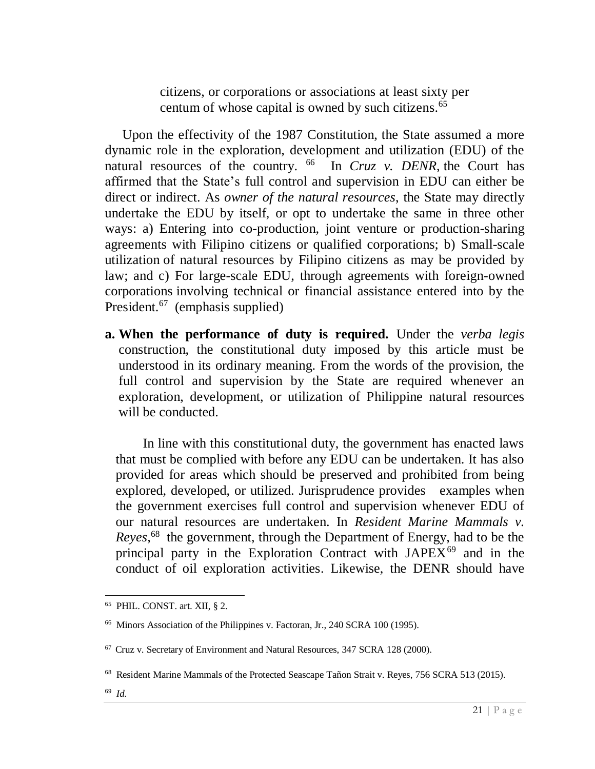> citizens, or corporations or associations at least sixty per centum of whose capital is owned by such citizens.[65]

Upon the effectivity of the 1987 Constitution, the State assumed a more dynamic role in the exploration, development and utilization (EDU) of the natural resources of the country. [66] In *Cruz v. DENR*, the Court has affirmed that the State's full control and supervision in EDU can either be direct or indirect. As *owner of the natural resources*, the State may directly undertake the EDU by itself, or opt to undertake the same in three other ways: a) Entering into co-production, joint venture or production-sharing agreements with Filipino citizens or qualified corporations; b) Small-scale utilization of natural resources by Filipino citizens as may be provided by law; and c) For large-scale EDU, through agreements with foreign-owned corporations involving technical or financial assistance entered into by the President.[67] (emphasis supplied)

**a. When the performance of duty is required.** Under the *verba legis* construction, the constitutional duty imposed by this article must be understood in its ordinary meaning. From the words of the provision, the full control and supervision by the State are required whenever an exploration, development, or utilization of Philippine natural resources will be conducted.

In line with this constitutional duty, the government has enacted laws that must be complied with before any EDU can be undertaken. It has also provided for areas which should be preserved and prohibited from being explored, developed, or utilized. Jurisprudence provides examples when the government exercises full control and supervision whenever EDU of our natural resources are undertaken. In *Resident Marine Mammals v. Reyes*,[68] the government, through the Department of Energy, had to be the principal party in the Exploration Contract with JAPEX[69] and in the conduct of oil exploration activities. Likewise, the DENR should have

---

[65] PHIL. CONST. art. XII, § 2.

[66] Minors Association of the Philippines v. Factoran, Jr., 240 SCRA 100 (1995).

[67] Cruz v. Secretary of Environment and Natural Resources, 347 SCRA 128 (2000).

[68] Resident Marine Mammals of the Protected Seascape Tañon Strait v. Reyes, 756 SCRA 513 (2015).

[69] *Id.*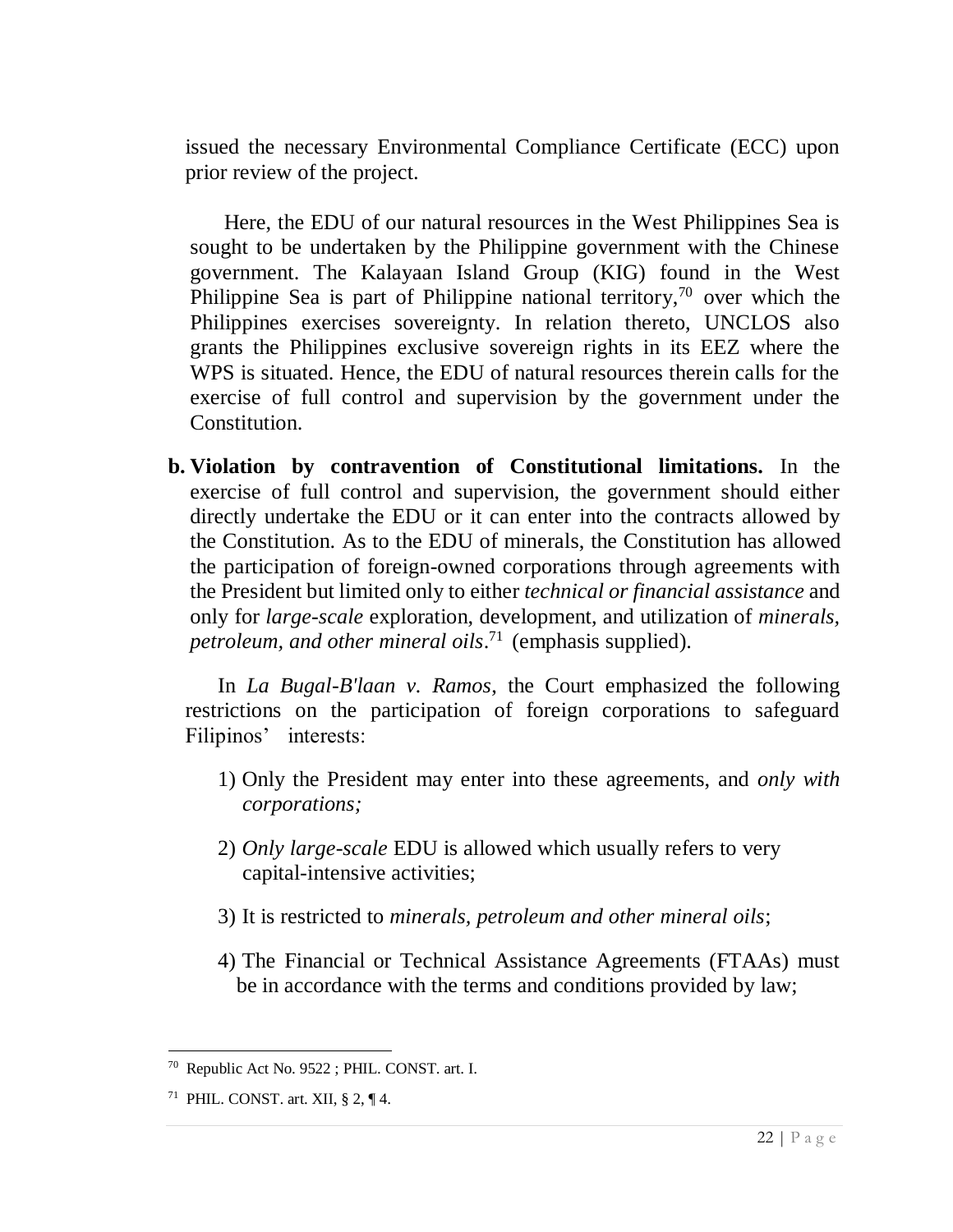issued the necessary Environmental Compliance Certificate (ECC) upon prior review of the project.

Here, the EDU of our natural resources in the West Philippines Sea is sought to be undertaken by the Philippine government with the Chinese government. The Kalayaan Island Group (KIG) found in the West Philippine Sea is part of Philippine national territory,[70] over which the Philippines exercises sovereignty. In relation thereto, UNCLOS also grants the Philippines exclusive sovereign rights in its EEZ where the WPS is situated. Hence, the EDU of natural resources therein calls for the exercise of full control and supervision by the government under the Constitution.

**b. Violation by contravention of Constitutional limitations.** In the exercise of full control and supervision, the government should either directly undertake the EDU or it can enter into the contracts allowed by the Constitution. As to the EDU of minerals, the Constitution has allowed the participation of foreign-owned corporations through agreements with the President but limited only to either *technical or financial assistance* and only for *large-scale* exploration, development, and utilization of *minerals, petroleum, and other mineral oils*.[71] (emphasis supplied).

In *La Bugal-B'laan v. Ramos*, the Court emphasized the following restrictions on the participation of foreign corporations to safeguard Filipinos' interests:

1) Only the President may enter into these agreements, and *only with corporations;*

2) *Only large-scale* EDU is allowed which usually refers to very capital-intensive activities;

3) It is restricted to *minerals, petroleum and other mineral oils*;

4) The Financial or Technical Assistance Agreements (FTAAs) must be in accordance with the terms and conditions provided by law;

---

[70] Republic Act No. 9522 ; PHIL. CONST. art. I.

[71] PHIL. CONST. art. XII, § 2, ¶ 4.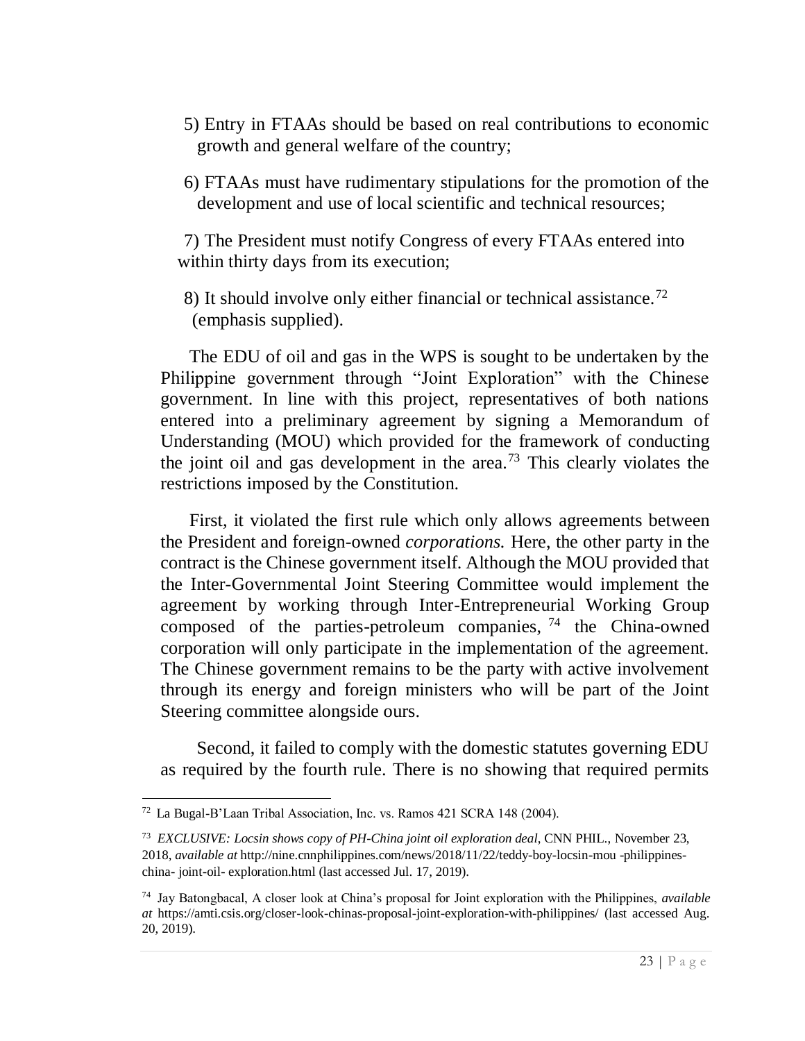5) Entry in FTAAs should be based on real contributions to economic growth and general welfare of the country;

6) FTAAs must have rudimentary stipulations for the promotion of the development and use of local scientific and technical resources;

7) The President must notify Congress of every FTAAs entered into within thirty days from its execution;

8) It should involve only either financial or technical assistance.[72] (emphasis supplied).

The EDU of oil and gas in the WPS is sought to be undertaken by the Philippine government through "Joint Exploration" with the Chinese government. In line with this project, representatives of both nations entered into a preliminary agreement by signing a Memorandum of Understanding (MOU) which provided for the framework of conducting the joint oil and gas development in the area.[73] This clearly violates the restrictions imposed by the Constitution.

First, it violated the first rule which only allows agreements between the President and foreign-owned *corporations.* Here, the other party in the contract is the Chinese government itself. Although the MOU provided that the Inter-Governmental Joint Steering Committee would implement the agreement by working through Inter-Entrepreneurial Working Group composed of the parties-petroleum companies,[74] the China-owned corporation will only participate in the implementation of the agreement. The Chinese government remains to be the party with active involvement through its energy and foreign ministers who will be part of the Joint Steering committee alongside ours.

Second, it failed to comply with the domestic statutes governing EDU as required by the fourth rule. There is no showing that required permits

---

[72] La Bugal-B'Laan Tribal Association, Inc. vs. Ramos 421 SCRA 148 (2004).

[73] *EXCLUSIVE: Locsin shows copy of PH-China joint oil exploration deal*, CNN PHIL., November 23, 2018, *available at* http://nine.cnnphilippines.com/news/2018/11/22/teddy-boy-locsin-mou -philippines-china- joint-oil- exploration.html (last accessed Jul. 17, 2019).

[74] Jay Batongbacal, A closer look at China's proposal for Joint exploration with the Philippines, *available at* https://amti.csis.org/closer-look-chinas-proposal-joint-exploration-with-philippines/ (last accessed Aug. 20, 2019).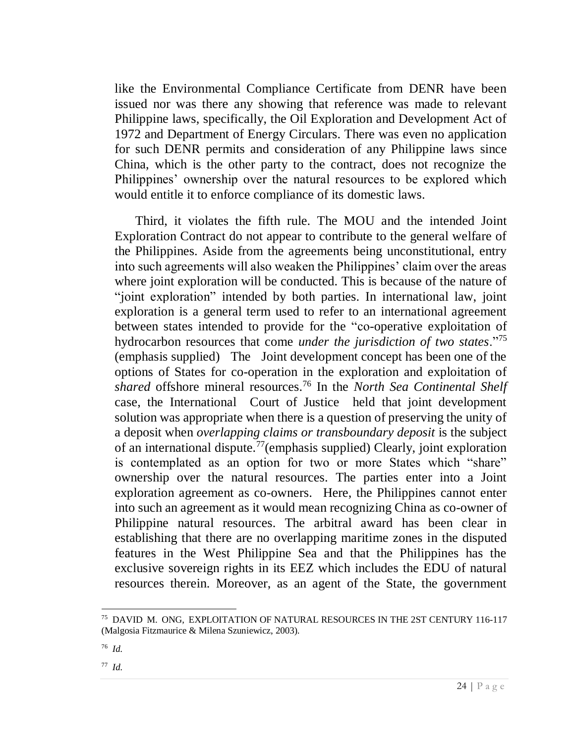like the Environmental Compliance Certificate from DENR have been issued nor was there any showing that reference was made to relevant Philippine laws, specifically, the Oil Exploration and Development Act of 1972 and Department of Energy Circulars. There was even no application for such DENR permits and consideration of any Philippine laws since China, which is the other party to the contract, does not recognize the Philippines' ownership over the natural resources to be explored which would entitle it to enforce compliance of its domestic laws.

Third, it violates the fifth rule. The MOU and the intended Joint Exploration Contract do not appear to contribute to the general welfare of the Philippines. Aside from the agreements being unconstitutional, entry into such agreements will also weaken the Philippines' claim over the areas where joint exploration will be conducted. This is because of the nature of "joint exploration" intended by both parties. In international law, joint exploration is a general term used to refer to an international agreement between states intended to provide for the "co-operative exploitation of hydrocarbon resources that come *under the jurisdiction of two states*."[75] (emphasis supplied) The Joint development concept has been one of the options of States for co-operation in the exploration and exploitation of *shared* offshore mineral resources.[76] In the *North Sea Continental Shelf* case, the International Court of Justice held that joint development solution was appropriate when there is a question of preserving the unity of a deposit when *overlapping claims or transboundary deposit* is the subject of an international dispute.[77](emphasis supplied) Clearly, joint exploration is contemplated as an option for two or more States which "share" ownership over the natural resources. The parties enter into a Joint exploration agreement as co-owners. Here, the Philippines cannot enter into such an agreement as it would mean recognizing China as co-owner of Philippine natural resources. The arbitral award has been clear in establishing that there are no overlapping maritime zones in the disputed features in the West Philippine Sea and that the Philippines has the exclusive sovereign rights in its EEZ which includes the EDU of natural resources therein. Moreover, as an agent of the State, the government

---

[75] DAVID M. ONG, EXPLOITATION OF NATURAL RESOURCES IN THE 2ST CENTURY 116-117 (Malgosia Fitzmaurice & Milena Szuniewicz, 2003).

[76] *Id.*

[77] *Id.*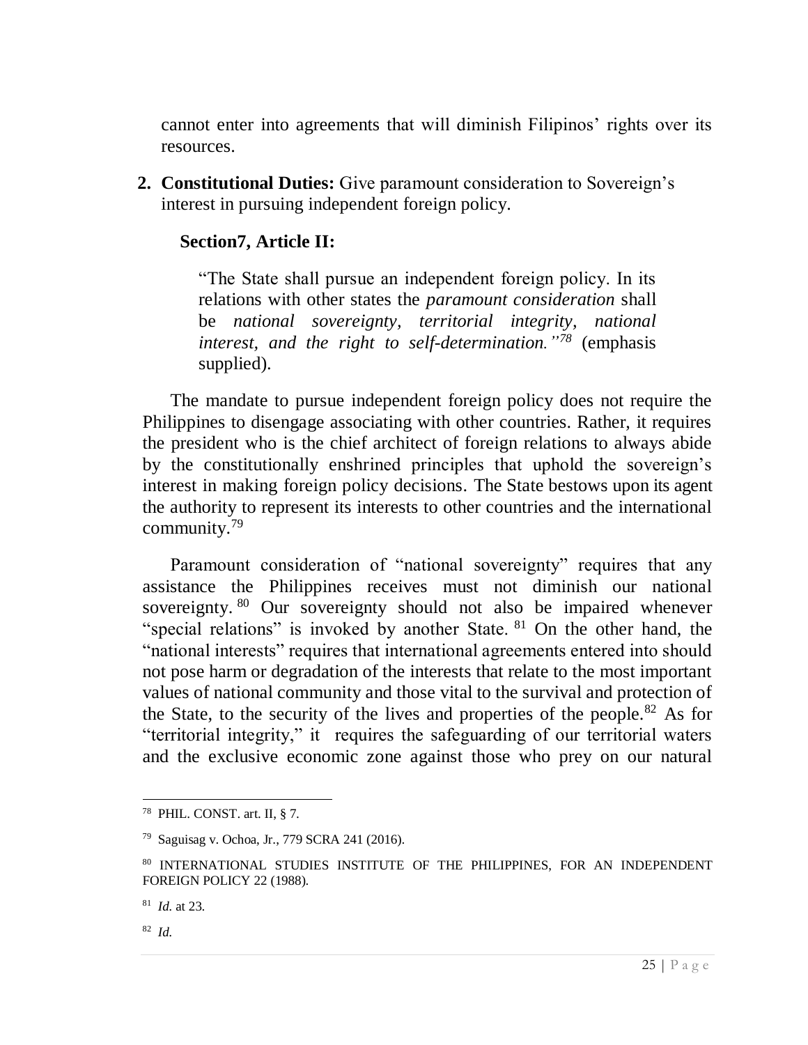cannot enter into agreements that will diminish Filipinos' rights over its resources.

2. **Constitutional Duties:** Give paramount consideration to Sovereign's interest in pursuing independent foreign policy.

   **Section7, Article II:**

   > "The State shall pursue an independent foreign policy. In its relations with other states the *paramount consideration* shall be *national sovereignty, territorial integrity, national interest, and the right to self-determination."*[78] (emphasis supplied).

The mandate to pursue independent foreign policy does not require the Philippines to disengage associating with other countries. Rather, it requires the president who is the chief architect of foreign relations to always abide by the constitutionally enshrined principles that uphold the sovereign's interest in making foreign policy decisions. The State bestows upon its agent the authority to represent its interests to other countries and the international community.[79]

Paramount consideration of "national sovereignty" requires that any assistance the Philippines receives must not diminish our national sovereignty.[80] Our sovereignty should not also be impaired whenever "special relations" is invoked by another State.[81] On the other hand, the "national interests" requires that international agreements entered into should not pose harm or degradation of the interests that relate to the most important values of national community and those vital to the survival and protection of the State, to the security of the lives and properties of the people.[82] As for "territorial integrity," it requires the safeguarding of our territorial waters and the exclusive economic zone against those who prey on our natural

---

[78] PHIL. CONST. art. II, § 7.

[79] Saguisag v. Ochoa, Jr., 779 SCRA 241 (2016).

[80] INTERNATIONAL STUDIES INSTITUTE OF THE PHILIPPINES, FOR AN INDEPENDENT FOREIGN POLICY 22 (1988).

[81] *Id.* at 23.

[82] *Id.*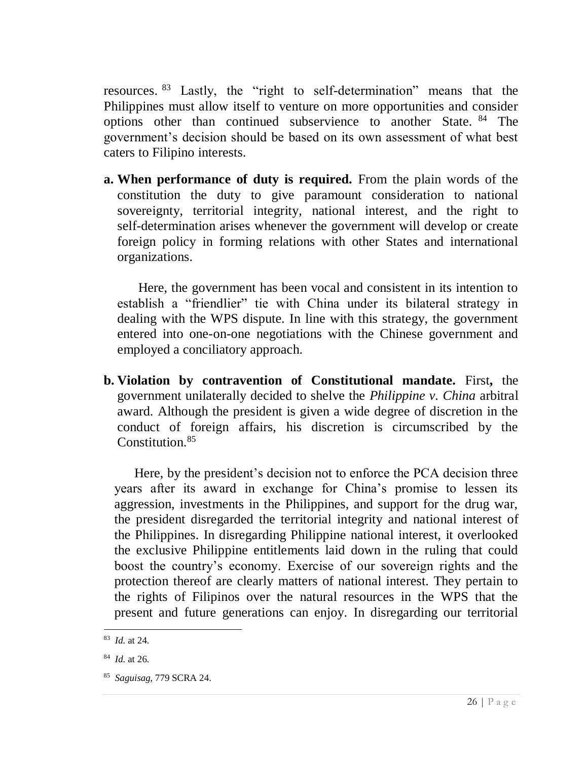resources.[83] Lastly, the "right to self-determination" means that the Philippines must allow itself to venture on more opportunities and consider options other than continued subservience to another State.[84] The government's decision should be based on its own assessment of what best caters to Filipino interests.

a. **When performance of duty is required.** From the plain words of the constitution the duty to give paramount consideration to national sovereignty, territorial integrity, national interest, and the right to self-determination arises whenever the government will develop or create foreign policy in forming relations with other States and international organizations.

   Here, the government has been vocal and consistent in its intention to establish a "friendlier" tie with China under its bilateral strategy in dealing with the WPS dispute. In line with this strategy, the government entered into one-on-one negotiations with the Chinese government and employed a conciliatory approach.

b. **Violation by contravention of Constitutional mandate.** First**,** the government unilaterally decided to shelve the *Philippine v. China* arbitral award. Although the president is given a wide degree of discretion in the conduct of foreign affairs, his discretion is circumscribed by the Constitution.[85]

   Here, by the president's decision not to enforce the PCA decision three years after its award in exchange for China's promise to lessen its aggression, investments in the Philippines, and support for the drug war, the president disregarded the territorial integrity and national interest of the Philippines. In disregarding Philippine national interest, it overlooked the exclusive Philippine entitlements laid down in the ruling that could boost the country's economy. Exercise of our sovereign rights and the protection thereof are clearly matters of national interest. They pertain to the rights of Filipinos over the natural resources in the WPS that the present and future generations can enjoy. In disregarding our territorial

---

[83] *Id.* at 24.

[84] *Id.* at 26.

[85] *Saguisag*, 779 SCRA 24.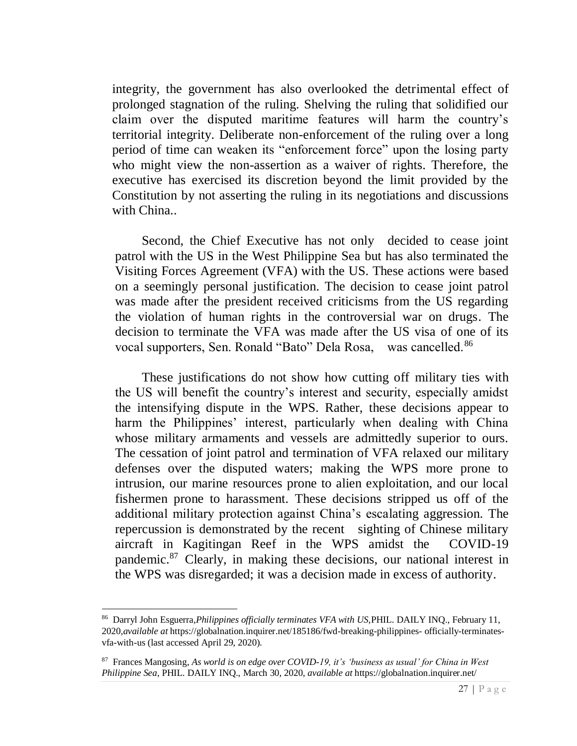integrity, the government has also overlooked the detrimental effect of prolonged stagnation of the ruling. Shelving the ruling that solidified our claim over the disputed maritime features will harm the country's territorial integrity. Deliberate non-enforcement of the ruling over a long period of time can weaken its "enforcement force" upon the losing party who might view the non-assertion as a waiver of rights. Therefore, the executive has exercised its discretion beyond the limit provided by the Constitution by not asserting the ruling in its negotiations and discussions with China..

Second, the Chief Executive has not only decided to cease joint patrol with the US in the West Philippine Sea but has also terminated the Visiting Forces Agreement (VFA) with the US. These actions were based on a seemingly personal justification. The decision to cease joint patrol was made after the president received criticisms from the US regarding the violation of human rights in the controversial war on drugs. The decision to terminate the VFA was made after the US visa of one of its vocal supporters, Sen. Ronald "Bato" Dela Rosa, was cancelled.[86]

These justifications do not show how cutting off military ties with the US will benefit the country's interest and security, especially amidst the intensifying dispute in the WPS. Rather, these decisions appear to harm the Philippines' interest, particularly when dealing with China whose military armaments and vessels are admittedly superior to ours. The cessation of joint patrol and termination of VFA relaxed our military defenses over the disputed waters; making the WPS more prone to intrusion, our marine resources prone to alien exploitation, and our local fishermen prone to harassment. These decisions stripped us off of the additional military protection against China's escalating aggression. The repercussion is demonstrated by the recent sighting of Chinese military aircraft in Kagitingan Reef in the WPS amidst the COVID-19 pandemic.[87] Clearly, in making these decisions, our national interest in the WPS was disregarded; it was a decision made in excess of authority.

---

[86] Darryl John Esguerra, *Philippines officially terminates VFA with US,* PHIL. DAILY INQ., February 11, 2020, *available at* https://globalnation.inquirer.net/185186/fwd-breaking-philippines- officially-terminates-vfa-with-us (last accessed April 29, 2020).

[87] Frances Mangosing, *As world is on edge over COVID-19, it's 'business as usual' for China in West Philippine Sea*, PHIL. DAILY INQ., March 30, 2020, *available at* https://globalnation.inquirer.net/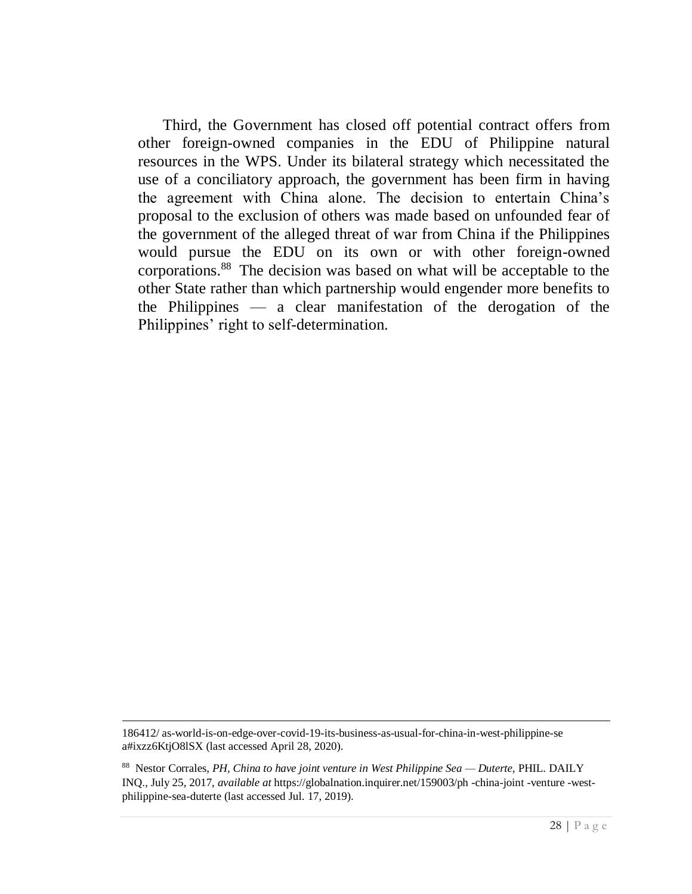Third, the Government has closed off potential contract offers from other foreign-owned companies in the EDU of Philippine natural resources in the WPS. Under its bilateral strategy which necessitated the use of a conciliatory approach, the government has been firm in having the agreement with China alone. The decision to entertain China's proposal to the exclusion of others was made based on unfounded fear of the government of the alleged threat of war from China if the Philippines would pursue the EDU on its own or with other foreign-owned corporations.[88] The decision was based on what will be acceptable to the other State rather than which partnership would engender more benefits to the Philippines — a clear manifestation of the derogation of the Philippines' right to self-determination.

---

186412/ as-world-is-on-edge-over-covid-19-its-business-as-usual-for-china-in-west-philippine-sea#ixzz6KtjO8lSX (last accessed April 28, 2020).

[88] Nestor Corrales, *PH, China to have joint venture in West Philippine Sea — Duterte,* PHIL. DAILY INQ., July 25, 2017, *available at* https://globalnation.inquirer.net/159003/ph -china-joint -venture -west-philippine-sea-duterte (last accessed Jul. 17, 2019).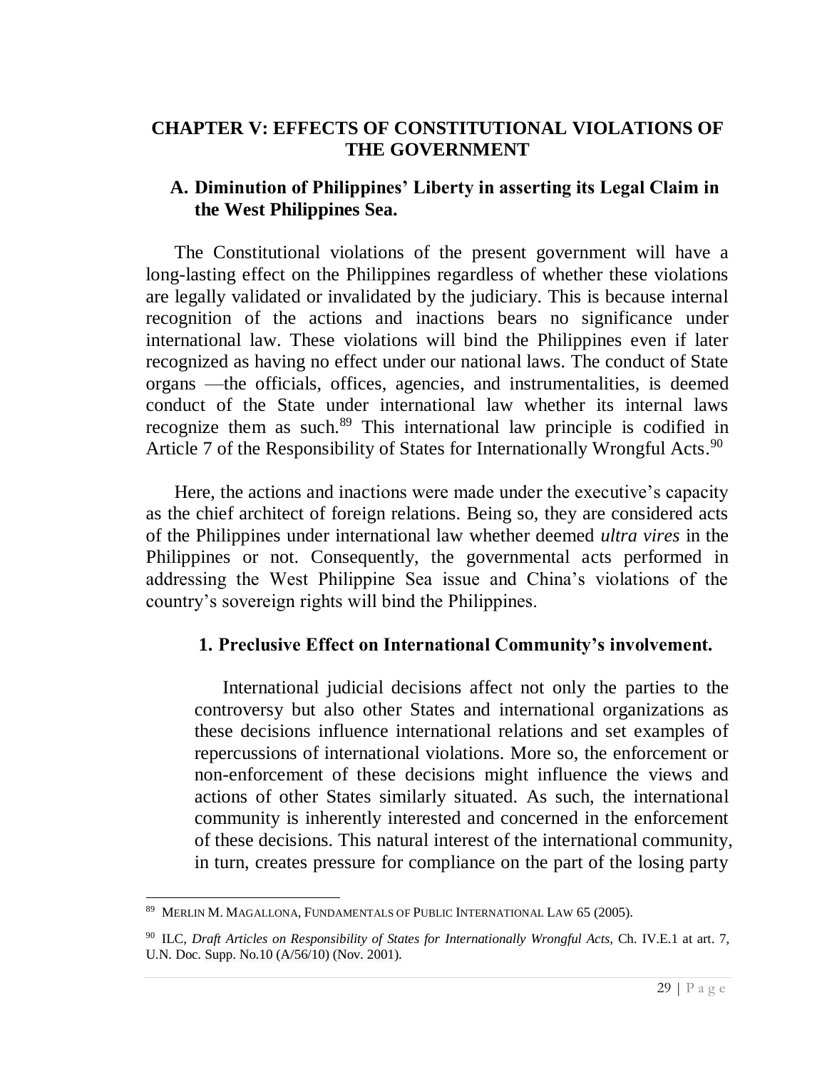# CHAPTER V: EFFECTS OF CONSTITUTIONAL VIOLATIONS OF THE GOVERNMENT

## A. Diminution of Philippines' Liberty in asserting its Legal Claim in the West Philippines Sea.

The Constitutional violations of the present government will have a long-lasting effect on the Philippines regardless of whether these violations are legally validated or invalidated by the judiciary. This is because internal recognition of the actions and inactions bears no significance under international law. These violations will bind the Philippines even if later recognized as having no effect under our national laws. The conduct of State organs —the officials, offices, agencies, and instrumentalities, is deemed conduct of the State under international law whether its internal laws recognize them as such.[89] This international law principle is codified in Article 7 of the Responsibility of States for Internationally Wrongful Acts.[90]

Here, the actions and inactions were made under the executive's capacity as the chief architect of foreign relations. Being so, they are considered acts of the Philippines under international law whether deemed *ultra vires* in the Philippines or not. Consequently, the governmental acts performed in addressing the West Philippine Sea issue and China's violations of the country's sovereign rights will bind the Philippines.

### 1. Preclusive Effect on International Community's involvement.

International judicial decisions affect not only the parties to the controversy but also other States and international organizations as these decisions influence international relations and set examples of repercussions of international violations. More so, the enforcement or non-enforcement of these decisions might influence the views and actions of other States similarly situated. As such, the international community is inherently interested and concerned in the enforcement of these decisions. This natural interest of the international community, in turn, creates pressure for compliance on the part of the losing party

---

[89] MERLIN M. MAGALLONA, FUNDAMENTALS OF PUBLIC INTERNATIONAL LAW 65 (2005).

[90] ILC, *Draft Articles on Responsibility of States for Internationally Wrongful Acts*, Ch. IV.E.1 at art. 7, U.N. Doc. Supp. No.10 (A/56/10) (Nov. 2001).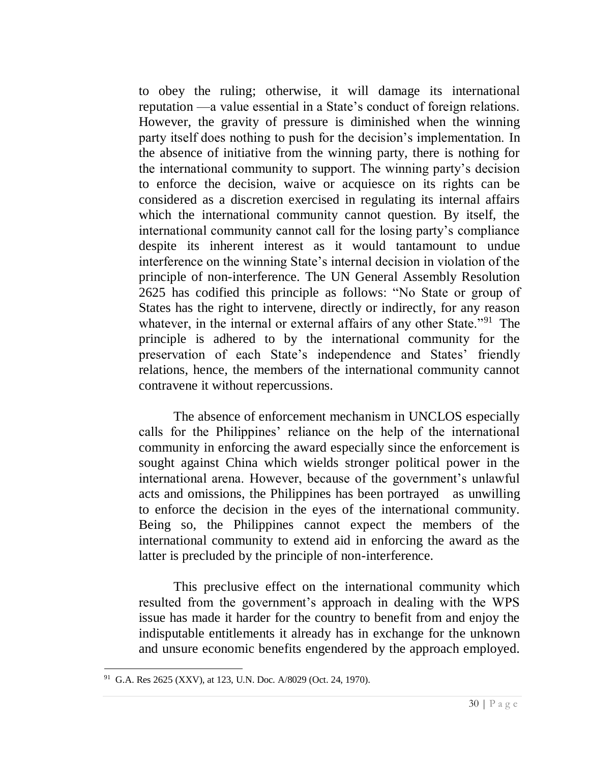to obey the ruling; otherwise, it will damage its international reputation —a value essential in a State's conduct of foreign relations. However, the gravity of pressure is diminished when the winning party itself does nothing to push for the decision's implementation. In the absence of initiative from the winning party, there is nothing for the international community to support. The winning party's decision to enforce the decision, waive or acquiesce on its rights can be considered as a discretion exercised in regulating its internal affairs which the international community cannot question. By itself, the international community cannot call for the losing party's compliance despite its inherent interest as it would tantamount to undue interference on the winning State's internal decision in violation of the principle of non-interference. The UN General Assembly Resolution 2625 has codified this principle as follows: "No State or group of States has the right to intervene, directly or indirectly, for any reason whatever, in the internal or external affairs of any other State."[91] The principle is adhered to by the international community for the preservation of each State's independence and States' friendly relations, hence, the members of the international community cannot contravene it without repercussions.

The absence of enforcement mechanism in UNCLOS especially calls for the Philippines' reliance on the help of the international community in enforcing the award especially since the enforcement is sought against China which wields stronger political power in the international arena. However, because of the government's unlawful acts and omissions, the Philippines has been portrayed as unwilling to enforce the decision in the eyes of the international community. Being so, the Philippines cannot expect the members of the international community to extend aid in enforcing the award as the latter is precluded by the principle of non-interference.

This preclusive effect on the international community which resulted from the government's approach in dealing with the WPS issue has made it harder for the country to benefit from and enjoy the indisputable entitlements it already has in exchange for the unknown and unsure economic benefits engendered by the approach employed.

[91] G.A. Res 2625 (XXV), at 123, U.N. Doc. A/8029 (Oct. 24, 1970).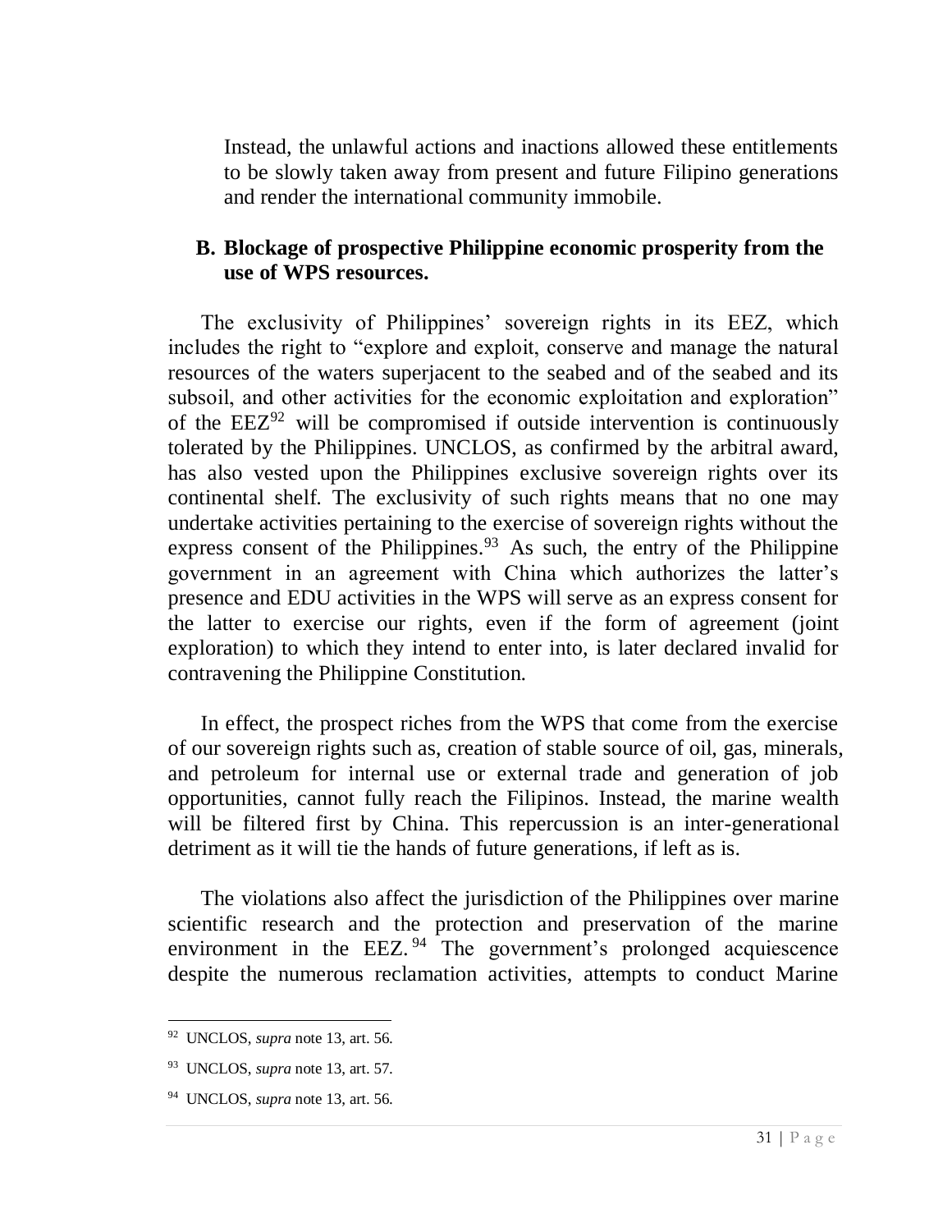Instead, the unlawful actions and inactions allowed these entitlements to be slowly taken away from present and future Filipino generations and render the international community immobile.

### B. Blockage of prospective Philippine economic prosperity from the use of WPS resources.

The exclusivity of Philippines' sovereign rights in its EEZ, which includes the right to "explore and exploit, conserve and manage the natural resources of the waters superjacent to the seabed and of the seabed and its subsoil, and other activities for the economic exploitation and exploration" of the EEZ[92] will be compromised if outside intervention is continuously tolerated by the Philippines. UNCLOS, as confirmed by the arbitral award, has also vested upon the Philippines exclusive sovereign rights over its continental shelf. The exclusivity of such rights means that no one may undertake activities pertaining to the exercise of sovereign rights without the express consent of the Philippines.[93] As such, the entry of the Philippine government in an agreement with China which authorizes the latter's presence and EDU activities in the WPS will serve as an express consent for the latter to exercise our rights, even if the form of agreement (joint exploration) to which they intend to enter into, is later declared invalid for contravening the Philippine Constitution.

In effect, the prospect riches from the WPS that come from the exercise of our sovereign rights such as, creation of stable source of oil, gas, minerals, and petroleum for internal use or external trade and generation of job opportunities, cannot fully reach the Filipinos. Instead, the marine wealth will be filtered first by China. This repercussion is an inter-generational detriment as it will tie the hands of future generations, if left as is.

The violations also affect the jurisdiction of the Philippines over marine scientific research and the protection and preservation of the marine environment in the EEZ.[94] The government's prolonged acquiescence despite the numerous reclamation activities, attempts to conduct Marine

---

[92] UNCLOS, *supra* note 13, art. 56.

[93] UNCLOS, *supra* note 13, art. 57.

[94] UNCLOS, *supra* note 13, art. 56.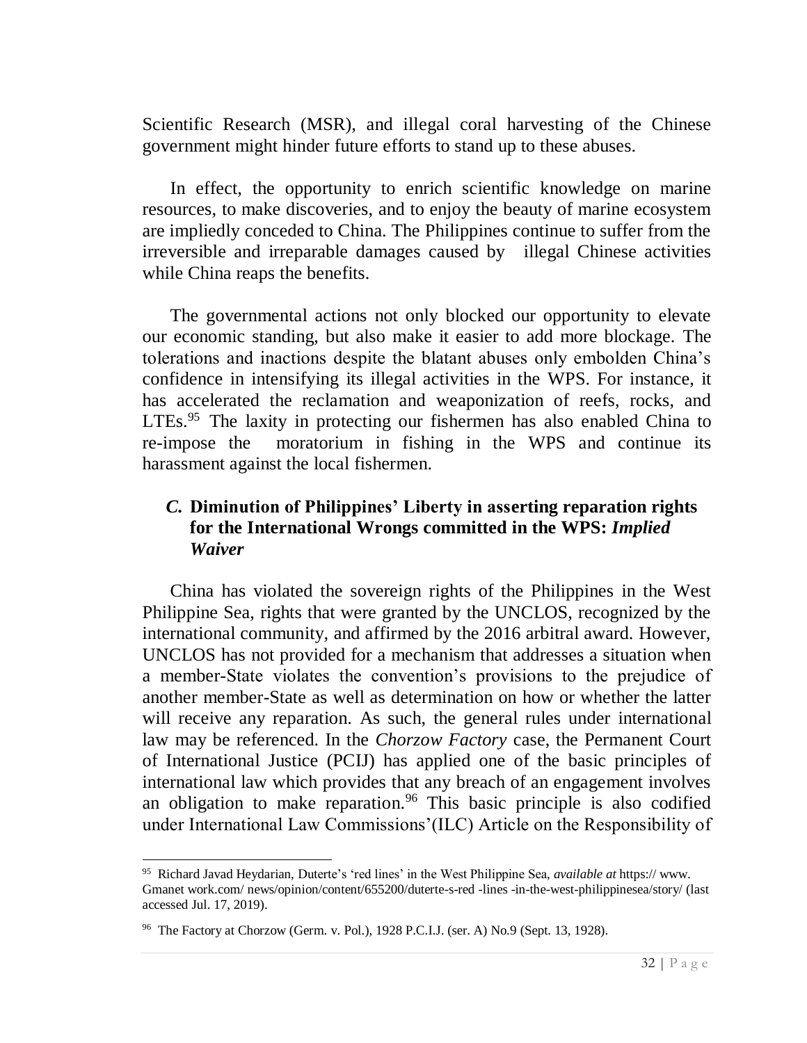Scientific Research (MSR), and illegal coral harvesting of the Chinese government might hinder future efforts to stand up to these abuses.

In effect, the opportunity to enrich scientific knowledge on marine resources, to make discoveries, and to enjoy the beauty of marine ecosystem are impliedly conceded to China. The Philippines continue to suffer from the irreversible and irreparable damages caused by illegal Chinese activities while China reaps the benefits.

The governmental actions not only blocked our opportunity to elevate our economic standing, but also make it easier to add more blockage. The tolerations and inactions despite the blatant abuses only embolden China's confidence in intensifying its illegal activities in the WPS. For instance, it has accelerated the reclamation and weaponization of reefs, rocks, and LTEs.[95] The laxity in protecting our fishermen has also enabled China to re-impose the moratorium in fishing in the WPS and continue its harassment against the local fishermen.

### *C.* Diminution of Philippines' Liberty in asserting reparation rights for the International Wrongs committed in the WPS: *Implied Waiver*

China has violated the sovereign rights of the Philippines in the West Philippine Sea, rights that were granted by the UNCLOS, recognized by the international community, and affirmed by the 2016 arbitral award. However, UNCLOS has not provided for a mechanism that addresses a situation when a member-State violates the convention's provisions to the prejudice of another member-State as well as determination on how or whether the latter will receive any reparation. As such, the general rules under international law may be referenced. In the *Chorzow Factory* case, the Permanent Court of International Justice (PCIJ) has applied one of the basic principles of international law which provides that any breach of an engagement involves an obligation to make reparation.[96] This basic principle is also codified under International Law Commissions'(ILC) Article on the Responsibility of

---

[95] Richard Javad Heydarian, Duterte's 'red lines' in the West Philippine Sea, *available at* https:// www. Gmanet work.com/ news/opinion/content/655200/duterte-s-red -lines -in-the-west-philippinesea/story/ (last accessed Jul. 17, 2019).

[96] The Factory at Chorzow (Germ. v. Pol.), 1928 P.C.I.J. (ser. A) No.9 (Sept. 13, 1928).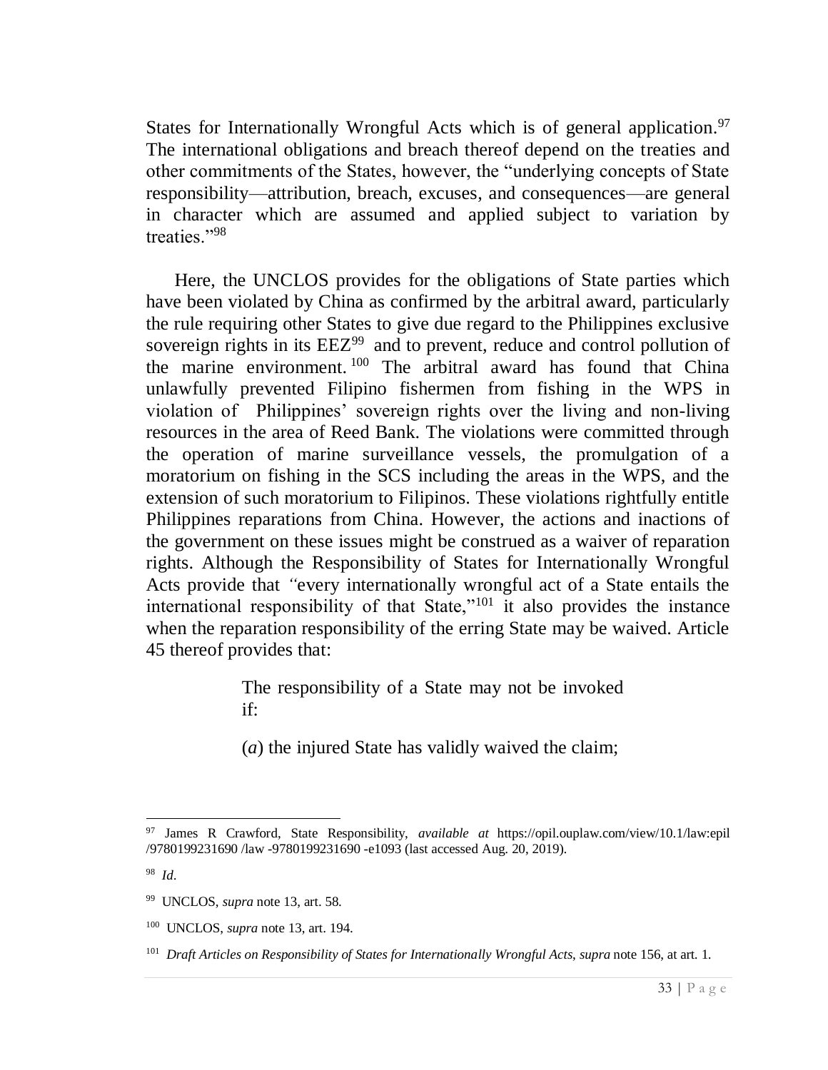States for Internationally Wrongful Acts which is of general application.[97] The international obligations and breach thereof depend on the treaties and other commitments of the States, however, the "underlying concepts of State responsibility—attribution, breach, excuses, and consequences—are general in character which are assumed and applied subject to variation by treaties."[98]

Here, the UNCLOS provides for the obligations of State parties which have been violated by China as confirmed by the arbitral award, particularly the rule requiring other States to give due regard to the Philippines exclusive sovereign rights in its EEZ[99] and to prevent, reduce and control pollution of the marine environment.[100] The arbitral award has found that China unlawfully prevented Filipino fishermen from fishing in the WPS in violation of Philippines' sovereign rights over the living and non-living resources in the area of Reed Bank. The violations were committed through the operation of marine surveillance vessels, the promulgation of a moratorium on fishing in the SCS including the areas in the WPS, and the extension of such moratorium to Filipinos. These violations rightfully entitle Philippines reparations from China. However, the actions and inactions of the government on these issues might be construed as a waiver of reparation rights. Although the Responsibility of States for Internationally Wrongful Acts provide that "every internationally wrongful act of a State entails the international responsibility of that State,"[101] it also provides the instance when the reparation responsibility of the erring State may be waived. Article 45 thereof provides that:

> The responsibility of a State may not be invoked if:
>
> (*a*) the injured State has validly waived the claim;

---

[97] James R Crawford, State Responsibility, *available at* https://opil.ouplaw.com/view/10.1/law:epil/9780199231690 /law -9780199231690 -e1093 (last accessed Aug. 20, 2019).

[98] *Id*.

[99] UNCLOS, *supra* note 13, art. 58.

[100] UNCLOS, *supra* note 13, art. 194.

[101] *Draft Articles on Responsibility of States for Internationally Wrongful Acts*, *supra* note 156, at art. 1.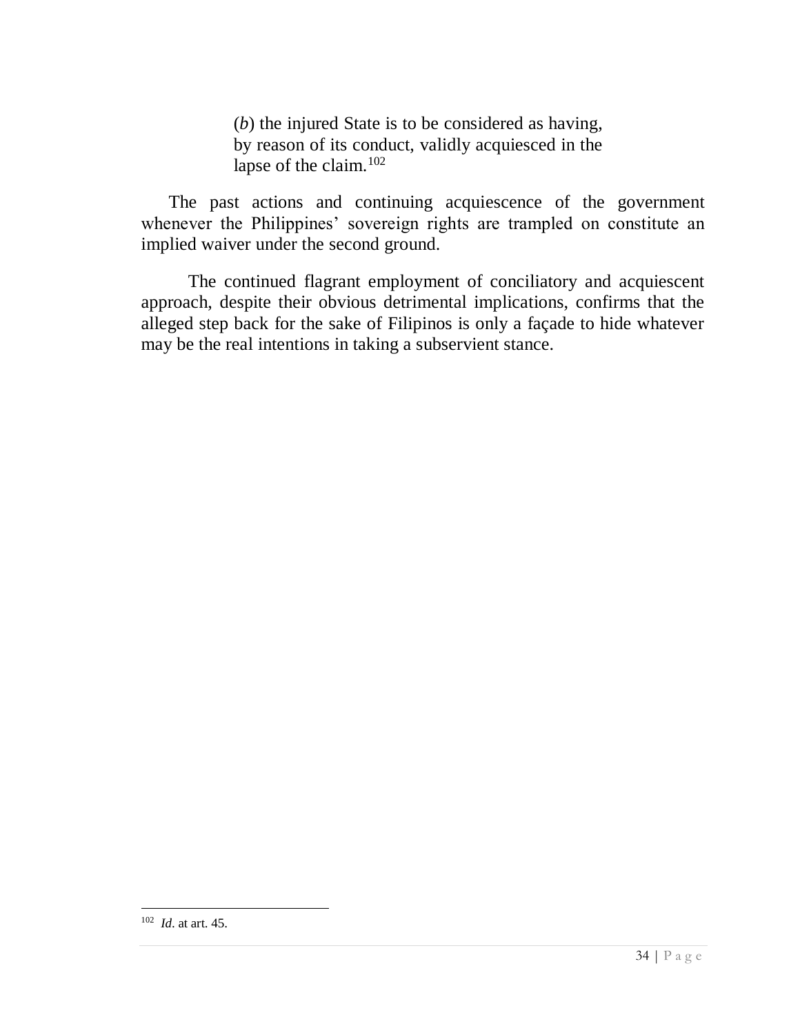> (*b*) the injured State is to be considered as having, by reason of its conduct, validly acquiesced in the lapse of the claim.[102]

The past actions and continuing acquiescence of the government whenever the Philippines' sovereign rights are trampled on constitute an implied waiver under the second ground.

The continued flagrant employment of conciliatory and acquiescent approach, despite their obvious detrimental implications, confirms that the alleged step back for the sake of Filipinos is only a façade to hide whatever may be the real intentions in taking a subservient stance.

---

[102] *Id*. at art. 45.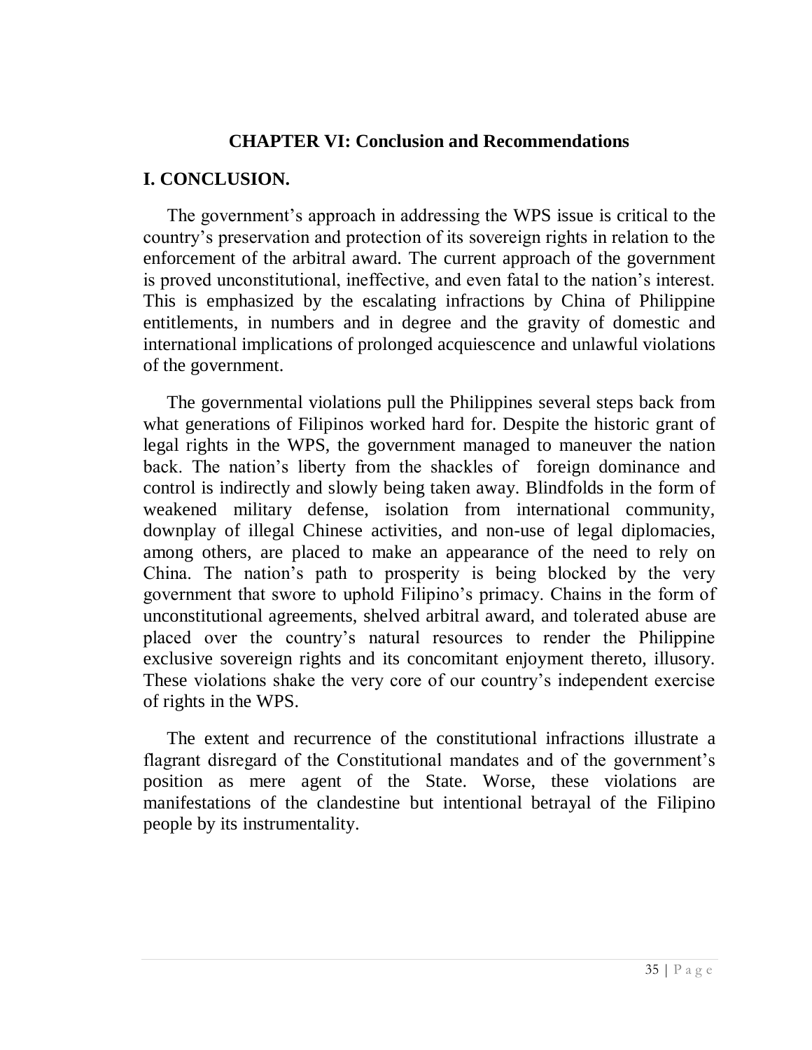## CHAPTER VI: Conclusion and Recommendations

### I. CONCLUSION.

The government's approach in addressing the WPS issue is critical to the country's preservation and protection of its sovereign rights in relation to the enforcement of the arbitral award. The current approach of the government is proved unconstitutional, ineffective, and even fatal to the nation's interest. This is emphasized by the escalating infractions by China of Philippine entitlements, in numbers and in degree and the gravity of domestic and international implications of prolonged acquiescence and unlawful violations of the government.

The governmental violations pull the Philippines several steps back from what generations of Filipinos worked hard for. Despite the historic grant of legal rights in the WPS, the government managed to maneuver the nation back. The nation's liberty from the shackles of foreign dominance and control is indirectly and slowly being taken away. Blindfolds in the form of weakened military defense, isolation from international community, downplay of illegal Chinese activities, and non-use of legal diplomacies, among others, are placed to make an appearance of the need to rely on China. The nation's path to prosperity is being blocked by the very government that swore to uphold Filipino's primacy. Chains in the form of unconstitutional agreements, shelved arbitral award, and tolerated abuse are placed over the country's natural resources to render the Philippine exclusive sovereign rights and its concomitant enjoyment thereto, illusory. These violations shake the very core of our country's independent exercise of rights in the WPS.

The extent and recurrence of the constitutional infractions illustrate a flagrant disregard of the Constitutional mandates and of the government's position as mere agent of the State. Worse, these violations are manifestations of the clandestine but intentional betrayal of the Filipino people by its instrumentality.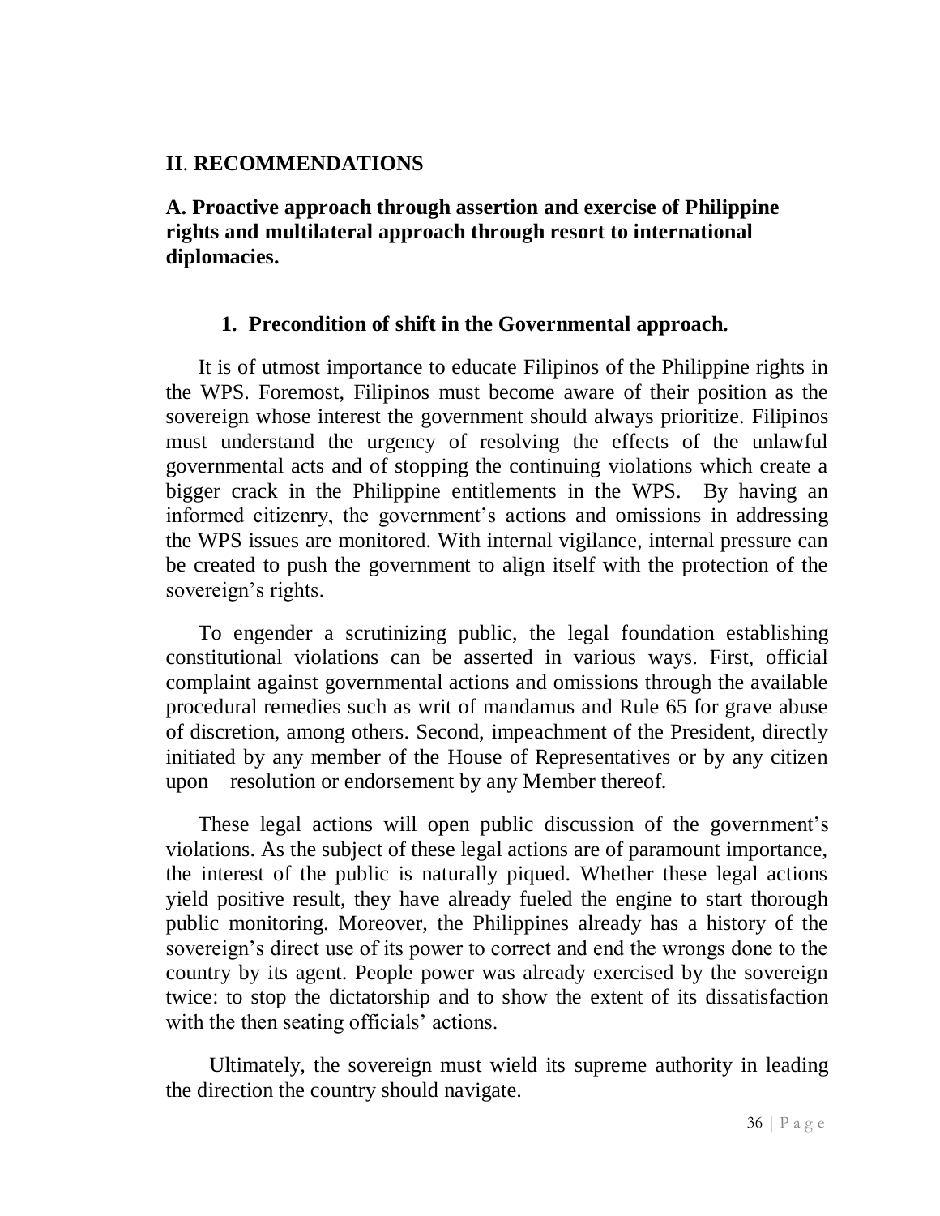## II. RECOMMENDATIONS

### A. Proactive approach through assertion and exercise of Philippine rights and multilateral approach through resort to international diplomacies.

#### 1. Precondition of shift in the Governmental approach.

It is of utmost importance to educate Filipinos of the Philippine rights in the WPS. Foremost, Filipinos must become aware of their position as the sovereign whose interest the government should always prioritize. Filipinos must understand the urgency of resolving the effects of the unlawful governmental acts and of stopping the continuing violations which create a bigger crack in the Philippine entitlements in the WPS. By having an informed citizenry, the government's actions and omissions in addressing the WPS issues are monitored. With internal vigilance, internal pressure can be created to push the government to align itself with the protection of the sovereign's rights.

To engender a scrutinizing public, the legal foundation establishing constitutional violations can be asserted in various ways. First, official complaint against governmental actions and omissions through the available procedural remedies such as writ of mandamus and Rule 65 for grave abuse of discretion, among others. Second, impeachment of the President, directly initiated by any member of the House of Representatives or by any citizen upon resolution or endorsement by any Member thereof.

These legal actions will open public discussion of the government's violations. As the subject of these legal actions are of paramount importance, the interest of the public is naturally piqued. Whether these legal actions yield positive result, they have already fueled the engine to start thorough public monitoring. Moreover, the Philippines already has a history of the sovereign's direct use of its power to correct and end the wrongs done to the country by its agent. People power was already exercised by the sovereign twice: to stop the dictatorship and to show the extent of its dissatisfaction with the then seating officials' actions.

Ultimately, the sovereign must wield its supreme authority in leading the direction the country should navigate.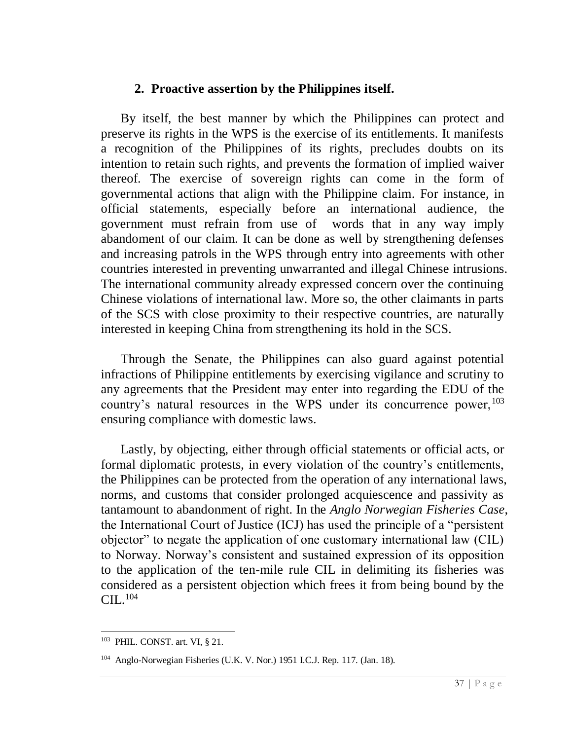## 2. Proactive assertion by the Philippines itself.

By itself, the best manner by which the Philippines can protect and preserve its rights in the WPS is the exercise of its entitlements. It manifests a recognition of the Philippines of its rights, precludes doubts on its intention to retain such rights, and prevents the formation of implied waiver thereof. The exercise of sovereign rights can come in the form of governmental actions that align with the Philippine claim. For instance, in official statements, especially before an international audience, the government must refrain from use of words that in any way imply abandoment of our claim. It can be done as well by strengthening defenses and increasing patrols in the WPS through entry into agreements with other countries interested in preventing unwarranted and illegal Chinese intrusions. The international community already expressed concern over the continuing Chinese violations of international law. More so, the other claimants in parts of the SCS with close proximity to their respective countries, are naturally interested in keeping China from strengthening its hold in the SCS.

Through the Senate, the Philippines can also guard against potential infractions of Philippine entitlements by exercising vigilance and scrutiny to any agreements that the President may enter into regarding the EDU of the country's natural resources in the WPS under its concurrence power,[103] ensuring compliance with domestic laws.

Lastly, by objecting, either through official statements or official acts, or formal diplomatic protests, in every violation of the country's entitlements, the Philippines can be protected from the operation of any international laws, norms, and customs that consider prolonged acquiescence and passivity as tantamount to abandonment of right. In the *Anglo Norwegian Fisheries Case*, the International Court of Justice (ICJ) has used the principle of a "persistent objector" to negate the application of one customary international law (CIL) to Norway. Norway's consistent and sustained expression of its opposition to the application of the ten-mile rule CIL in delimiting its fisheries was considered as a persistent objection which frees it from being bound by the CIL.[104]

---

[103] PHIL. CONST. art. VI, § 21.

[104] Anglo-Norwegian Fisheries (U.K. V. Nor.) 1951 I.C.J. Rep. 117. (Jan. 18).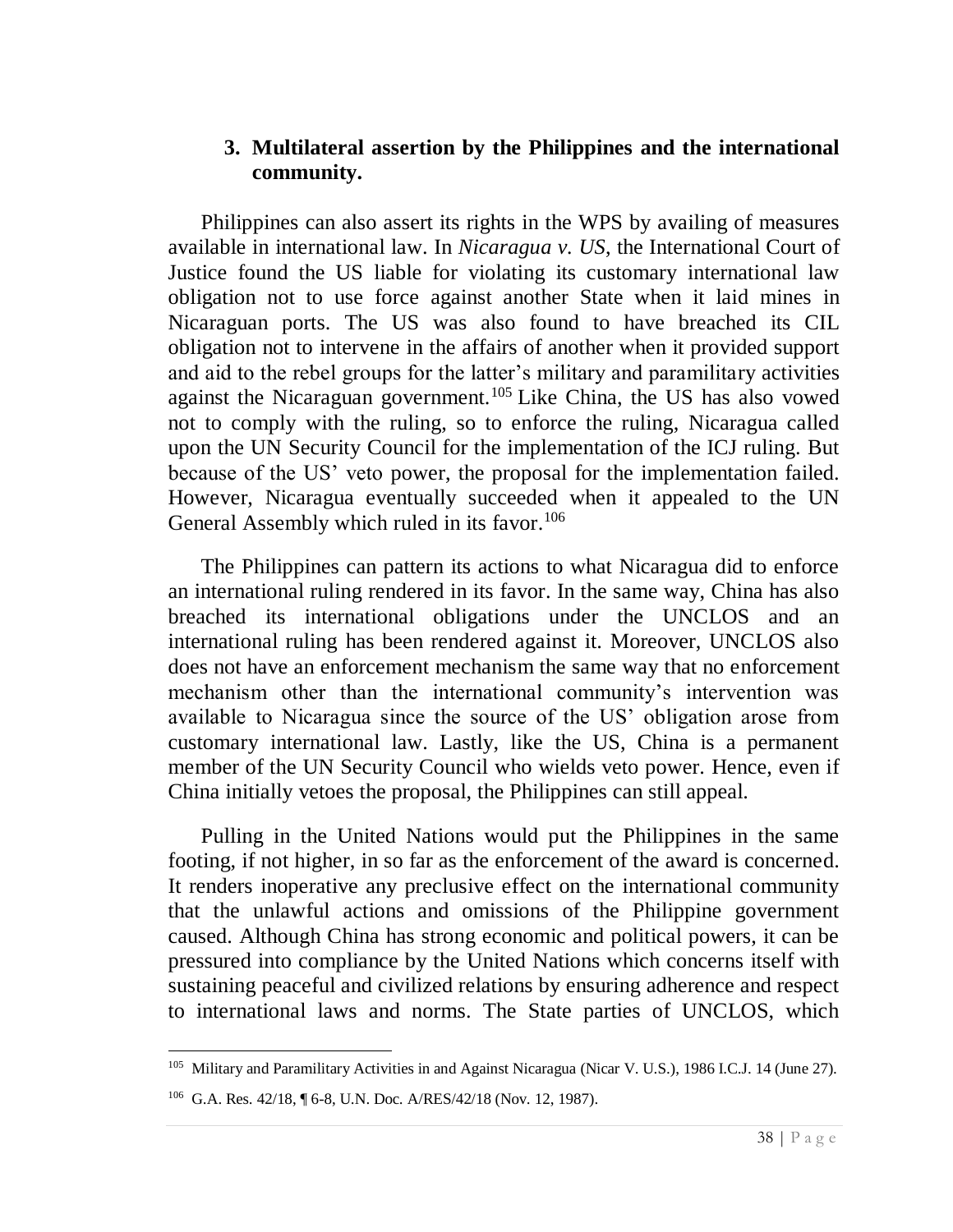### 3. Multilateral assertion by the Philippines and the international community.

Philippines can also assert its rights in the WPS by availing of measures available in international law. In *Nicaragua v. US*, the International Court of Justice found the US liable for violating its customary international law obligation not to use force against another State when it laid mines in Nicaraguan ports. The US was also found to have breached its CIL obligation not to intervene in the affairs of another when it provided support and aid to the rebel groups for the latter's military and paramilitary activities against the Nicaraguan government.[105] Like China, the US has also vowed not to comply with the ruling, so to enforce the ruling, Nicaragua called upon the UN Security Council for the implementation of the ICJ ruling. But because of the US' veto power, the proposal for the implementation failed. However, Nicaragua eventually succeeded when it appealed to the UN General Assembly which ruled in its favor.[106]

The Philippines can pattern its actions to what Nicaragua did to enforce an international ruling rendered in its favor. In the same way, China has also breached its international obligations under the UNCLOS and an international ruling has been rendered against it. Moreover, UNCLOS also does not have an enforcement mechanism the same way that no enforcement mechanism other than the international community's intervention was available to Nicaragua since the source of the US' obligation arose from customary international law. Lastly, like the US, China is a permanent member of the UN Security Council who wields veto power. Hence, even if China initially vetoes the proposal, the Philippines can still appeal.

Pulling in the United Nations would put the Philippines in the same footing, if not higher, in so far as the enforcement of the award is concerned. It renders inoperative any preclusive effect on the international community that the unlawful actions and omissions of the Philippine government caused. Although China has strong economic and political powers, it can be pressured into compliance by the United Nations which concerns itself with sustaining peaceful and civilized relations by ensuring adherence and respect to international laws and norms. The State parties of UNCLOS, which

---

[105] Military and Paramilitary Activities in and Against Nicaragua (Nicar V. U.S.), 1986 I.C.J. 14 (June 27).

[106] G.A. Res. 42/18, ¶ 6-8, U.N. Doc. A/RES/42/18 (Nov. 12, 1987).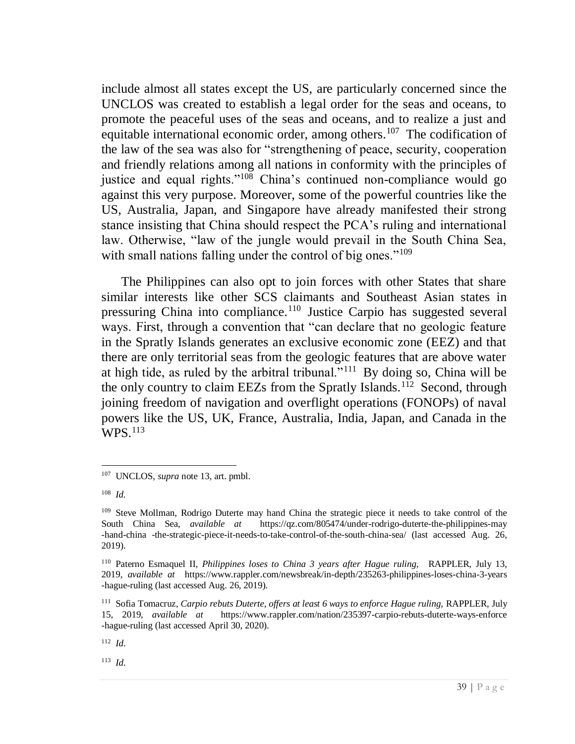include almost all states except the US, are particularly concerned since the UNCLOS was created to establish a legal order for the seas and oceans, to promote the peaceful uses of the seas and oceans, and to realize a just and equitable international economic order, among others.[107] The codification of the law of the sea was also for "strengthening of peace, security, cooperation and friendly relations among all nations in conformity with the principles of justice and equal rights."[108] China's continued non-compliance would go against this very purpose. Moreover, some of the powerful countries like the US, Australia, Japan, and Singapore have already manifested their strong stance insisting that China should respect the PCA's ruling and international law. Otherwise, "law of the jungle would prevail in the South China Sea, with small nations falling under the control of big ones."[109]

The Philippines can also opt to join forces with other States that share similar interests like other SCS claimants and Southeast Asian states in pressuring China into compliance.[110] Justice Carpio has suggested several ways. First, through a convention that "can declare that no geologic feature in the Spratly Islands generates an exclusive economic zone (EEZ) and that there are only territorial seas from the geologic features that are above water at high tide, as ruled by the arbitral tribunal."[111] By doing so, China will be the only country to claim EEZs from the Spratly Islands.[112] Second, through joining freedom of navigation and overflight operations (FONOPs) of naval powers like the US, UK, France, Australia, India, Japan, and Canada in the WPS.[113]

---

[107] UNCLOS, *supra* note 13, art. pmbl.

[108] *Id.*

[109] Steve Mollman, Rodrigo Duterte may hand China the strategic piece it needs to take control of the South China Sea, *available at* https://qz.com/805474/under-rodrigo-duterte-the-philippines-may-hand-china-the-strategic-piece-it-needs-to-take-control-of-the-south-china-sea/ (last accessed Aug. 26, 2019).

[110] Paterno Esmaquel II, *Philippines loses to China 3 years after Hague ruling,* RAPPLER, July 13, 2019, *available at* https://www.rappler.com/newsbreak/in-depth/235263-philippines-loses-china-3-years-hague-ruling (last accessed Aug. 26, 2019).

[111] Sofia Tomacruz, *Carpio rebuts Duterte, offers at least 6 ways to enforce Hague ruling,* RAPPLER, July 15, 2019, *available at* https://www.rappler.com/nation/235397-carpio-rebuts-duterte-ways-enforce-hague-ruling (last accessed April 30, 2020).

[112] *Id.*

[113] *Id.*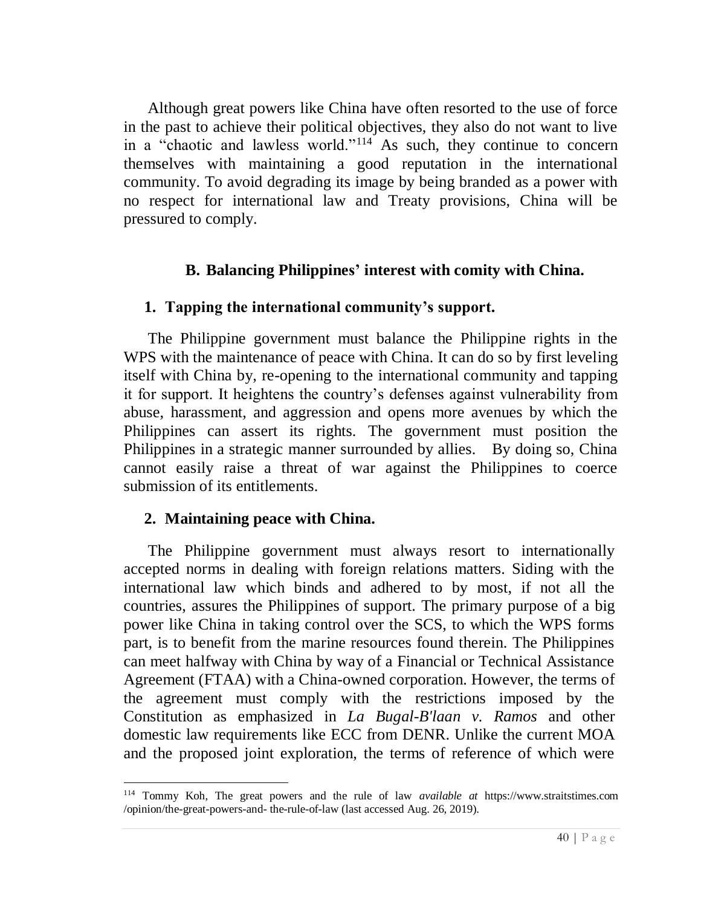Although great powers like China have often resorted to the use of force in the past to achieve their political objectives, they also do not want to live in a "chaotic and lawless world."[114] As such, they continue to concern themselves with maintaining a good reputation in the international community. To avoid degrading its image by being branded as a power with no respect for international law and Treaty provisions, China will be pressured to comply.

### B. Balancing Philippines' interest with comity with China.

#### 1. Tapping the international community's support.

The Philippine government must balance the Philippine rights in the WPS with the maintenance of peace with China. It can do so by first leveling itself with China by, re-opening to the international community and tapping it for support. It heightens the country's defenses against vulnerability from abuse, harassment, and aggression and opens more avenues by which the Philippines can assert its rights. The government must position the Philippines in a strategic manner surrounded by allies. By doing so, China cannot easily raise a threat of war against the Philippines to coerce submission of its entitlements.

#### 2. Maintaining peace with China.

The Philippine government must always resort to internationally accepted norms in dealing with foreign relations matters. Siding with the international law which binds and adhered to by most, if not all the countries, assures the Philippines of support. The primary purpose of a big power like China in taking control over the SCS, to which the WPS forms part, is to benefit from the marine resources found therein. The Philippines can meet halfway with China by way of a Financial or Technical Assistance Agreement (FTAA) with a China-owned corporation. However, the terms of the agreement must comply with the restrictions imposed by the Constitution as emphasized in *La Bugal-B'laan v. Ramos* and other domestic law requirements like ECC from DENR. Unlike the current MOA and the proposed joint exploration, the terms of reference of which were

---

[114] Tommy Koh, The great powers and the rule of law *available at* https://www.straitstimes.com /opinion/the-great-powers-and- the-rule-of-law (last accessed Aug. 26, 2019).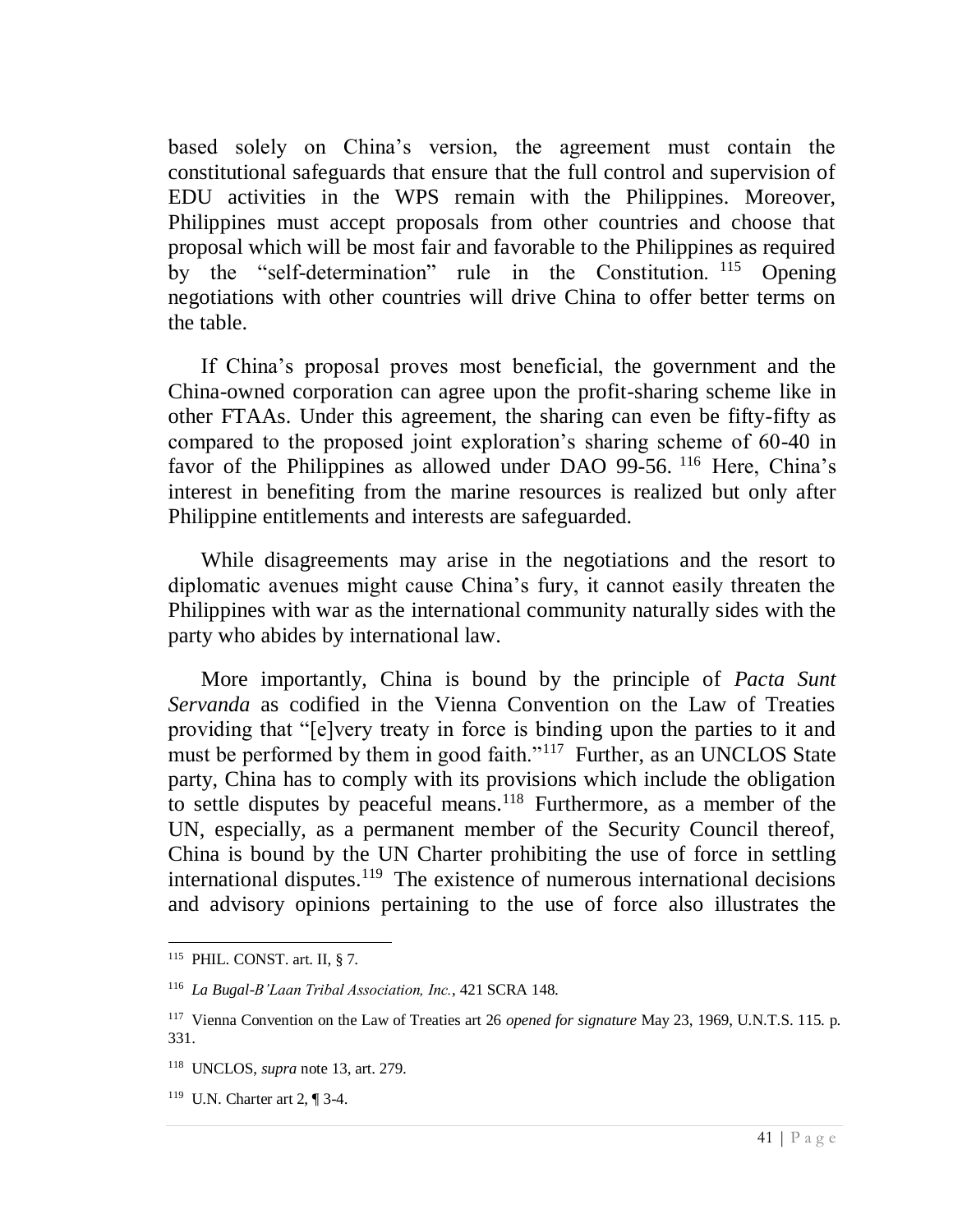based solely on China's version, the agreement must contain the constitutional safeguards that ensure that the full control and supervision of EDU activities in the WPS remain with the Philippines. Moreover, Philippines must accept proposals from other countries and choose that proposal which will be most fair and favorable to the Philippines as required by the "self-determination" rule in the Constitution.[115] Opening negotiations with other countries will drive China to offer better terms on the table.

If China's proposal proves most beneficial, the government and the China-owned corporation can agree upon the profit-sharing scheme like in other FTAAs. Under this agreement, the sharing can even be fifty-fifty as compared to the proposed joint exploration's sharing scheme of 60-40 in favor of the Philippines as allowed under DAO 99-56.[116] Here, China's interest in benefiting from the marine resources is realized but only after Philippine entitlements and interests are safeguarded.

While disagreements may arise in the negotiations and the resort to diplomatic avenues might cause China's fury, it cannot easily threaten the Philippines with war as the international community naturally sides with the party who abides by international law.

More importantly, China is bound by the principle of *Pacta Sunt Servanda* as codified in the Vienna Convention on the Law of Treaties providing that "[e]very treaty in force is binding upon the parties to it and must be performed by them in good faith."[117] Further, as an UNCLOS State party, China has to comply with its provisions which include the obligation to settle disputes by peaceful means.[118] Furthermore, as a member of the UN, especially, as a permanent member of the Security Council thereof, China is bound by the UN Charter prohibiting the use of force in settling international disputes.[119] The existence of numerous international decisions and advisory opinions pertaining to the use of force also illustrates the

---

[115] PHIL. CONST. art. II, § 7.

[116] *La Bugal-B'Laan Tribal Association, Inc.*, 421 SCRA 148.

[117] Vienna Convention on the Law of Treaties art 26 *opened for signature* May 23, 1969, U.N.T.S. 115. p. 331.

[118] UNCLOS, *supra* note 13, art. 279.

[119] U.N. Charter art 2, ¶ 3-4.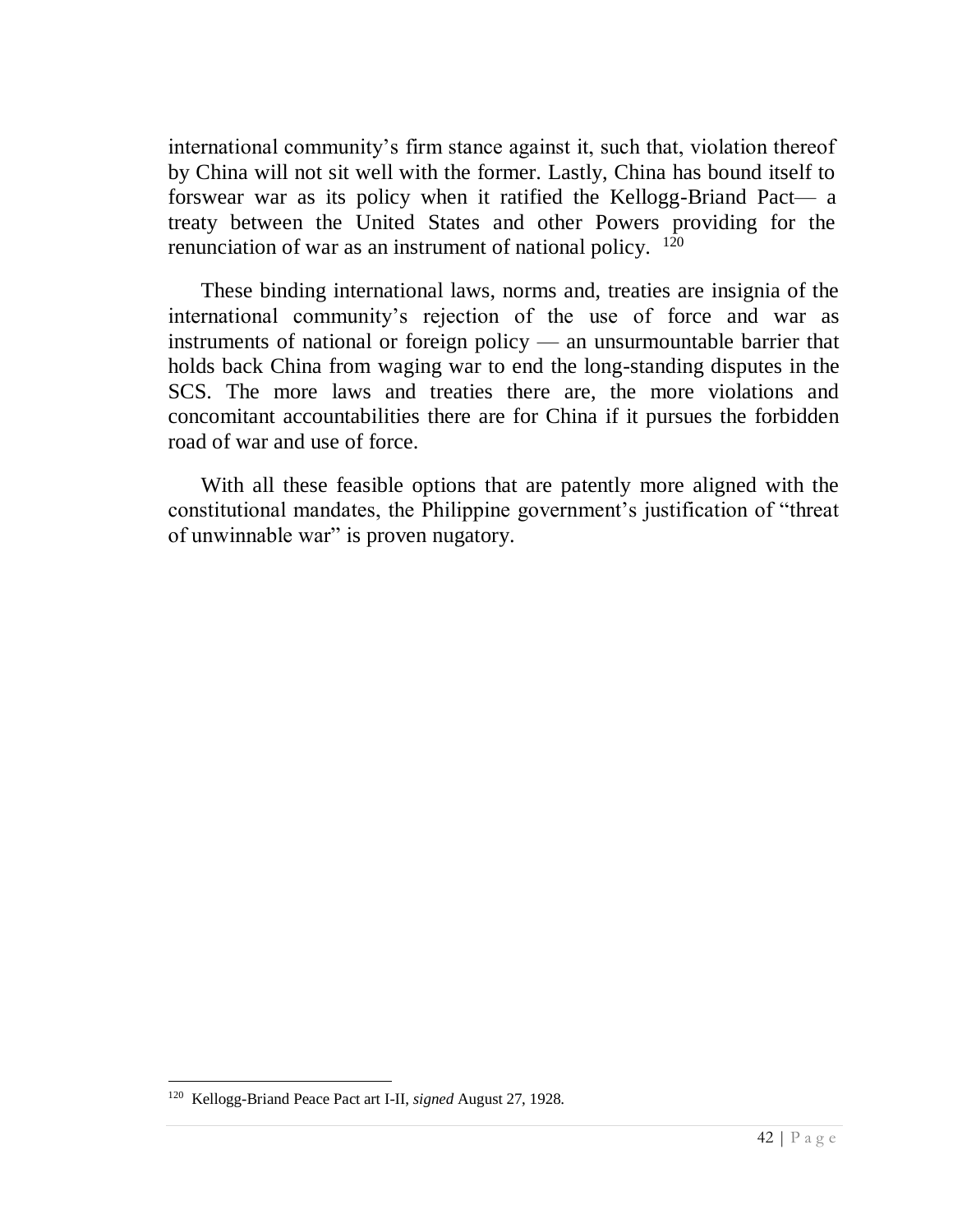international community's firm stance against it, such that, violation thereof by China will not sit well with the former. Lastly, China has bound itself to forswear war as its policy when it ratified the Kellogg-Briand Pact— a treaty between the United States and other Powers providing for the renunciation of war as an instrument of national policy. [120]

These binding international laws, norms and, treaties are insignia of the international community's rejection of the use of force and war as instruments of national or foreign policy — an unsurmountable barrier that holds back China from waging war to end the long-standing disputes in the SCS. The more laws and treaties there are, the more violations and concomitant accountabilities there are for China if it pursues the forbidden road of war and use of force.

With all these feasible options that are patently more aligned with the constitutional mandates, the Philippine government's justification of "threat of unwinnable war" is proven nugatory.

---

[120] Kellogg-Briand Peace Pact art I-II, *signed* August 27, 1928.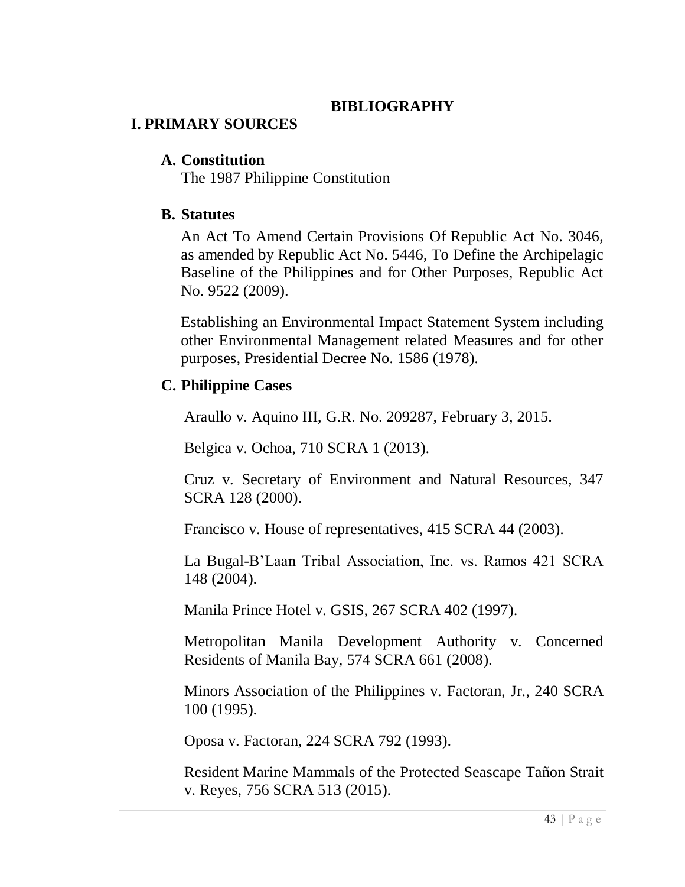# BIBLIOGRAPHY

## I. PRIMARY SOURCES

### A. Constitution

The 1987 Philippine Constitution

### B. Statutes

An Act To Amend Certain Provisions Of Republic Act No. 3046, as amended by Republic Act No. 5446, To Define the Archipelagic Baseline of the Philippines and for Other Purposes, Republic Act No. 9522 (2009).

Establishing an Environmental Impact Statement System including other Environmental Management related Measures and for other purposes, Presidential Decree No. 1586 (1978).

### C. Philippine Cases

Araullo v. Aquino III, G.R. No. 209287, February 3, 2015.

Belgica v. Ochoa, 710 SCRA 1 (2013).

Cruz v. Secretary of Environment and Natural Resources, 347 SCRA 128 (2000).

Francisco v. House of representatives, 415 SCRA 44 (2003).

La Bugal-B'Laan Tribal Association, Inc. vs. Ramos 421 SCRA 148 (2004).

Manila Prince Hotel v. GSIS, 267 SCRA 402 (1997).

Metropolitan Manila Development Authority v. Concerned Residents of Manila Bay, 574 SCRA 661 (2008).

Minors Association of the Philippines v. Factoran, Jr., 240 SCRA 100 (1995).

Oposa v. Factoran, 224 SCRA 792 (1993).

Resident Marine Mammals of the Protected Seascape Tañon Strait v. Reyes, 756 SCRA 513 (2015).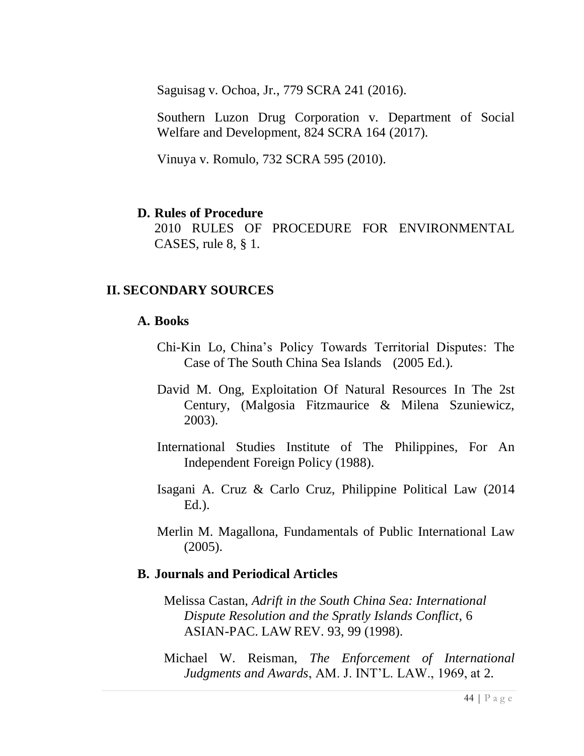Saguisag v. Ochoa, Jr., 779 SCRA 241 (2016).

Southern Luzon Drug Corporation v. Department of Social Welfare and Development, 824 SCRA 164 (2017).

Vinuya v. Romulo, 732 SCRA 595 (2010).

### D. Rules of Procedure

2010 RULES OF PROCEDURE FOR ENVIRONMENTAL CASES, rule 8, § 1.

## II. SECONDARY SOURCES

### A. Books

Chi-Kin Lo, China's Policy Towards Territorial Disputes: The Case of The South China Sea Islands (2005 Ed.).

David M. Ong, Exploitation Of Natural Resources In The 2st Century, (Malgosia Fitzmaurice & Milena Szuniewicz, 2003).

International Studies Institute of The Philippines, For An Independent Foreign Policy (1988).

Isagani A. Cruz & Carlo Cruz, Philippine Political Law (2014 Ed.).

Merlin M. Magallona, Fundamentals of Public International Law (2005).

### B. Journals and Periodical Articles

Melissa Castan, *Adrift in the South China Sea: International Dispute Resolution and the Spratly Islands Conflict*, 6 ASIAN-PAC. LAW REV. 93, 99 (1998).

Michael W. Reisman, *The Enforcement of International Judgments and Awards*, AM. J. INT'L. LAW., 1969, at 2.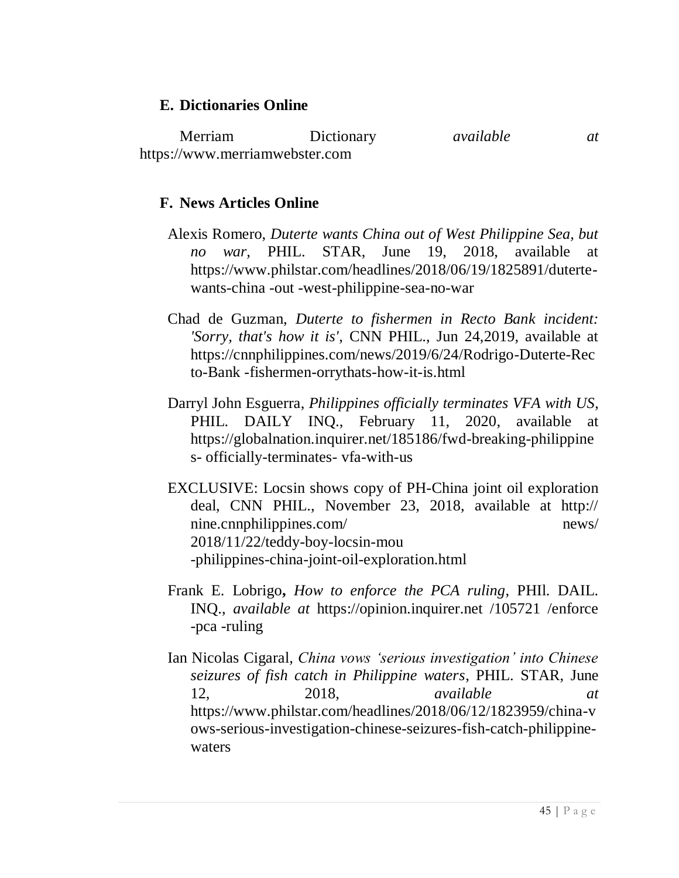### E. Dictionaries Online

Merriam Dictionary *available at* https://www.merriamwebster.com

### F. News Articles Online

Alexis Romero, *Duterte wants China out of West Philippine Sea, but no war,* PHIL. STAR, June 19, 2018, available at https://www.philstar.com/headlines/2018/06/19/1825891/duterte-wants-china -out -west-philippine-sea-no-war

Chad de Guzman, *Duterte to fishermen in Recto Bank incident: 'Sorry, that's how it is'*, CNN PHIL., Jun 24,2019, available at https://cnnphilippines.com/news/2019/6/24/Rodrigo-Duterte-Recto-Bank -fishermen-orrythats-how-it-is.html

Darryl John Esguerra, *Philippines officially terminates VFA with US*, PHIL. DAILY INQ., February 11, 2020, available at https://globalnation.inquirer.net/185186/fwd-breaking-philippines- officially-terminates- vfa-with-us

EXCLUSIVE: Locsin shows copy of PH-China joint oil exploration deal, CNN PHIL., November 23, 2018, available at http:// nine.cnnphilippines.com/ news/ 2018/11/22/teddy-boy-locsin-mou -philippines-china-joint-oil-exploration.html

Frank E. Lobrigo**,** *How to enforce the PCA ruling*, PHIl. DAIL. INQ., *available at* https://opinion.inquirer.net /105721 /enforce -pca -ruling

Ian Nicolas Cigaral, *China vows 'serious investigation' into Chinese seizures of fish catch in Philippine waters*, PHIL. STAR, June 12, 2018, *available at* https://www.philstar.com/headlines/2018/06/12/1823959/china-vows-serious-investigation-chinese-seizures-fish-catch-philippine-waters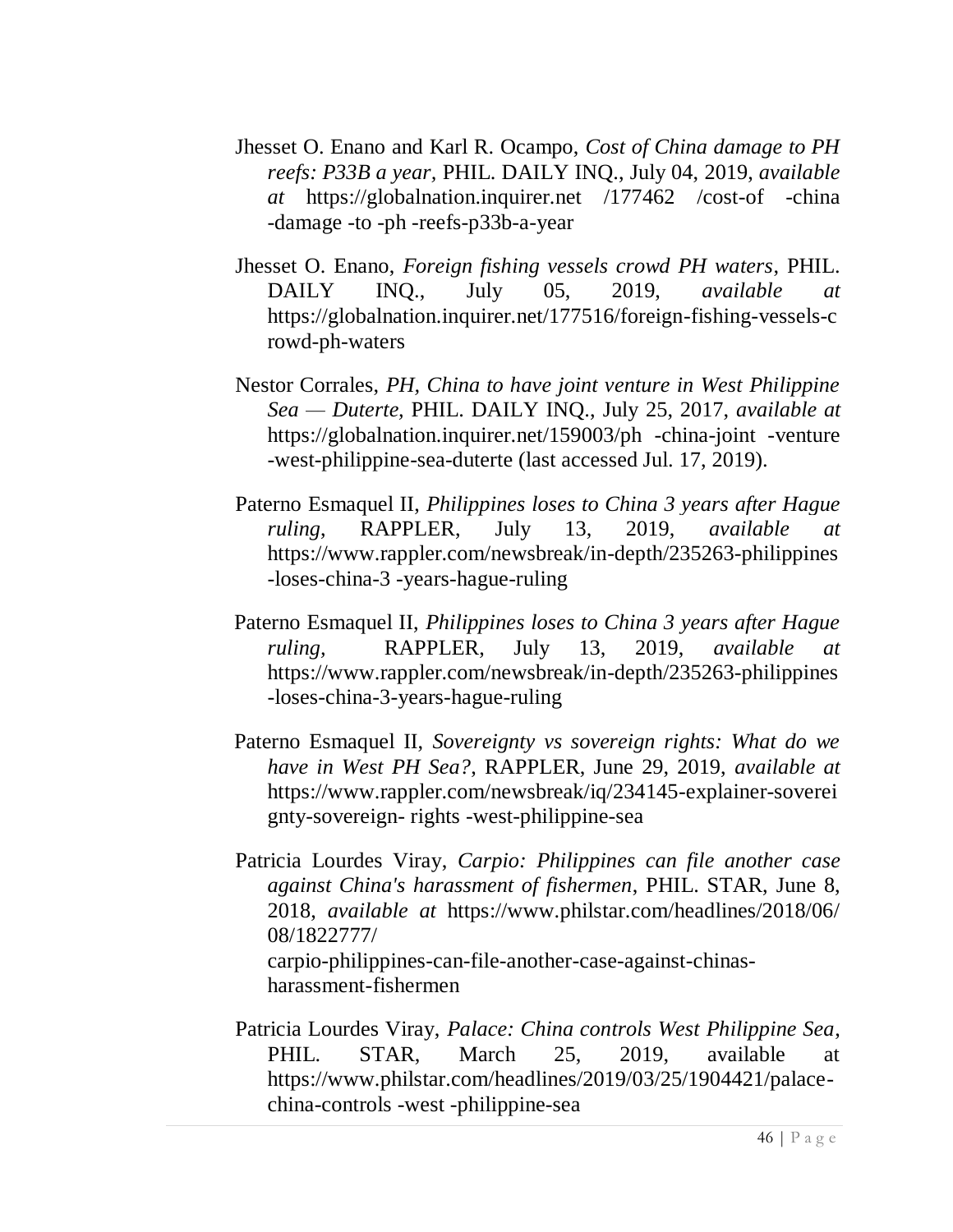Jhesset O. Enano and Karl R. Ocampo, *Cost of China damage to PH reefs: P33B a year,* PHIL. DAILY INQ., July 04, 2019, *available at* https://globalnation.inquirer.net /177462 /cost-of -china -damage -to -ph -reefs-p33b-a-year

Jhesset O. Enano, *Foreign fishing vessels crowd PH waters*, PHIL. DAILY INQ., July 05, 2019, *available at* https://globalnation.inquirer.net/177516/foreign-fishing-vessels-crowd-ph-waters

Nestor Corrales, *PH, China to have joint venture in West Philippine Sea — Duterte,* PHIL. DAILY INQ., July 25, 2017, *available at* https://globalnation.inquirer.net/159003/ph -china-joint -venture -west-philippine-sea-duterte (last accessed Jul. 17, 2019).

Paterno Esmaquel II, *Philippines loses to China 3 years after Hague ruling*, RAPPLER, July 13, 2019, *available at* https://www.rappler.com/newsbreak/in-depth/235263-philippines -loses-china-3 -years-hague-ruling

Paterno Esmaquel II, *Philippines loses to China 3 years after Hague ruling*, RAPPLER, July 13, 2019, *available at* https://www.rappler.com/newsbreak/in-depth/235263-philippines -loses-china-3-years-hague-ruling

Paterno Esmaquel II, *Sovereignty vs sovereign rights: What do we have in West PH Sea?*, RAPPLER, June 29, 2019, *available at* https://www.rappler.com/newsbreak/iq/234145-explainer-sovereignty-sovereign- rights -west-philippine-sea

Patricia Lourdes Viray, *Carpio: Philippines can file another case against China's harassment of fishermen*, PHIL. STAR, June 8, 2018, *available at* https://www.philstar.com/headlines/2018/06/08/1822777/ carpio-philippines-can-file-another-case-against-chinas-harassment-fishermen

Patricia Lourdes Viray, *Palace: China controls West Philippine Sea*, PHIL. STAR, March 25, 2019, available at https://www.philstar.com/headlines/2019/03/25/1904421/palace-china-controls -west -philippine-sea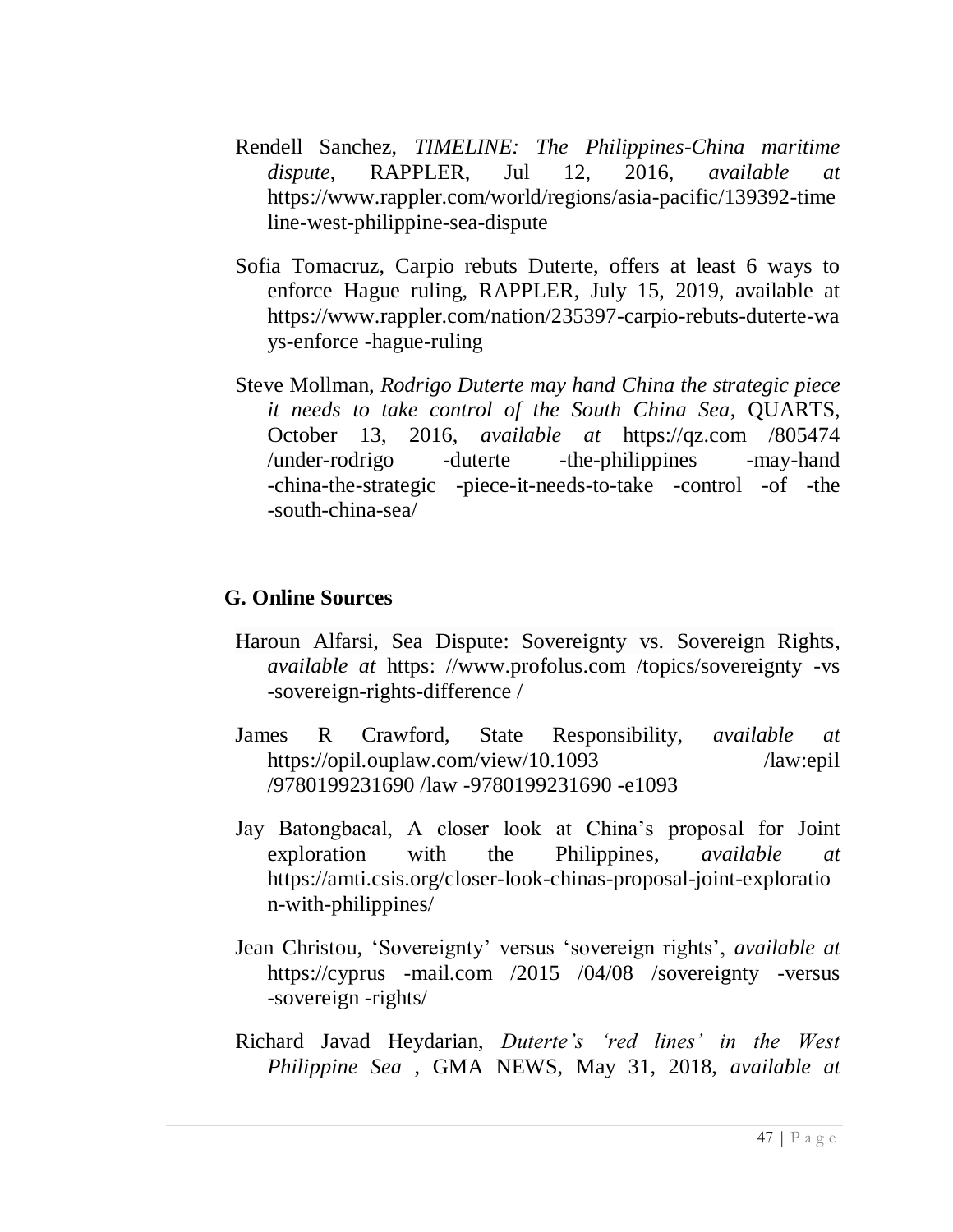Rendell Sanchez, *TIMELINE: The Philippines-China maritime dispute*, RAPPLER, Jul 12, 2016, *available at* https://www.rappler.com/world/regions/asia-pacific/139392-timeline-west-philippine-sea-dispute

Sofia Tomacruz, Carpio rebuts Duterte, offers at least 6 ways to enforce Hague ruling, RAPPLER, July 15, 2019, available at https://www.rappler.com/nation/235397-carpio-rebuts-duterte-ways-enforce -hague-ruling

Steve Mollman, *Rodrigo Duterte may hand China the strategic piece it needs to take control of the South China Sea*, QUARTS, October 13, 2016, *available at* https://qz.com /805474 /under-rodrigo -duterte -the-philippines -may-hand -china-the-strategic -piece-it-needs-to-take -control -of -the -south-china-sea/

## G. Online Sources

Haroun Alfarsi, Sea Dispute: Sovereignty vs. Sovereign Rights, *available at* https: //www.profolus.com /topics/sovereignty -vs -sovereign-rights-difference /

James R Crawford, State Responsibility, *available at* https://opil.ouplaw.com/view/10.1093 /law:epil /9780199231690 /law -9780199231690 -e1093

Jay Batongbacal, A closer look at China's proposal for Joint exploration with the Philippines, *available at* https://amti.csis.org/closer-look-chinas-proposal-joint-exploration-with-philippines/

Jean Christou, 'Sovereignty' versus 'sovereign rights', *available at* https://cyprus -mail.com /2015 /04/08 /sovereignty -versus -sovereign -rights/

Richard Javad Heydarian, *Duterte's 'red lines' in the West Philippine Sea* , GMA NEWS, May 31, 2018, *available at*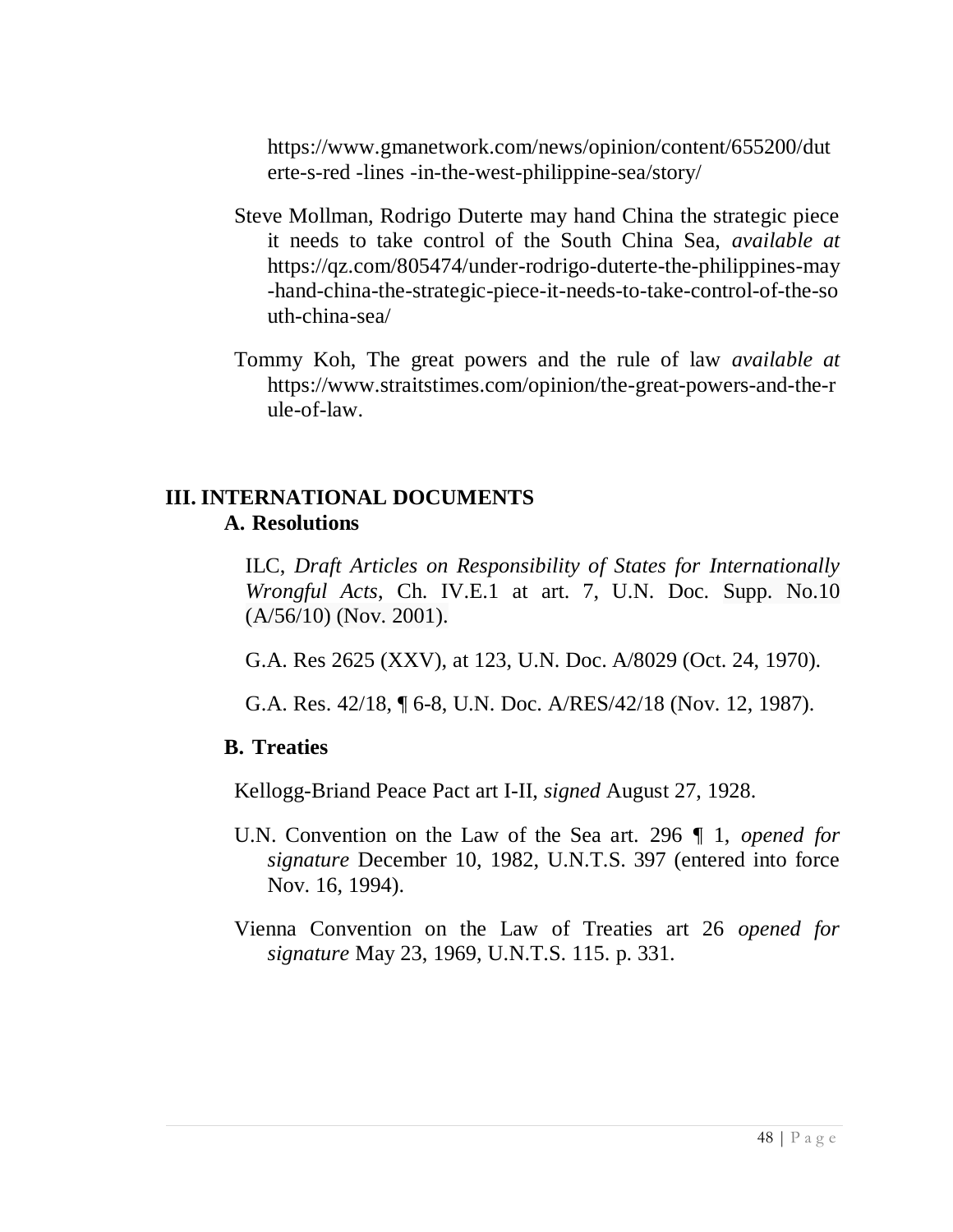https://www.gmanetwork.com/news/opinion/content/655200/duterte-s-red -lines -in-the-west-philippine-sea/story/

Steve Mollman, Rodrigo Duterte may hand China the strategic piece it needs to take control of the South China Sea, *available at* https://qz.com/805474/under-rodrigo-duterte-the-philippines-may-hand-china-the-strategic-piece-it-needs-to-take-control-of-the-south-china-sea/

Tommy Koh, The great powers and the rule of law *available at* https://www.straitstimes.com/opinion/the-great-powers-and-the-rule-of-law.

## III. INTERNATIONAL DOCUMENTS

### A. Resolutions

ILC, *Draft Articles on Responsibility of States for Internationally Wrongful Acts*, Ch. IV.E.1 at art. 7, U.N. Doc. Supp. No.10 (A/56/10) (Nov. 2001).

G.A. Res 2625 (XXV), at 123, U.N. Doc. A/8029 (Oct. 24, 1970).

G.A. Res. 42/18, ¶ 6-8, U.N. Doc. A/RES/42/18 (Nov. 12, 1987).

### B. Treaties

Kellogg-Briand Peace Pact art I-II, *signed* August 27, 1928.

U.N. Convention on the Law of the Sea art. 296 ¶ 1, *opened for signature* December 10, 1982, U.N.T.S. 397 (entered into force Nov. 16, 1994).

Vienna Convention on the Law of Treaties art 26 *opened for signature* May 23, 1969, U.N.T.S. 115. p. 331.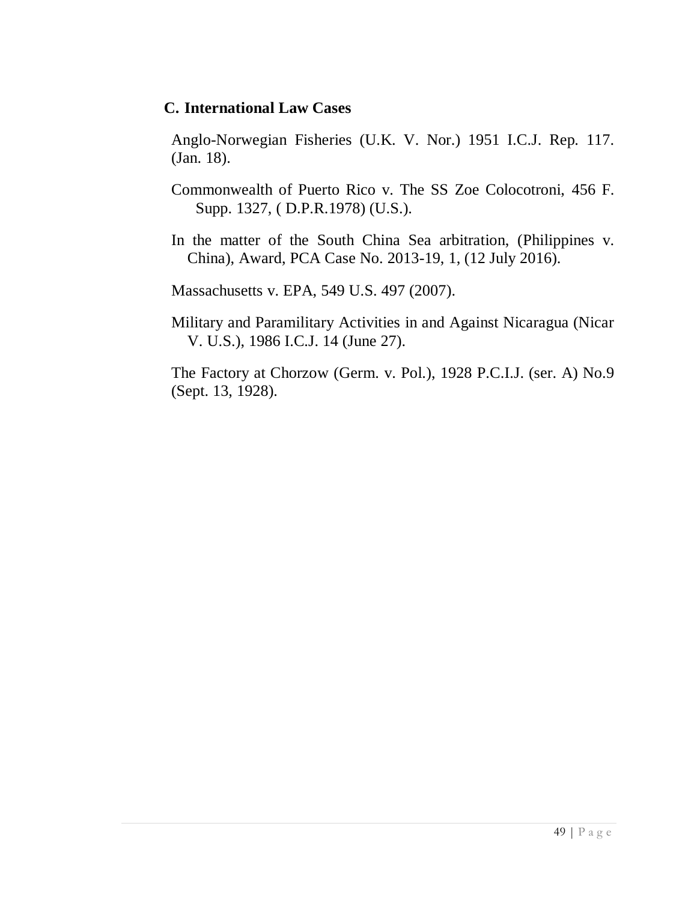### C. International Law Cases

Anglo-Norwegian Fisheries (U.K. V. Nor.) 1951 I.C.J. Rep. 117. (Jan. 18).

Commonwealth of Puerto Rico v. The SS Zoe Colocotroni, 456 F. Supp. 1327, ( D.P.R.1978) (U.S.).

In the matter of the South China Sea arbitration, (Philippines v. China), Award, PCA Case No. 2013-19, 1, (12 July 2016).

Massachusetts v. EPA, 549 U.S. 497 (2007).

Military and Paramilitary Activities in and Against Nicaragua (Nicar V. U.S.), 1986 I.C.J. 14 (June 27).

The Factory at Chorzow (Germ. v. Pol.), 1928 P.C.I.J. (ser. A) No.9 (Sept. 13, 1928).